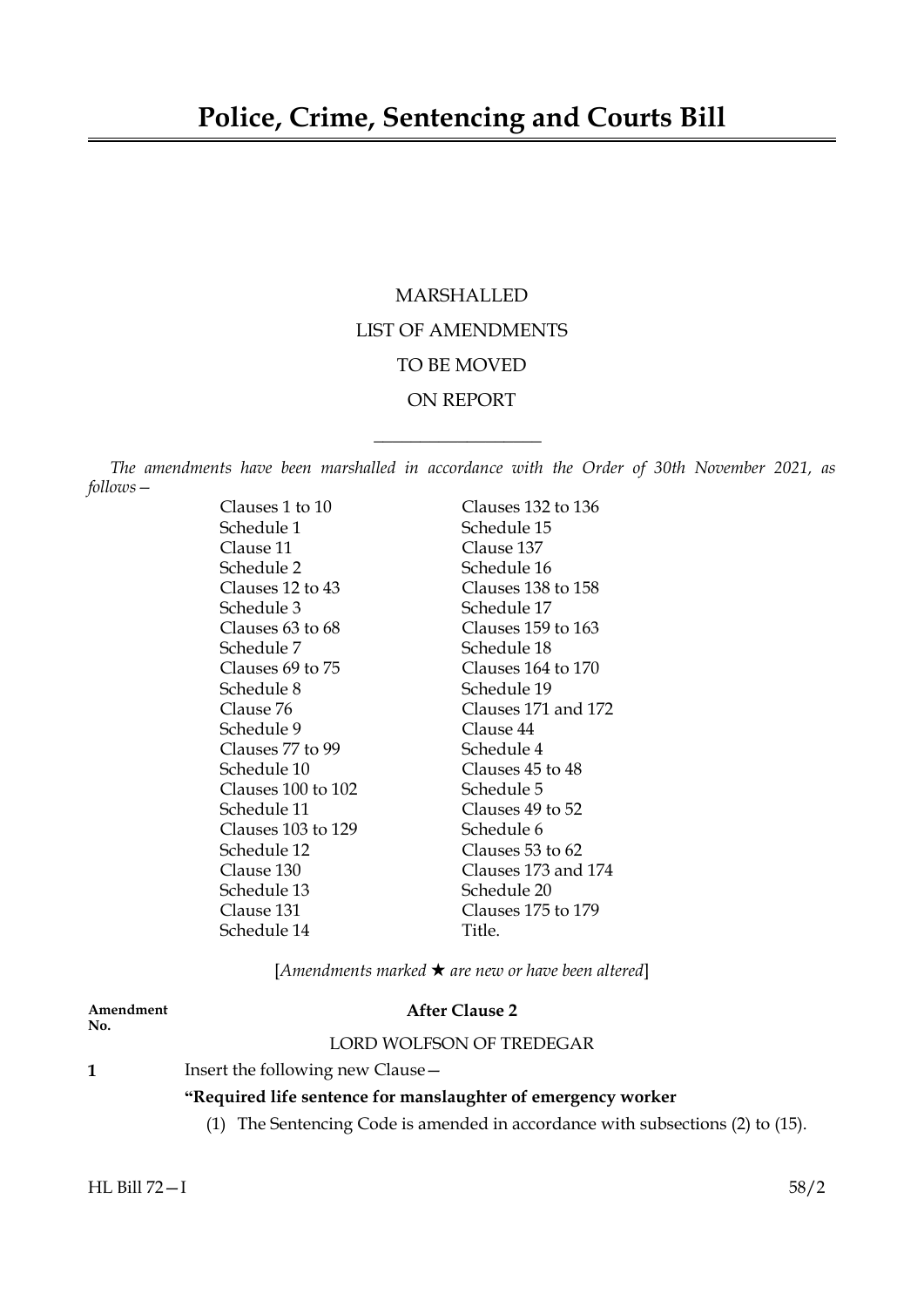# Police, Crime, Sentencing and Courts Bill

MARSHALLED

LIST OF AMENDMENTS

TO BE MOVED

ON REPORT

---

*The amendments have been marshalled in accordance with the Order of 30th November 2021, as follows—*

| | |
|---|---|
| Clauses 1 to 10 | Clauses 132 to 136 |
| Schedule 1 | Schedule 15 |
| Clause 11 | Clause 137 |
| Schedule 2 | Schedule 16 |
| Clauses 12 to 43 | Clauses 138 to 158 |
| Schedule 3 | Schedule 17 |
| Clauses 63 to 68 | Clauses 159 to 163 |
| Schedule 7 | Schedule 18 |
| Clauses 69 to 75 | Clauses 164 to 170 |
| Schedule 8 | Schedule 19 |
| Clause 76 | Clauses 171 and 172 |
| Schedule 9 | Clause 44 |
| Clauses 77 to 99 | Schedule 4 |
| Schedule 10 | Clauses 45 to 48 |
| Clauses 100 to 102 | Schedule 5 |
| Schedule 11 | Clauses 49 to 52 |
| Clauses 103 to 129 | Schedule 6 |
| Schedule 12 | Clauses 53 to 62 |
| Clause 130 | Clauses 173 and 174 |
| Schedule 13 | Schedule 20 |
| Clause 131 | Clauses 175 to 179 |
| Schedule 14 | Title. |

[*Amendments marked ★ are new or have been altered*]

**Amendment No.**

**After Clause 2**

LORD WOLFSON OF TREDEGAR

**1** Insert the following new Clause—

**"Required life sentence for manslaughter of emergency worker**

(1) The Sentencing Code is amended in accordance with subsections (2) to (15).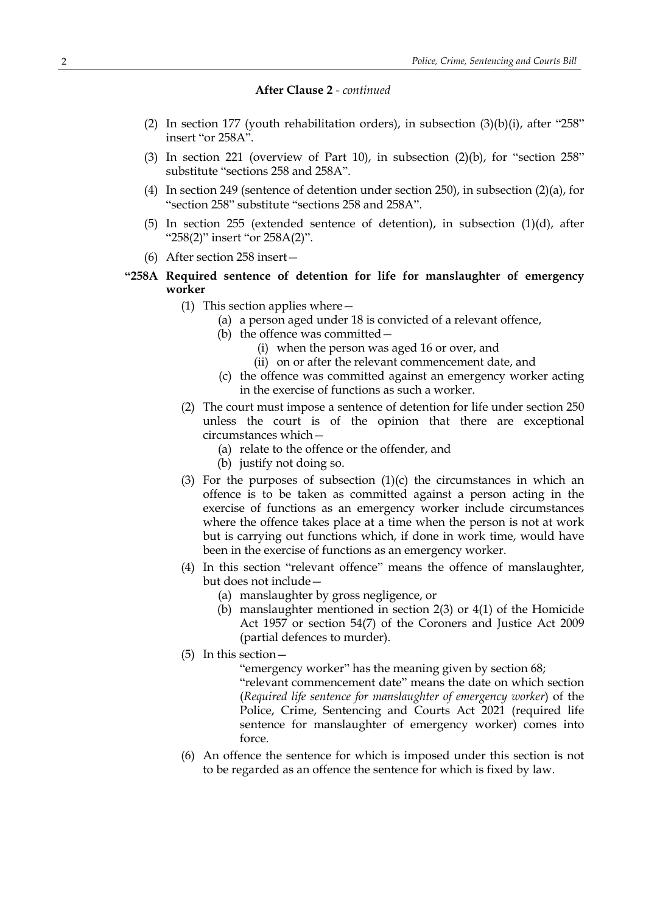**After Clause 2** - *continued*

(2) In section 177 (youth rehabilitation orders), in subsection (3)(b)(i), after "258" insert "or 258A".

(3) In section 221 (overview of Part 10), in subsection (2)(b), for "section 258" substitute "sections 258 and 258A".

(4) In section 249 (sentence of detention under section 250), in subsection (2)(a), for "section 258" substitute "sections 258 and 258A".

(5) In section 255 (extended sentence of detention), in subsection (1)(d), after "258(2)" insert "or 258A(2)".

(6) After section 258 insert—

**"258A Required sentence of detention for life for manslaughter of emergency worker**

(1) This section applies where—

(a) a person aged under 18 is convicted of a relevant offence,

(b) the offence was committed—

(i) when the person was aged 16 or over, and

(ii) on or after the relevant commencement date, and

(c) the offence was committed against an emergency worker acting in the exercise of functions as such a worker.

(2) The court must impose a sentence of detention for life under section 250 unless the court is of the opinion that there are exceptional circumstances which—

(a) relate to the offence or the offender, and

(b) justify not doing so.

(3) For the purposes of subsection (1)(c) the circumstances in which an offence is to be taken as committed against a person acting in the exercise of functions as an emergency worker include circumstances where the offence takes place at a time when the person is not at work but is carrying out functions which, if done in work time, would have been in the exercise of functions as an emergency worker.

(4) In this section "relevant offence" means the offence of manslaughter, but does not include—

(a) manslaughter by gross negligence, or

(b) manslaughter mentioned in section 2(3) or 4(1) of the Homicide Act 1957 or section 54(7) of the Coroners and Justice Act 2009 (partial defences to murder).

(5) In this section—

"emergency worker" has the meaning given by section 68;

"relevant commencement date" means the date on which section (*Required life sentence for manslaughter of emergency worker*) of the Police, Crime, Sentencing and Courts Act 2021 (required life sentence for manslaughter of emergency worker) comes into force.

(6) An offence the sentence for which is imposed under this section is not to be regarded as an offence the sentence for which is fixed by law.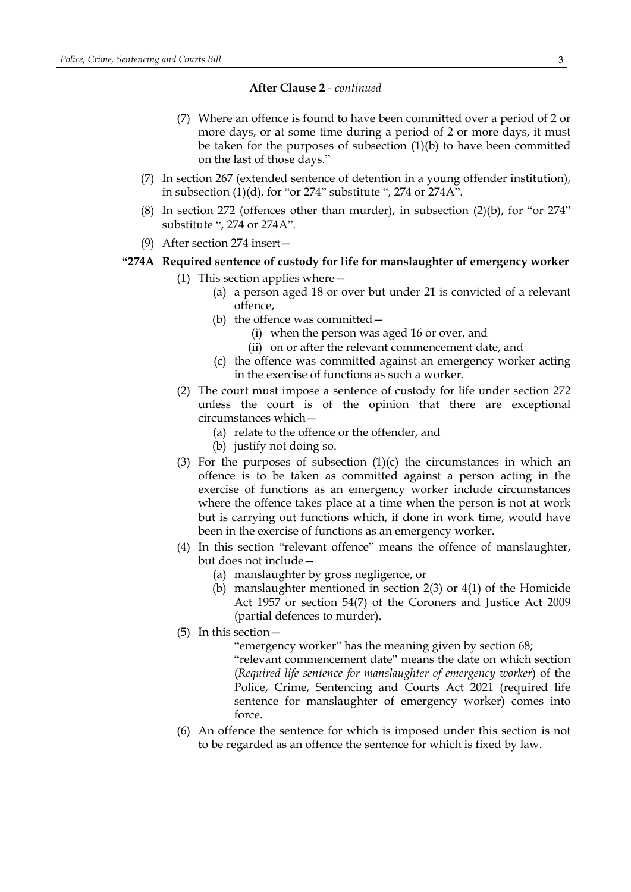**After Clause 2** - *continued*

(7) Where an offence is found to have been committed over a period of 2 or more days, or at some time during a period of 2 or more days, it must be taken for the purposes of subsection (1)(b) to have been committed on the last of those days."

(7) In section 267 (extended sentence of detention in a young offender institution), in subsection (1)(d), for "or 274" substitute ", 274 or 274A".

(8) In section 272 (offences other than murder), in subsection (2)(b), for "or 274" substitute ", 274 or 274A".

(9) After section 274 insert—

**"274A Required sentence of custody for life for manslaughter of emergency worker**

(1) This section applies where—

(a) a person aged 18 or over but under 21 is convicted of a relevant offence,

(b) the offence was committed—

(i) when the person was aged 16 or over, and

(ii) on or after the relevant commencement date, and

(c) the offence was committed against an emergency worker acting in the exercise of functions as such a worker.

(2) The court must impose a sentence of custody for life under section 272 unless the court is of the opinion that there are exceptional circumstances which—

(a) relate to the offence or the offender, and

(b) justify not doing so.

(3) For the purposes of subsection (1)(c) the circumstances in which an offence is to be taken as committed against a person acting in the exercise of functions as an emergency worker include circumstances where the offence takes place at a time when the person is not at work but is carrying out functions which, if done in work time, would have been in the exercise of functions as an emergency worker.

(4) In this section "relevant offence" means the offence of manslaughter, but does not include—

(a) manslaughter by gross negligence, or

(b) manslaughter mentioned in section 2(3) or 4(1) of the Homicide Act 1957 or section 54(7) of the Coroners and Justice Act 2009 (partial defences to murder).

(5) In this section—

"emergency worker" has the meaning given by section 68;

"relevant commencement date" means the date on which section (*Required life sentence for manslaughter of emergency worker*) of the Police, Crime, Sentencing and Courts Act 2021 (required life sentence for manslaughter of emergency worker) comes into force.

(6) An offence the sentence for which is imposed under this section is not to be regarded as an offence the sentence for which is fixed by law.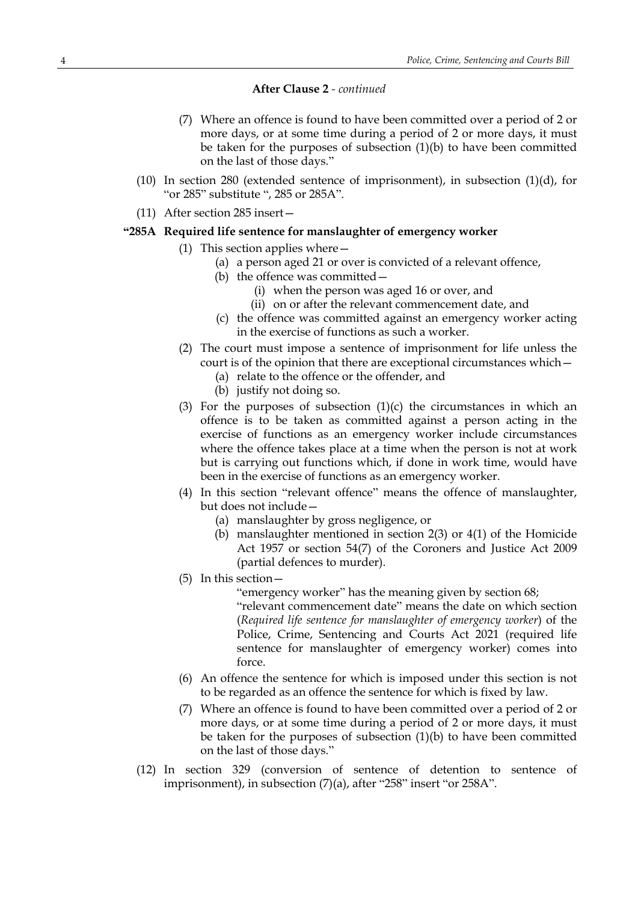**After Clause 2** - *continued*

(7) Where an offence is found to have been committed over a period of 2 or more days, or at some time during a period of 2 or more days, it must be taken for the purposes of subsection (1)(b) to have been committed on the last of those days."

(10) In section 280 (extended sentence of imprisonment), in subsection (1)(d), for "or 285" substitute ", 285 or 285A".

(11) After section 285 insert—

**"285A Required life sentence for manslaughter of emergency worker**

(1) This section applies where—

(a) a person aged 21 or over is convicted of a relevant offence,

(b) the offence was committed—

(i) when the person was aged 16 or over, and

(ii) on or after the relevant commencement date, and

(c) the offence was committed against an emergency worker acting in the exercise of functions as such a worker.

(2) The court must impose a sentence of imprisonment for life unless the court is of the opinion that there are exceptional circumstances which—

(a) relate to the offence or the offender, and

(b) justify not doing so.

(3) For the purposes of subsection (1)(c) the circumstances in which an offence is to be taken as committed against a person acting in the exercise of functions as an emergency worker include circumstances where the offence takes place at a time when the person is not at work but is carrying out functions which, if done in work time, would have been in the exercise of functions as an emergency worker.

(4) In this section "relevant offence" means the offence of manslaughter, but does not include—

(a) manslaughter by gross negligence, or

(b) manslaughter mentioned in section 2(3) or 4(1) of the Homicide Act 1957 or section 54(7) of the Coroners and Justice Act 2009 (partial defences to murder).

(5) In this section—

"emergency worker" has the meaning given by section 68;

"relevant commencement date" means the date on which section (*Required life sentence for manslaughter of emergency worker*) of the Police, Crime, Sentencing and Courts Act 2021 (required life sentence for manslaughter of emergency worker) comes into force.

(6) An offence the sentence for which is imposed under this section is not to be regarded as an offence the sentence for which is fixed by law.

(7) Where an offence is found to have been committed over a period of 2 or more days, or at some time during a period of 2 or more days, it must be taken for the purposes of subsection (1)(b) to have been committed on the last of those days."

(12) In section 329 (conversion of sentence of detention to sentence of imprisonment), in subsection (7)(a), after "258" insert "or 258A".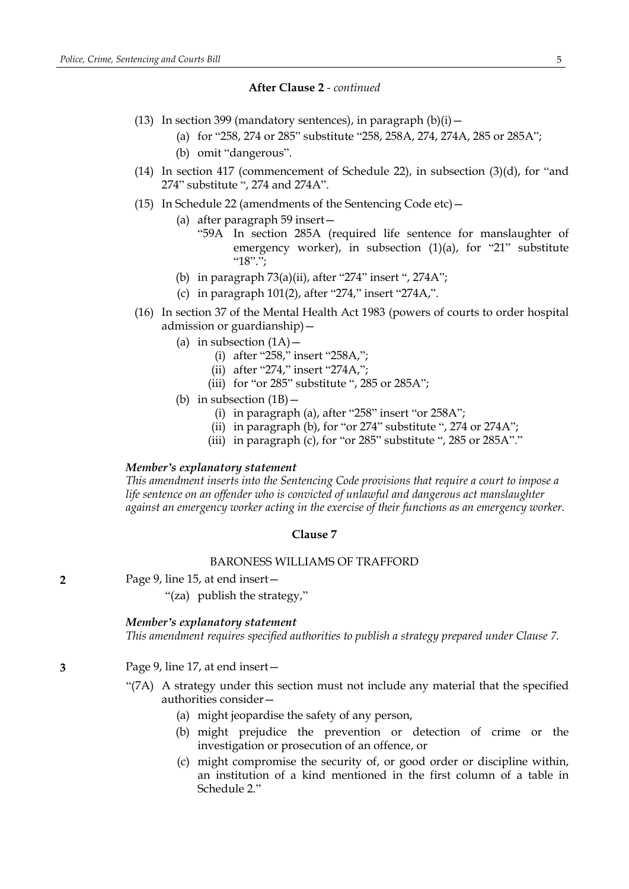**After Clause 2** - *continued*

(13) In section 399 (mandatory sentences), in paragraph (b)(i)—

(a) for "258, 274 or 285" substitute "258, 258A, 274, 274A, 285 or 285A";

(b) omit "dangerous".

(14) In section 417 (commencement of Schedule 22), in subsection (3)(d), for "and 274" substitute ", 274 and 274A".

(15) In Schedule 22 (amendments of the Sentencing Code etc)—

(a) after paragraph 59 insert—

"59A In section 285A (required life sentence for manslaughter of emergency worker), in subsection (1)(a), for "21" substitute "18".";

(b) in paragraph 73(a)(ii), after "274" insert ", 274A";

(c) in paragraph 101(2), after "274," insert "274A,".

(16) In section 37 of the Mental Health Act 1983 (powers of courts to order hospital admission or guardianship)—

(a) in subsection (1A)—

(i) after "258," insert "258A,";

(ii) after "274," insert "274A,";

(iii) for "or 285" substitute ", 285 or 285A";

(b) in subsection (1B)—

(i) in paragraph (a), after "258" insert "or 258A";

(ii) in paragraph (b), for "or 274" substitute ", 274 or 274A";

(iii) in paragraph (c), for "or 285" substitute ", 285 or 285A"."

***Member's explanatory statement***

*This amendment inserts into the Sentencing Code provisions that require a court to impose a life sentence on an offender who is convicted of unlawful and dangerous act manslaughter against an emergency worker acting in the exercise of their functions as an emergency worker.*

**Clause 7**

BARONESS WILLIAMS OF TRAFFORD

**2** Page 9, line 15, at end insert—

"(za) publish the strategy,"

***Member's explanatory statement***

*This amendment requires specified authorities to publish a strategy prepared under Clause 7.*

**3** Page 9, line 17, at end insert—

"(7A) A strategy under this section must not include any material that the specified authorities consider—

(a) might jeopardise the safety of any person,

(b) might prejudice the prevention or detection of crime or the investigation or prosecution of an offence, or

(c) might compromise the security of, or good order or discipline within, an institution of a kind mentioned in the first column of a table in Schedule 2."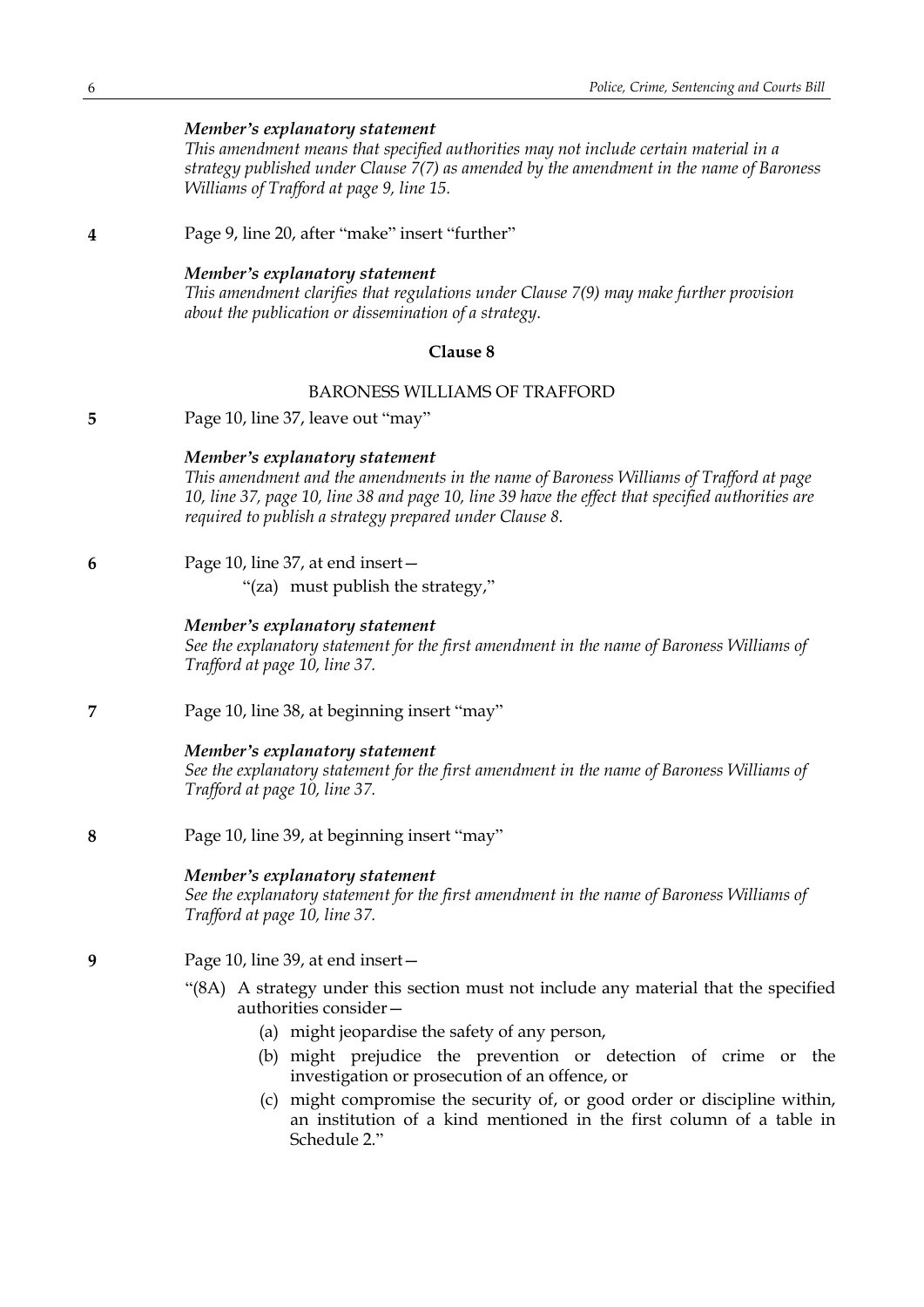*Member's explanatory statement*
*This amendment means that specified authorities may not include certain material in a strategy published under Clause 7(7) as amended by the amendment in the name of Baroness Williams of Trafford at page 9, line 15.*

**4** Page 9, line 20, after "make" insert "further"

*Member's explanatory statement*
*This amendment clarifies that regulations under Clause 7(9) may make further provision about the publication or dissemination of a strategy.*

**Clause 8**

BARONESS WILLIAMS OF TRAFFORD

**5** Page 10, line 37, leave out "may"

*Member's explanatory statement*
*This amendment and the amendments in the name of Baroness Williams of Trafford at page 10, line 37, page 10, line 38 and page 10, line 39 have the effect that specified authorities are required to publish a strategy prepared under Clause 8.*

**6** Page 10, line 37, at end insert—

"(za) must publish the strategy,"

*Member's explanatory statement*
*See the explanatory statement for the first amendment in the name of Baroness Williams of Trafford at page 10, line 37.*

**7** Page 10, line 38, at beginning insert "may"

*Member's explanatory statement*
*See the explanatory statement for the first amendment in the name of Baroness Williams of Trafford at page 10, line 37.*

**8** Page 10, line 39, at beginning insert "may"

*Member's explanatory statement*
*See the explanatory statement for the first amendment in the name of Baroness Williams of Trafford at page 10, line 37.*

**9** Page 10, line 39, at end insert—

"(8A) A strategy under this section must not include any material that the specified authorities consider—

(a) might jeopardise the safety of any person,

(b) might prejudice the prevention or detection of crime or the investigation or prosecution of an offence, or

(c) might compromise the security of, or good order or discipline within, an institution of a kind mentioned in the first column of a table in Schedule 2."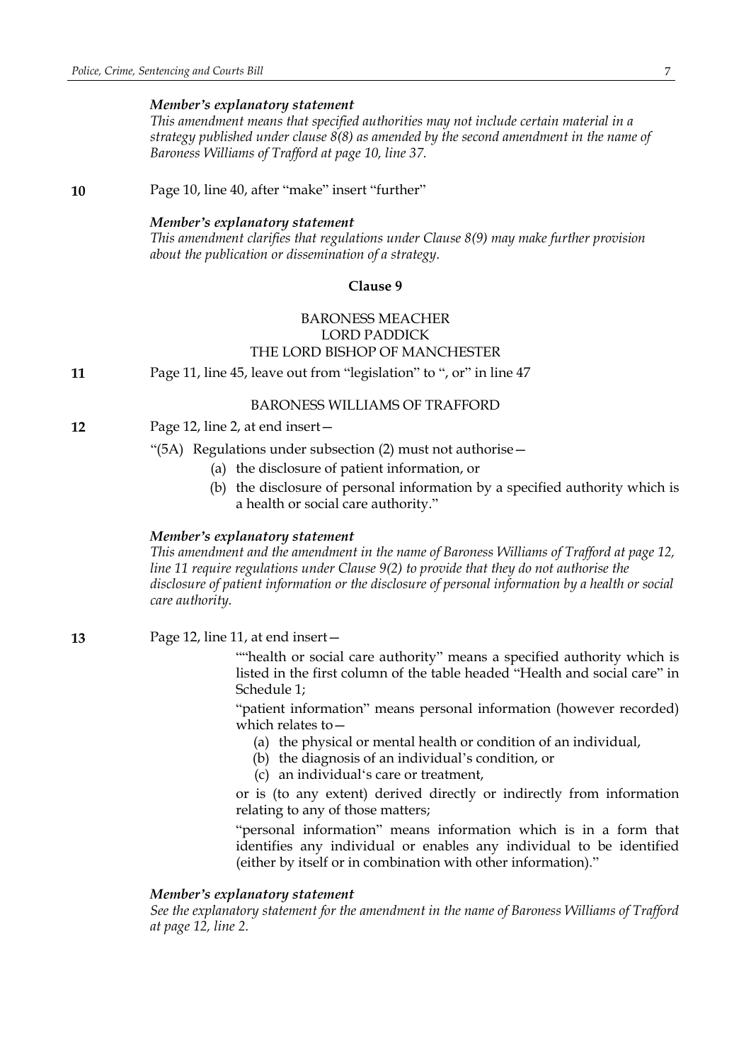*Member's explanatory statement*

*This amendment means that specified authorities may not include certain material in a strategy published under clause 8(8) as amended by the second amendment in the name of Baroness Williams of Trafford at page 10, line 37.*

**10** Page 10, line 40, after "make" insert "further"

*Member's explanatory statement*

*This amendment clarifies that regulations under Clause 8(9) may make further provision about the publication or dissemination of a strategy.*

**Clause 9**

BARONESS MEACHER
LORD PADDICK
THE LORD BISHOP OF MANCHESTER

**11** Page 11, line 45, leave out from "legislation" to ", or" in line 47

BARONESS WILLIAMS OF TRAFFORD

**12** Page 12, line 2, at end insert—

"(5A) Regulations under subsection (2) must not authorise—

(a) the disclosure of patient information, or

(b) the disclosure of personal information by a specified authority which is a health or social care authority."

*Member's explanatory statement*

*This amendment and the amendment in the name of Baroness Williams of Trafford at page 12, line 11 require regulations under Clause 9(2) to provide that they do not authorise the disclosure of patient information or the disclosure of personal information by a health or social care authority.*

**13** Page 12, line 11, at end insert—

""health or social care authority" means a specified authority which is listed in the first column of the table headed "Health and social care" in Schedule 1;

"patient information" means personal information (however recorded) which relates to—

(a) the physical or mental health or condition of an individual,

(b) the diagnosis of an individual's condition, or

(c) an individual's care or treatment,

or is (to any extent) derived directly or indirectly from information relating to any of those matters;

"personal information" means information which is in a form that identifies any individual or enables any individual to be identified (either by itself or in combination with other information)."

*Member's explanatory statement*

*See the explanatory statement for the amendment in the name of Baroness Williams of Trafford at page 12, line 2.*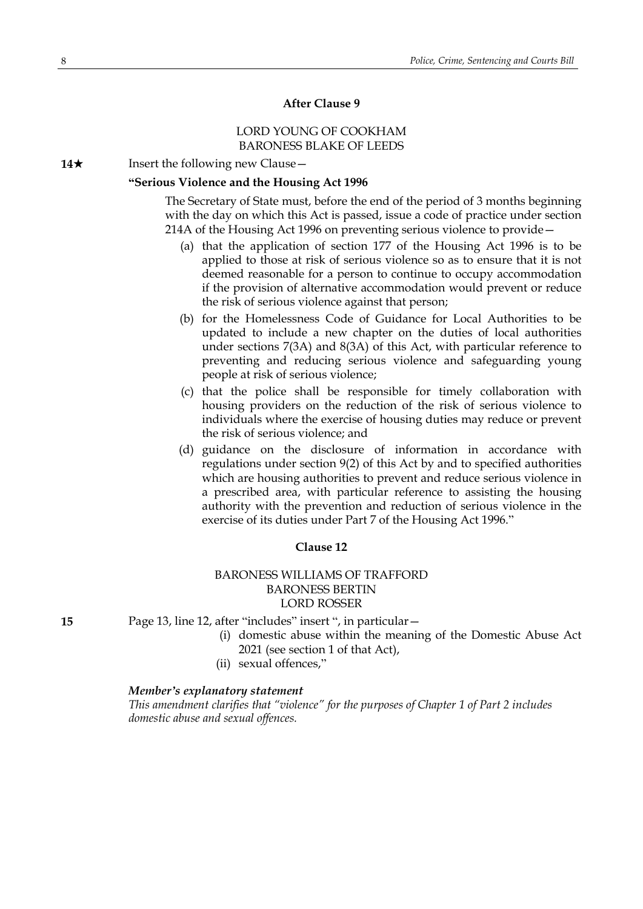### After Clause 9

LORD YOUNG OF COOKHAM
BARONESS BLAKE OF LEEDS

**14★** Insert the following new Clause—

**"Serious Violence and the Housing Act 1996**

The Secretary of State must, before the end of the period of 3 months beginning with the day on which this Act is passed, issue a code of practice under section 214A of the Housing Act 1996 on preventing serious violence to provide—

(a) that the application of section 177 of the Housing Act 1996 is to be applied to those at risk of serious violence so as to ensure that it is not deemed reasonable for a person to continue to occupy accommodation if the provision of alternative accommodation would prevent or reduce the risk of serious violence against that person;

(b) for the Homelessness Code of Guidance for Local Authorities to be updated to include a new chapter on the duties of local authorities under sections 7(3A) and 8(3A) of this Act, with particular reference to preventing and reducing serious violence and safeguarding young people at risk of serious violence;

(c) that the police shall be responsible for timely collaboration with housing providers on the reduction of the risk of serious violence to individuals where the exercise of housing duties may reduce or prevent the risk of serious violence; and

(d) guidance on the disclosure of information in accordance with regulations under section 9(2) of this Act by and to specified authorities which are housing authorities to prevent and reduce serious violence in a prescribed area, with particular reference to assisting the housing authority with the prevention and reduction of serious violence in the exercise of its duties under Part 7 of the Housing Act 1996."

### Clause 12

BARONESS WILLIAMS OF TRAFFORD
BARONESS BERTIN
LORD ROSSER

**15** Page 13, line 12, after "includes" insert ", in particular—

(i) domestic abuse within the meaning of the Domestic Abuse Act 2021 (see section 1 of that Act),

(ii) sexual offences,"

***Member's explanatory statement***

*This amendment clarifies that "violence" for the purposes of Chapter 1 of Part 2 includes domestic abuse and sexual offences.*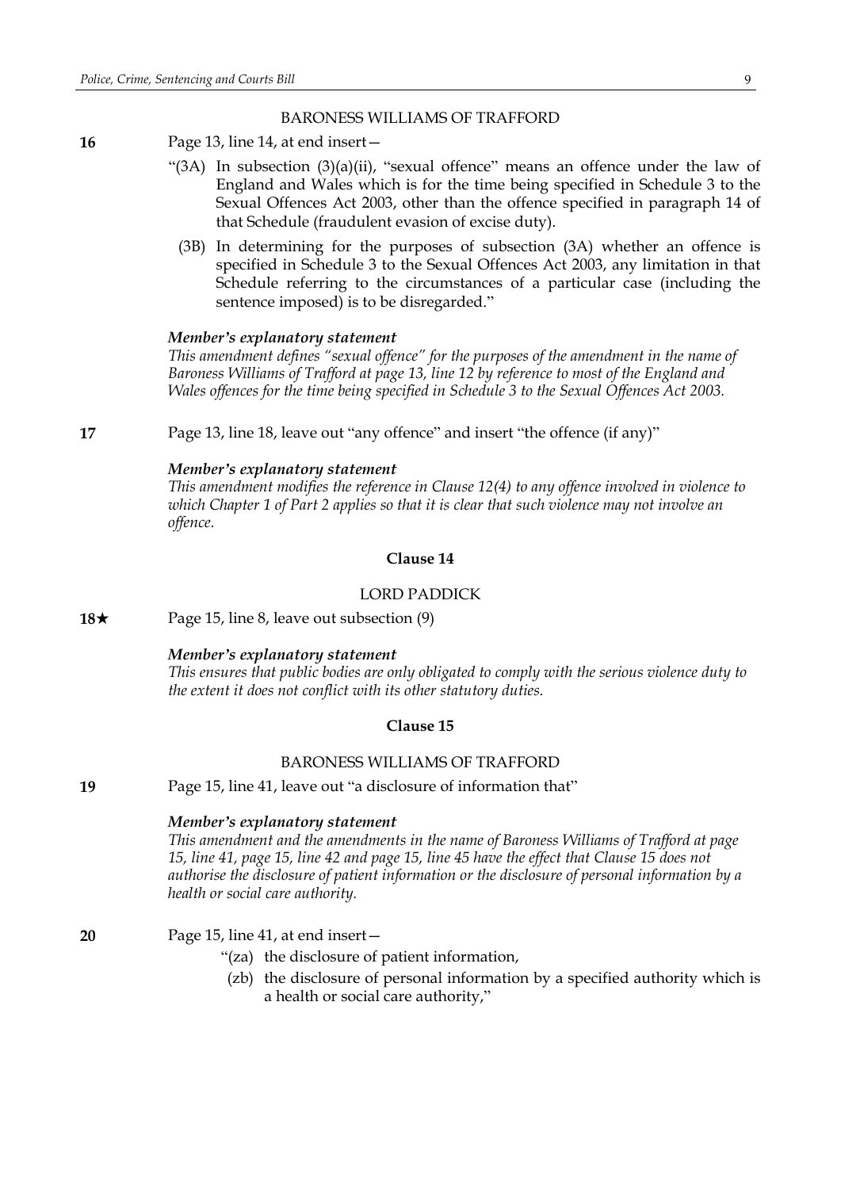BARONESS WILLIAMS OF TRAFFORD

**16** Page 13, line 14, at end insert—

"(3A) In subsection (3)(a)(ii), "sexual offence" means an offence under the law of England and Wales which is for the time being specified in Schedule 3 to the Sexual Offences Act 2003, other than the offence specified in paragraph 14 of that Schedule (fraudulent evasion of excise duty).

(3B) In determining for the purposes of subsection (3A) whether an offence is specified in Schedule 3 to the Sexual Offences Act 2003, any limitation in that Schedule referring to the circumstances of a particular case (including the sentence imposed) is to be disregarded."

***Member's explanatory statement***

*This amendment defines "sexual offence" for the purposes of the amendment in the name of Baroness Williams of Trafford at page 13, line 12 by reference to most of the England and Wales offences for the time being specified in Schedule 3 to the Sexual Offences Act 2003.*

**17** Page 13, line 18, leave out "any offence" and insert "the offence (if any)"

***Member's explanatory statement***

*This amendment modifies the reference in Clause 12(4) to any offence involved in violence to which Chapter 1 of Part 2 applies so that it is clear that such violence may not involve an offence.*

### Clause 14

LORD PADDICK

**18★** Page 15, line 8, leave out subsection (9)

***Member's explanatory statement***

*This ensures that public bodies are only obligated to comply with the serious violence duty to the extent it does not conflict with its other statutory duties.*

### Clause 15

BARONESS WILLIAMS OF TRAFFORD

**19** Page 15, line 41, leave out "a disclosure of information that"

***Member's explanatory statement***

*This amendment and the amendments in the name of Baroness Williams of Trafford at page 15, line 41, page 15, line 42 and page 15, line 45 have the effect that Clause 15 does not authorise the disclosure of patient information or the disclosure of personal information by a health or social care authority.*

**20** Page 15, line 41, at end insert—

"(za) the disclosure of patient information,

(zb) the disclosure of personal information by a specified authority which is a health or social care authority,"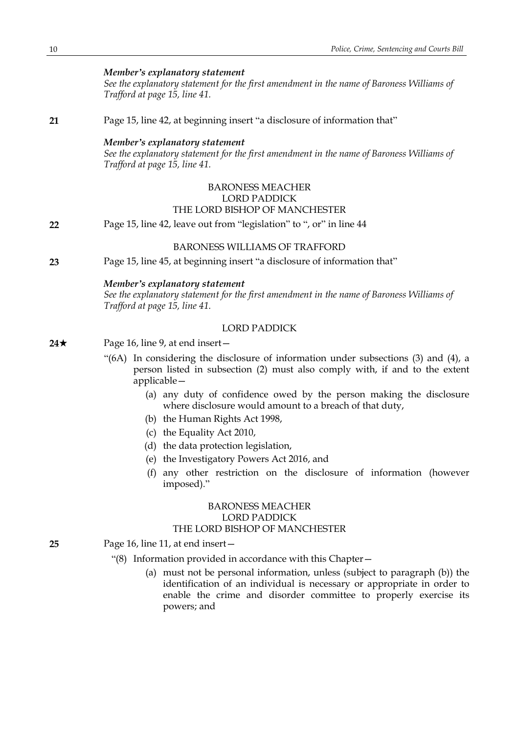*Member's explanatory statement*
*See the explanatory statement for the first amendment in the name of Baroness Williams of Trafford at page 15, line 41.*

**21** Page 15, line 42, at beginning insert "a disclosure of information that"

*Member's explanatory statement*
*See the explanatory statement for the first amendment in the name of Baroness Williams of Trafford at page 15, line 41.*

BARONESS MEACHER
LORD PADDICK
THE LORD BISHOP OF MANCHESTER

**22** Page 15, line 42, leave out from "legislation" to ", or" in line 44

BARONESS WILLIAMS OF TRAFFORD

**23** Page 15, line 45, at beginning insert "a disclosure of information that"

*Member's explanatory statement*
*See the explanatory statement for the first amendment in the name of Baroness Williams of Trafford at page 15, line 41.*

LORD PADDICK

**24★** Page 16, line 9, at end insert—

"(6A) In considering the disclosure of information under subsections (3) and (4), a person listed in subsection (2) must also comply with, if and to the extent applicable—

(a) any duty of confidence owed by the person making the disclosure where disclosure would amount to a breach of that duty,

(b) the Human Rights Act 1998,

(c) the Equality Act 2010,

(d) the data protection legislation,

(e) the Investigatory Powers Act 2016, and

(f) any other restriction on the disclosure of information (however imposed)."

BARONESS MEACHER
LORD PADDICK
THE LORD BISHOP OF MANCHESTER

**25** Page 16, line 11, at end insert—

"(8) Information provided in accordance with this Chapter—

(a) must not be personal information, unless (subject to paragraph (b)) the identification of an individual is necessary or appropriate in order to enable the crime and disorder committee to properly exercise its powers; and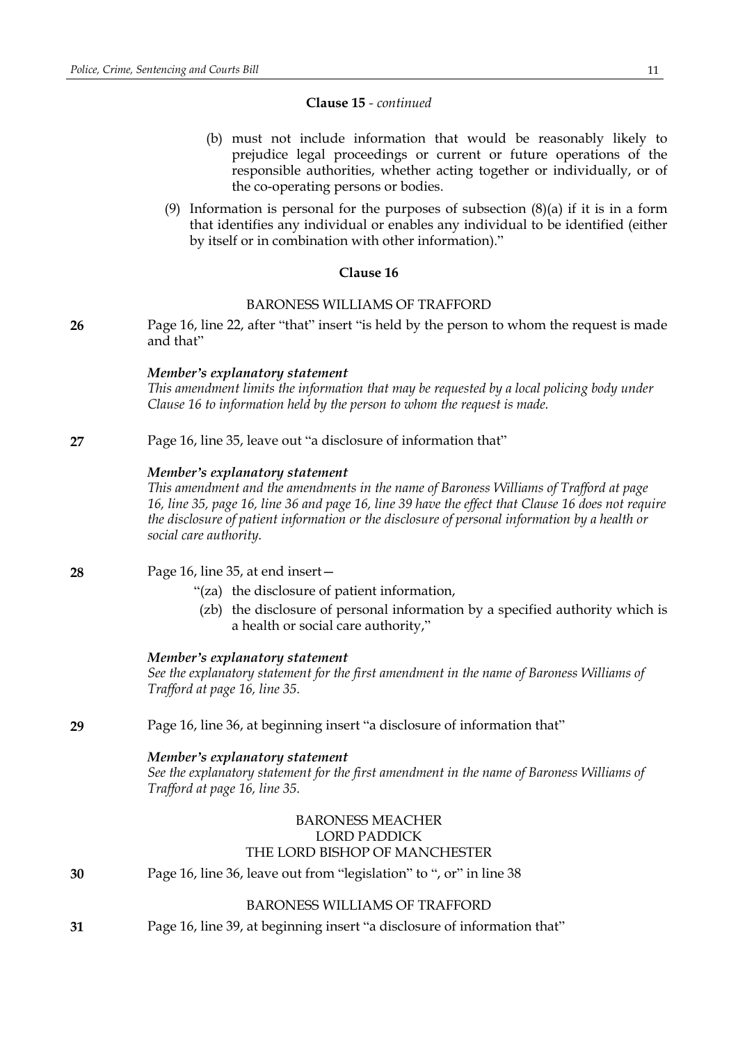**Clause 15** - *continued*

(b) must not include information that would be reasonably likely to prejudice legal proceedings or current or future operations of the responsible authorities, whether acting together or individually, or of the co-operating persons or bodies.

(9) Information is personal for the purposes of subsection (8)(a) if it is in a form that identifies any individual or enables any individual to be identified (either by itself or in combination with other information)."

**Clause 16**

BARONESS WILLIAMS OF TRAFFORD

**26** Page 16, line 22, after "that" insert "is held by the person to whom the request is made and that"

***Member's explanatory statement***
*This amendment limits the information that may be requested by a local policing body under Clause 16 to information held by the person to whom the request is made.*

**27** Page 16, line 35, leave out "a disclosure of information that"

***Member's explanatory statement***
*This amendment and the amendments in the name of Baroness Williams of Trafford at page 16, line 35, page 16, line 36 and page 16, line 39 have the effect that Clause 16 does not require the disclosure of patient information or the disclosure of personal information by a health or social care authority.*

**28** Page 16, line 35, at end insert—

"(za) the disclosure of patient information,

(zb) the disclosure of personal information by a specified authority which is a health or social care authority,"

***Member's explanatory statement***
*See the explanatory statement for the first amendment in the name of Baroness Williams of Trafford at page 16, line 35.*

**29** Page 16, line 36, at beginning insert "a disclosure of information that"

***Member's explanatory statement***
*See the explanatory statement for the first amendment in the name of Baroness Williams of Trafford at page 16, line 35.*

BARONESS MEACHER
LORD PADDICK
THE LORD BISHOP OF MANCHESTER

**30** Page 16, line 36, leave out from "legislation" to ", or" in line 38

BARONESS WILLIAMS OF TRAFFORD

**31** Page 16, line 39, at beginning insert "a disclosure of information that"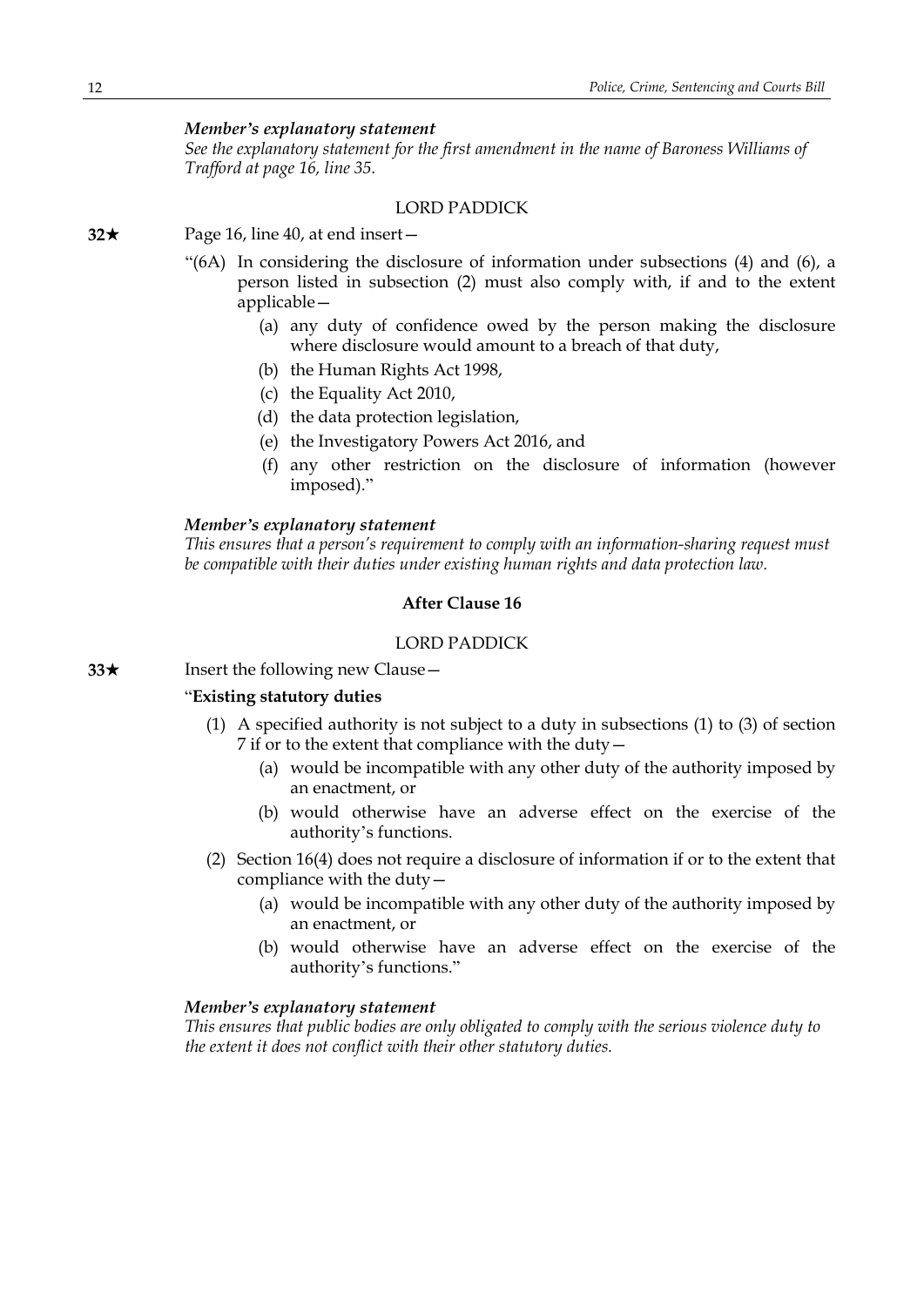***Member's explanatory statement***

*See the explanatory statement for the first amendment in the name of Baroness Williams of Trafford at page 16, line 35.*

LORD PADDICK

**32★** Page 16, line 40, at end insert—

"(6A) In considering the disclosure of information under subsections (4) and (6), a person listed in subsection (2) must also comply with, if and to the extent applicable—

(a) any duty of confidence owed by the person making the disclosure where disclosure would amount to a breach of that duty,

(b) the Human Rights Act 1998,

(c) the Equality Act 2010,

(d) the data protection legislation,

(e) the Investigatory Powers Act 2016, and

(f) any other restriction on the disclosure of information (however imposed)."

***Member's explanatory statement***

*This ensures that a person's requirement to comply with an information-sharing request must be compatible with their duties under existing human rights and data protection law.*

**After Clause 16**

LORD PADDICK

**33★** Insert the following new Clause—

"**Existing statutory duties**

(1) A specified authority is not subject to a duty in subsections (1) to (3) of section 7 if or to the extent that compliance with the duty—

(a) would be incompatible with any other duty of the authority imposed by an enactment, or

(b) would otherwise have an adverse effect on the exercise of the authority's functions.

(2) Section 16(4) does not require a disclosure of information if or to the extent that compliance with the duty—

(a) would be incompatible with any other duty of the authority imposed by an enactment, or

(b) would otherwise have an adverse effect on the exercise of the authority's functions."

***Member's explanatory statement***

*This ensures that public bodies are only obligated to comply with the serious violence duty to the extent it does not conflict with their other statutory duties.*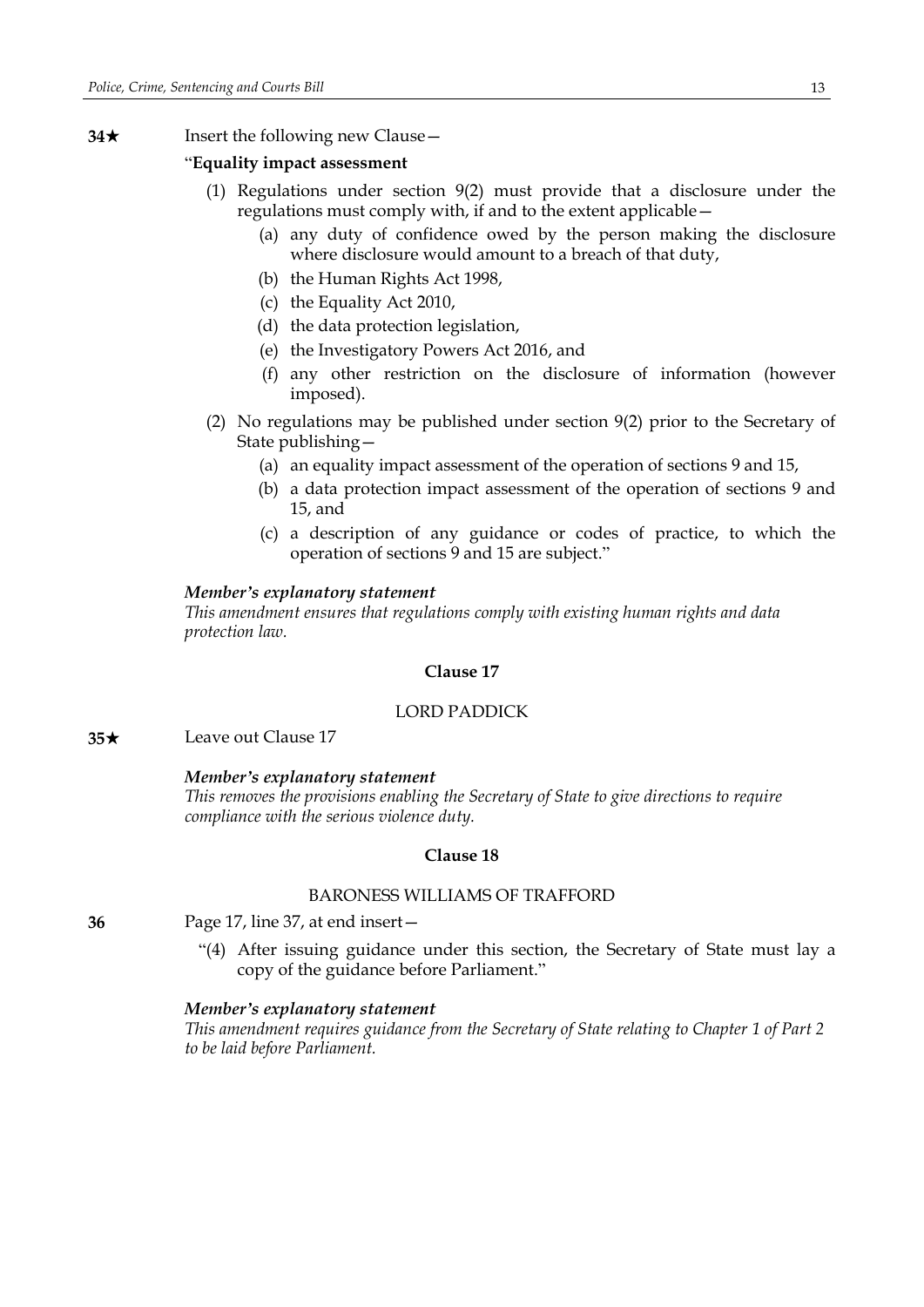**34★** Insert the following new Clause—

"**Equality impact assessment**

(1) Regulations under section 9(2) must provide that a disclosure under the regulations must comply with, if and to the extent applicable—

(a) any duty of confidence owed by the person making the disclosure where disclosure would amount to a breach of that duty,

(b) the Human Rights Act 1998,

(c) the Equality Act 2010,

(d) the data protection legislation,

(e) the Investigatory Powers Act 2016, and

(f) any other restriction on the disclosure of information (however imposed).

(2) No regulations may be published under section 9(2) prior to the Secretary of State publishing—

(a) an equality impact assessment of the operation of sections 9 and 15,

(b) a data protection impact assessment of the operation of sections 9 and 15, and

(c) a description of any guidance or codes of practice, to which the operation of sections 9 and 15 are subject."

***Member's explanatory statement***

*This amendment ensures that regulations comply with existing human rights and data protection law.*

### Clause 17

LORD PADDICK

**35★** Leave out Clause 17

***Member's explanatory statement***

*This removes the provisions enabling the Secretary of State to give directions to require compliance with the serious violence duty.*

### Clause 18

BARONESS WILLIAMS OF TRAFFORD

**36** Page 17, line 37, at end insert—

"(4) After issuing guidance under this section, the Secretary of State must lay a copy of the guidance before Parliament."

***Member's explanatory statement***

*This amendment requires guidance from the Secretary of State relating to Chapter 1 of Part 2 to be laid before Parliament.*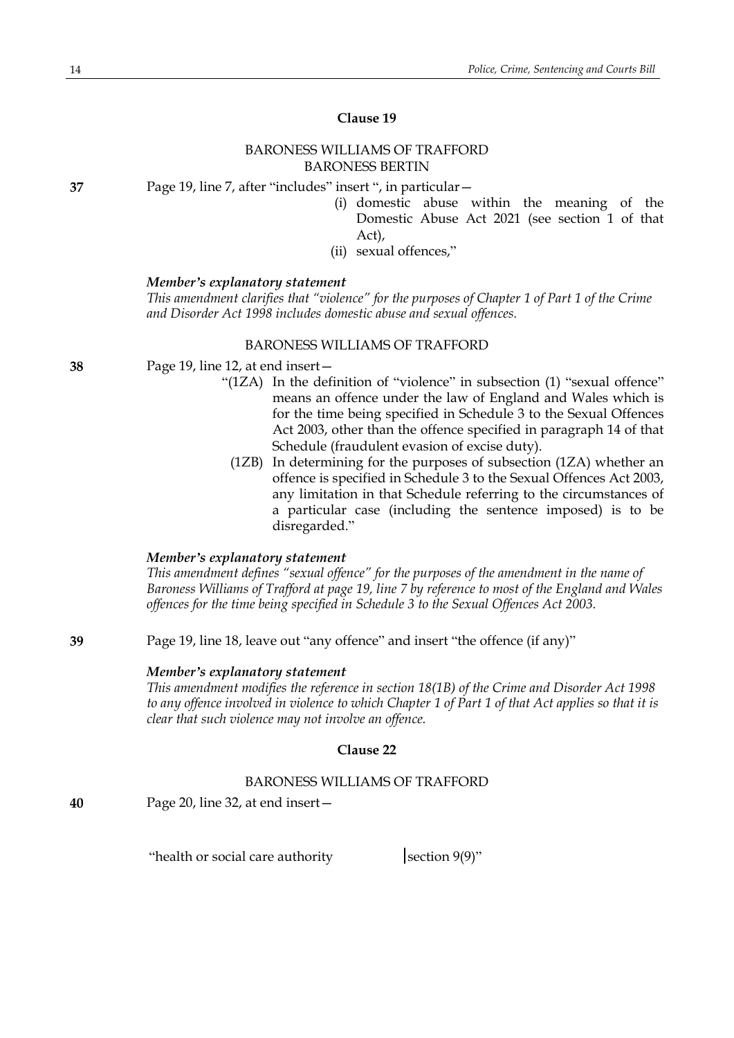### Clause 19

BARONESS WILLIAMS OF TRAFFORD
BARONESS BERTIN

**37** Page 19, line 7, after "includes" insert ", in particular—

(i) domestic abuse within the meaning of the Domestic Abuse Act 2021 (see section 1 of that Act),

(ii) sexual offences,"

***Member's explanatory statement***

*This amendment clarifies that "violence" for the purposes of Chapter 1 of Part 1 of the Crime and Disorder Act 1998 includes domestic abuse and sexual offences.*

BARONESS WILLIAMS OF TRAFFORD

**38** Page 19, line 12, at end insert—

"(1ZA) In the definition of "violence" in subsection (1) "sexual offence" means an offence under the law of England and Wales which is for the time being specified in Schedule 3 to the Sexual Offences Act 2003, other than the offence specified in paragraph 14 of that Schedule (fraudulent evasion of excise duty).

(1ZB) In determining for the purposes of subsection (1ZA) whether an offence is specified in Schedule 3 to the Sexual Offences Act 2003, any limitation in that Schedule referring to the circumstances of a particular case (including the sentence imposed) is to be disregarded."

***Member's explanatory statement***

*This amendment defines "sexual offence" for the purposes of the amendment in the name of Baroness Williams of Trafford at page 19, line 7 by reference to most of the England and Wales offences for the time being specified in Schedule 3 to the Sexual Offences Act 2003.*

**39** Page 19, line 18, leave out "any offence" and insert "the offence (if any)"

***Member's explanatory statement***

*This amendment modifies the reference in section 18(1B) of the Crime and Disorder Act 1998 to any offence involved in violence to which Chapter 1 of Part 1 of that Act applies so that it is clear that such violence may not involve an offence.*

### Clause 22

BARONESS WILLIAMS OF TRAFFORD

**40** Page 20, line 32, at end insert—

| | |
|---|---|
| "health or social care authority | section 9(9)" |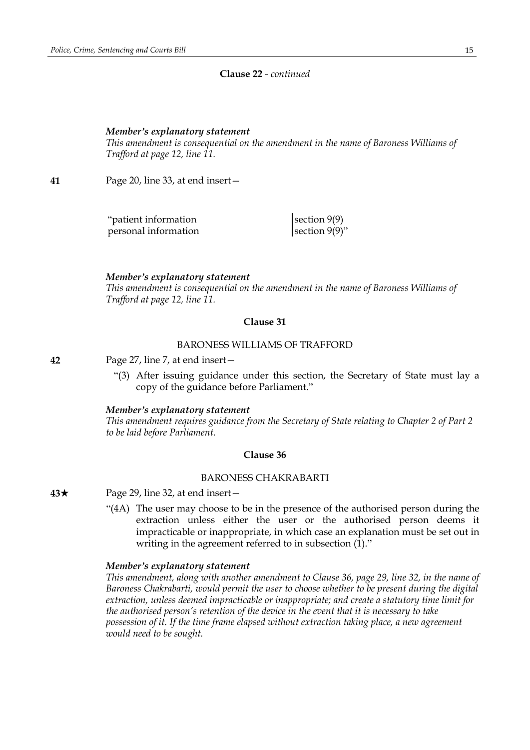**Clause 22** - *continued*

***Member's explanatory statement***

*This amendment is consequential on the amendment in the name of Baroness Williams of Trafford at page 12, line 11.*

**41** Page 20, line 33, at end insert—

| | |
|---|---|
| "patient information | section 9(9) |
| personal information | section 9(9)" |

***Member's explanatory statement***

*This amendment is consequential on the amendment in the name of Baroness Williams of Trafford at page 12, line 11.*

**Clause 31**

BARONESS WILLIAMS OF TRAFFORD

**42** Page 27, line 7, at end insert—

"(3) After issuing guidance under this section, the Secretary of State must lay a copy of the guidance before Parliament."

***Member's explanatory statement***

*This amendment requires guidance from the Secretary of State relating to Chapter 2 of Part 2 to be laid before Parliament.*

**Clause 36**

BARONESS CHAKRABARTI

**43★** Page 29, line 32, at end insert—

"(4A) The user may choose to be in the presence of the authorised person during the extraction unless either the user or the authorised person deems it impracticable or inappropriate, in which case an explanation must be set out in writing in the agreement referred to in subsection (1)."

***Member's explanatory statement***

*This amendment, along with another amendment to Clause 36, page 29, line 32, in the name of Baroness Chakrabarti, would permit the user to choose whether to be present during the digital extraction, unless deemed impracticable or inappropriate; and create a statutory time limit for the authorised person's retention of the device in the event that it is necessary to take possession of it. If the time frame elapsed without extraction taking place, a new agreement would need to be sought.*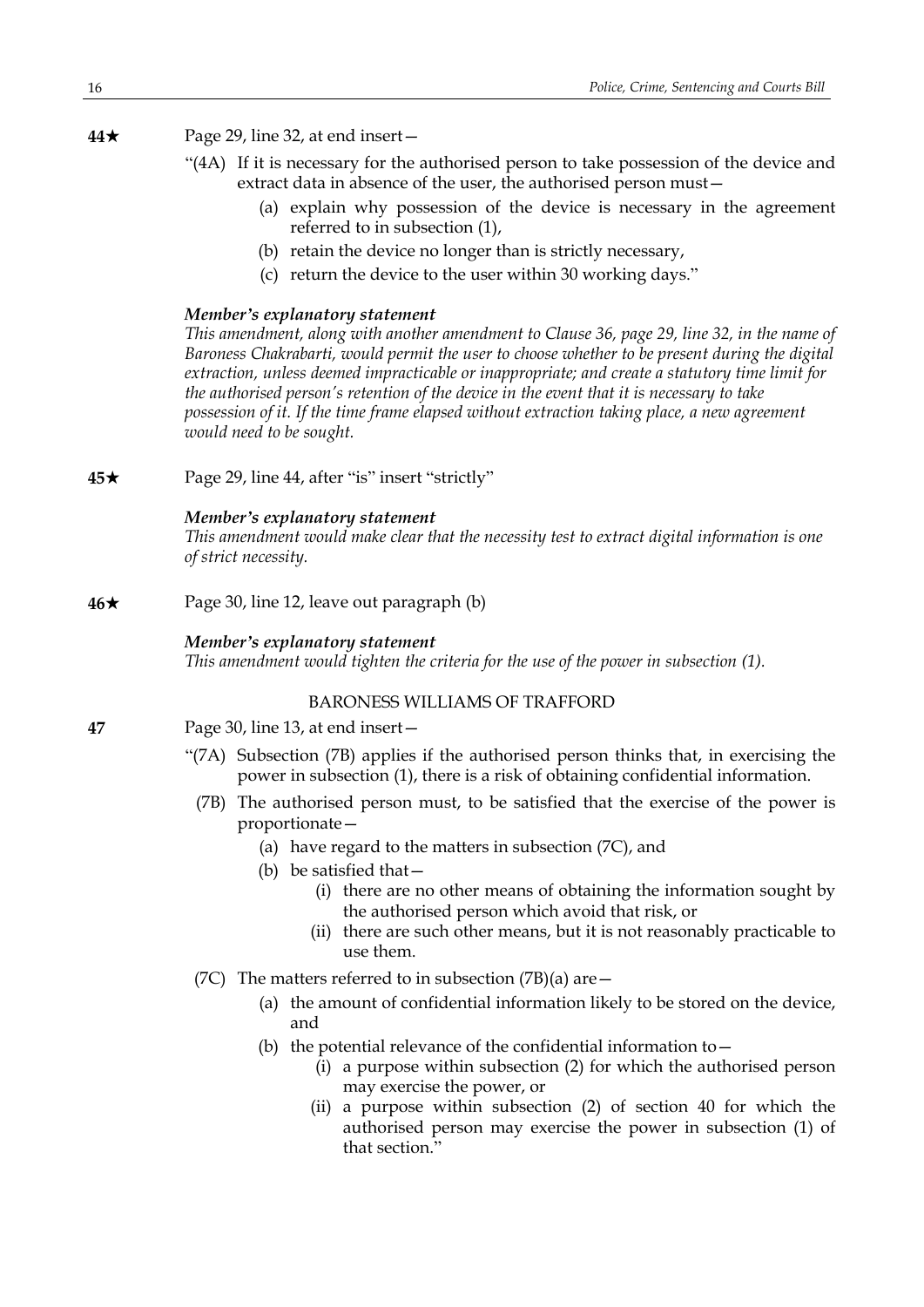**44★** Page 29, line 32, at end insert—

"(4A) If it is necessary for the authorised person to take possession of the device and extract data in absence of the user, the authorised person must—

(a) explain why possession of the device is necessary in the agreement referred to in subsection (1),

(b) retain the device no longer than is strictly necessary,

(c) return the device to the user within 30 working days."

***Member's explanatory statement***

*This amendment, along with another amendment to Clause 36, page 29, line 32, in the name of Baroness Chakrabarti, would permit the user to choose whether to be present during the digital extraction, unless deemed impracticable or inappropriate; and create a statutory time limit for the authorised person's retention of the device in the event that it is necessary to take possession of it. If the time frame elapsed without extraction taking place, a new agreement would need to be sought.*

**45★** Page 29, line 44, after "is" insert "strictly"

***Member's explanatory statement***

*This amendment would make clear that the necessity test to extract digital information is one of strict necessity.*

**46★** Page 30, line 12, leave out paragraph (b)

***Member's explanatory statement***

*This amendment would tighten the criteria for the use of the power in subsection (1).*

BARONESS WILLIAMS OF TRAFFORD

**47** Page 30, line 13, at end insert—

"(7A) Subsection (7B) applies if the authorised person thinks that, in exercising the power in subsection (1), there is a risk of obtaining confidential information.

(7B) The authorised person must, to be satisfied that the exercise of the power is proportionate—

(a) have regard to the matters in subsection (7C), and

(b) be satisfied that—

(i) there are no other means of obtaining the information sought by the authorised person which avoid that risk, or

(ii) there are such other means, but it is not reasonably practicable to use them.

(7C) The matters referred to in subsection (7B)(a) are—

(a) the amount of confidential information likely to be stored on the device, and

(b) the potential relevance of the confidential information to—

(i) a purpose within subsection (2) for which the authorised person may exercise the power, or

(ii) a purpose within subsection (2) of section 40 for which the authorised person may exercise the power in subsection (1) of that section."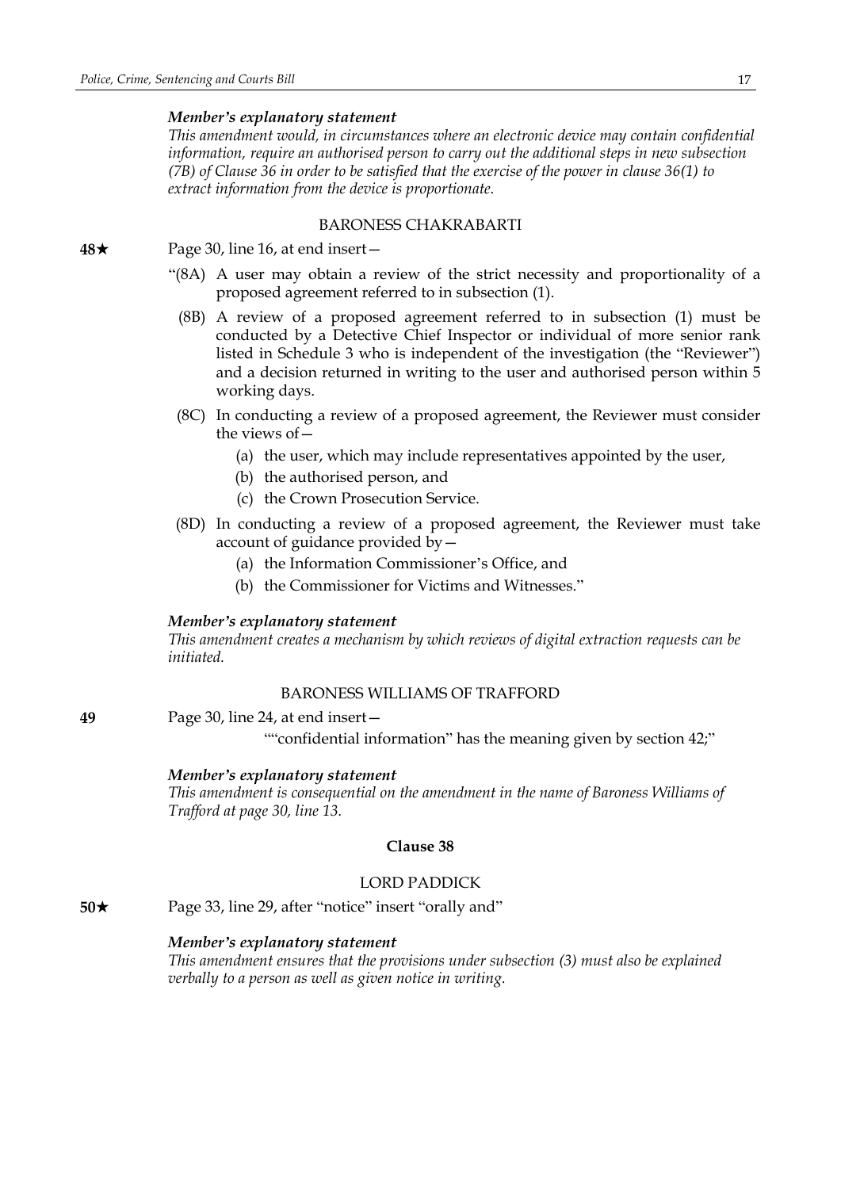*Member's explanatory statement*

*This amendment would, in circumstances where an electronic device may contain confidential information, require an authorised person to carry out the additional steps in new subsection (7B) of Clause 36 in order to be satisfied that the exercise of the power in clause 36(1) to extract information from the device is proportionate.*

BARONESS CHAKRABARTI

**48★** Page 30, line 16, at end insert—

"(8A) A user may obtain a review of the strict necessity and proportionality of a proposed agreement referred to in subsection (1).

(8B) A review of a proposed agreement referred to in subsection (1) must be conducted by a Detective Chief Inspector or individual of more senior rank listed in Schedule 3 who is independent of the investigation (the "Reviewer") and a decision returned in writing to the user and authorised person within 5 working days.

(8C) In conducting a review of a proposed agreement, the Reviewer must consider the views of—

(a) the user, which may include representatives appointed by the user,

(b) the authorised person, and

(c) the Crown Prosecution Service.

(8D) In conducting a review of a proposed agreement, the Reviewer must take account of guidance provided by—

(a) the Information Commissioner's Office, and

(b) the Commissioner for Victims and Witnesses."

*Member's explanatory statement*

*This amendment creates a mechanism by which reviews of digital extraction requests can be initiated.*

BARONESS WILLIAMS OF TRAFFORD

**49** Page 30, line 24, at end insert—

""confidential information" has the meaning given by section 42;"

*Member's explanatory statement*

*This amendment is consequential on the amendment in the name of Baroness Williams of Trafford at page 30, line 13.*

**Clause 38**

LORD PADDICK

**50★** Page 33, line 29, after "notice" insert "orally and"

*Member's explanatory statement*

*This amendment ensures that the provisions under subsection (3) must also be explained verbally to a person as well as given notice in writing.*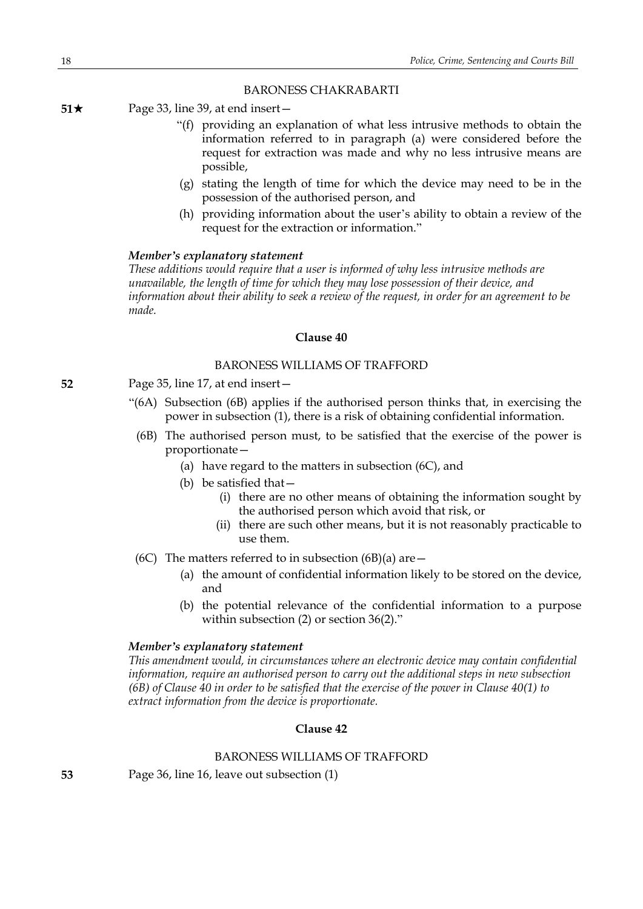BARONESS CHAKRABARTI

**51★** Page 33, line 39, at end insert—

"(f) providing an explanation of what less intrusive methods to obtain the information referred to in paragraph (a) were considered before the request for extraction was made and why no less intrusive means are possible,

(g) stating the length of time for which the device may need to be in the possession of the authorised person, and

(h) providing information about the user's ability to obtain a review of the request for the extraction or information."

***Member's explanatory statement***

*These additions would require that a user is informed of why less intrusive methods are unavailable, the length of time for which they may lose possession of their device, and information about their ability to seek a review of the request, in order for an agreement to be made.*

**Clause 40**

BARONESS WILLIAMS OF TRAFFORD

**52** Page 35, line 17, at end insert—

"(6A) Subsection (6B) applies if the authorised person thinks that, in exercising the power in subsection (1), there is a risk of obtaining confidential information.

(6B) The authorised person must, to be satisfied that the exercise of the power is proportionate—

(a) have regard to the matters in subsection (6C), and

(b) be satisfied that—

(i) there are no other means of obtaining the information sought by the authorised person which avoid that risk, or

(ii) there are such other means, but it is not reasonably practicable to use them.

(6C) The matters referred to in subsection (6B)(a) are—

(a) the amount of confidential information likely to be stored on the device, and

(b) the potential relevance of the confidential information to a purpose within subsection (2) or section 36(2)."

***Member's explanatory statement***

*This amendment would, in circumstances where an electronic device may contain confidential information, require an authorised person to carry out the additional steps in new subsection (6B) of Clause 40 in order to be satisfied that the exercise of the power in Clause 40(1) to extract information from the device is proportionate.*

**Clause 42**

BARONESS WILLIAMS OF TRAFFORD

**53** Page 36, line 16, leave out subsection (1)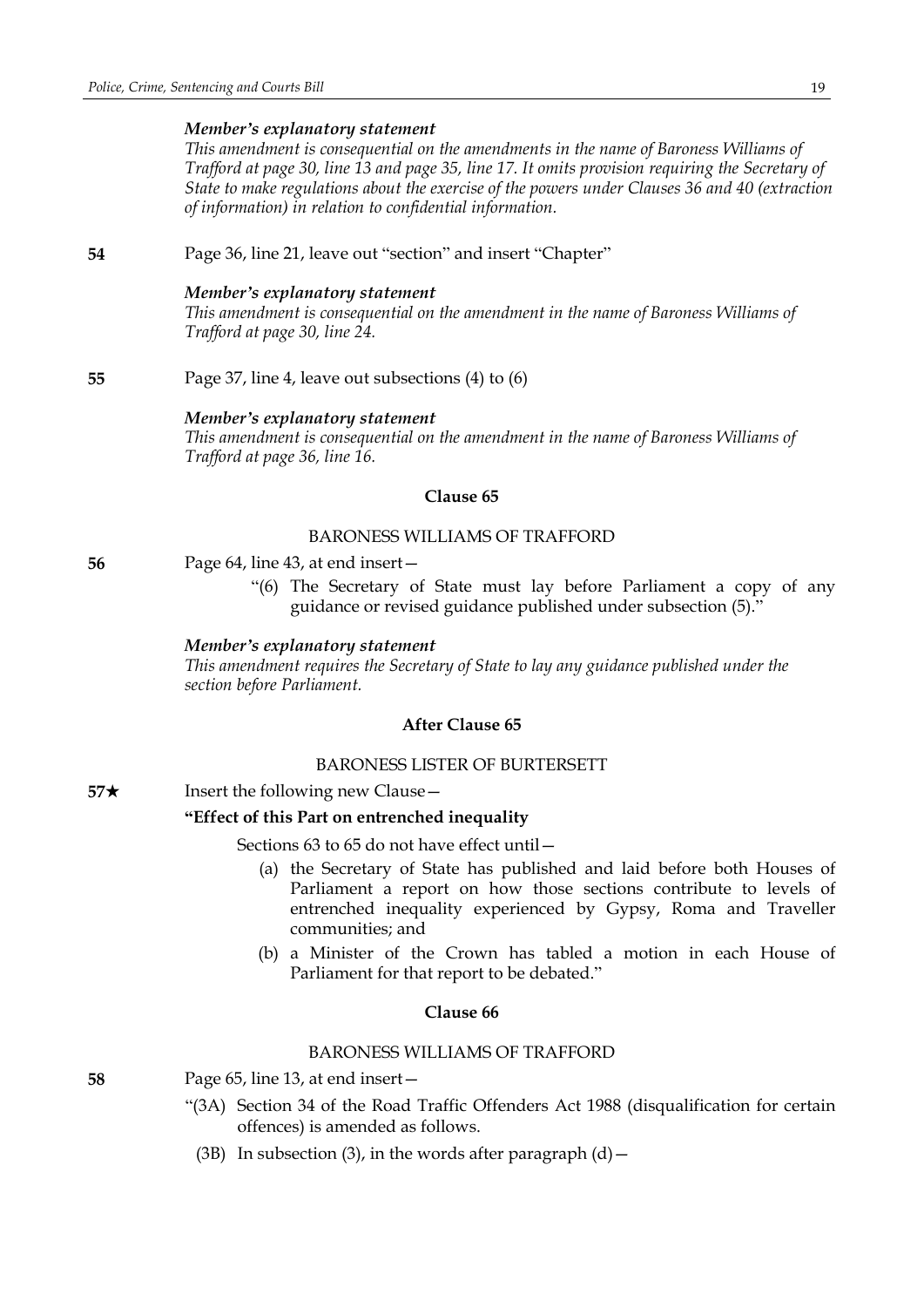*Member's explanatory statement*

*This amendment is consequential on the amendments in the name of Baroness Williams of Trafford at page 30, line 13 and page 35, line 17. It omits provision requiring the Secretary of State to make regulations about the exercise of the powers under Clauses 36 and 40 (extraction of information) in relation to confidential information.*

**54** Page 36, line 21, leave out "section" and insert "Chapter"

*Member's explanatory statement*

*This amendment is consequential on the amendment in the name of Baroness Williams of Trafford at page 30, line 24.*

**55** Page 37, line 4, leave out subsections (4) to (6)

*Member's explanatory statement*

*This amendment is consequential on the amendment in the name of Baroness Williams of Trafford at page 36, line 16.*

**Clause 65**

BARONESS WILLIAMS OF TRAFFORD

**56** Page 64, line 43, at end insert—

"(6) The Secretary of State must lay before Parliament a copy of any guidance or revised guidance published under subsection (5)."

*Member's explanatory statement*

*This amendment requires the Secretary of State to lay any guidance published under the section before Parliament.*

**After Clause 65**

BARONESS LISTER OF BURTERSETT

**57★** Insert the following new Clause—

**"Effect of this Part on entrenched inequality**

Sections 63 to 65 do not have effect until—

(a) the Secretary of State has published and laid before both Houses of Parliament a report on how those sections contribute to levels of entrenched inequality experienced by Gypsy, Roma and Traveller communities; and

(b) a Minister of the Crown has tabled a motion in each House of Parliament for that report to be debated."

**Clause 66**

BARONESS WILLIAMS OF TRAFFORD

**58** Page 65, line 13, at end insert—

"(3A) Section 34 of the Road Traffic Offenders Act 1988 (disqualification for certain offences) is amended as follows.

(3B) In subsection (3), in the words after paragraph (d)—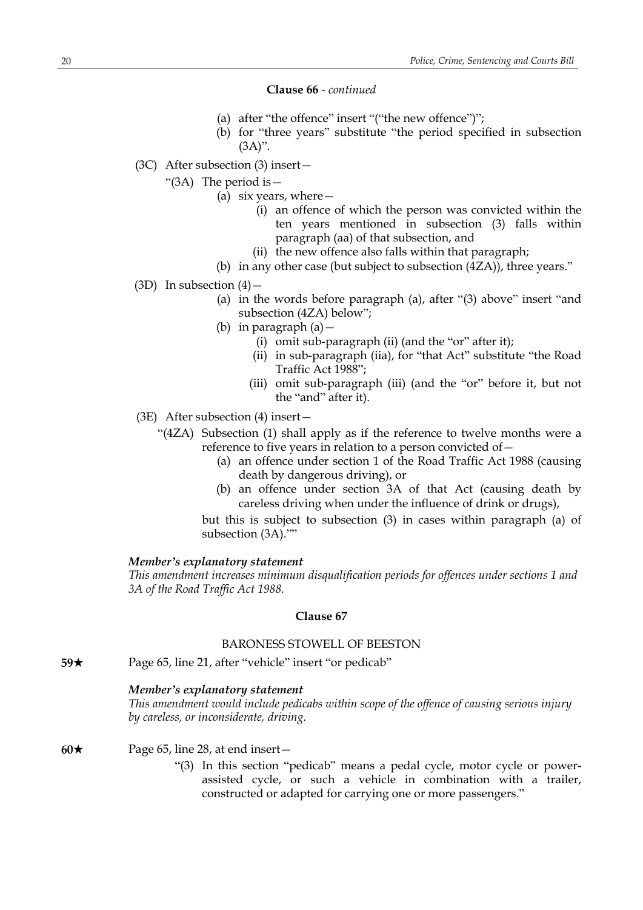**Clause 66** - *continued*

(a) after "the offence" insert "("the new offence")";

(b) for "three years" substitute "the period specified in subsection (3A)".

(3C) After subsection (3) insert—

"(3A) The period is—

(a) six years, where—

(i) an offence of which the person was convicted within the ten years mentioned in subsection (3) falls within paragraph (aa) of that subsection, and

(ii) the new offence also falls within that paragraph;

(b) in any other case (but subject to subsection (4ZA)), three years."

(3D) In subsection (4)—

(a) in the words before paragraph (a), after "(3) above" insert "and subsection (4ZA) below";

(b) in paragraph (a)—

(i) omit sub-paragraph (ii) (and the "or" after it);

(ii) in sub-paragraph (iia), for "that Act" substitute "the Road Traffic Act 1988";

(iii) omit sub-paragraph (iii) (and the "or" before it, but not the "and" after it).

(3E) After subsection (4) insert—

"(4ZA) Subsection (1) shall apply as if the reference to twelve months were a reference to five years in relation to a person convicted of—

(a) an offence under section 1 of the Road Traffic Act 1988 (causing death by dangerous driving), or

(b) an offence under section 3A of that Act (causing death by careless driving when under the influence of drink or drugs),

but this is subject to subsection (3) in cases within paragraph (a) of subsection (3A).""

***Member's explanatory statement***

*This amendment increases minimum disqualification periods for offences under sections 1 and 3A of the Road Traffic Act 1988.*

**Clause 67**

BARONESS STOWELL OF BEESTON

**59★** Page 65, line 21, after "vehicle" insert "or pedicab"

***Member's explanatory statement***

*This amendment would include pedicabs within scope of the offence of causing serious injury by careless, or inconsiderate, driving.*

**60★** Page 65, line 28, at end insert—

"(3) In this section "pedicab" means a pedal cycle, motor cycle or power-assisted cycle, or such a vehicle in combination with a trailer, constructed or adapted for carrying one or more passengers."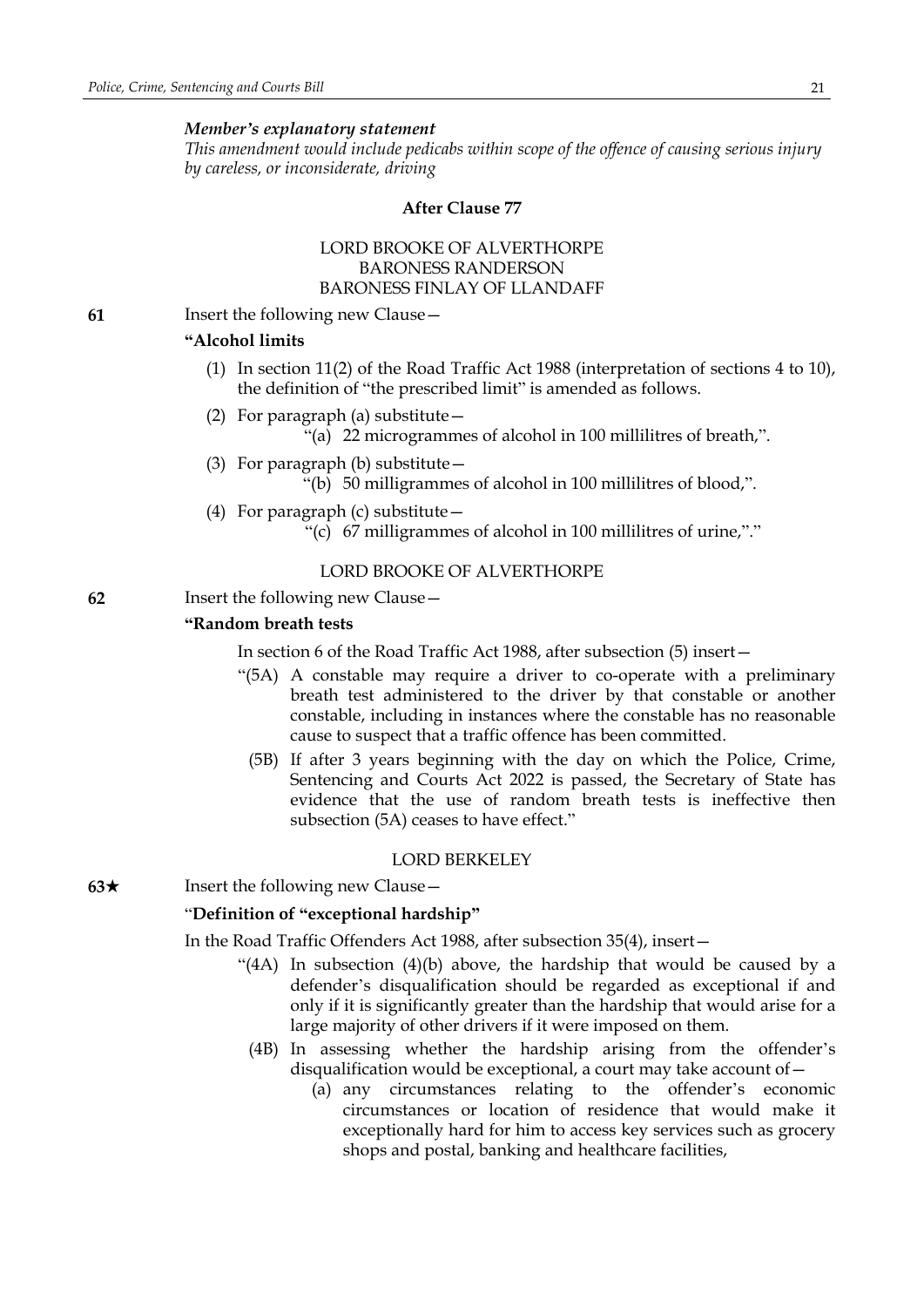*Member's explanatory statement*

*This amendment would include pedicabs within scope of the offence of causing serious injury by careless, or inconsiderate, driving*

**After Clause 77**

LORD BROOKE OF ALVERTHORPE
BARONESS RANDERSON
BARONESS FINLAY OF LLANDAFF

**61** Insert the following new Clause—

**"Alcohol limits**

(1) In section 11(2) of the Road Traffic Act 1988 (interpretation of sections 4 to 10), the definition of "the prescribed limit" is amended as follows.

(2) For paragraph (a) substitute—

"(a) 22 microgrammes of alcohol in 100 millilitres of breath,".

(3) For paragraph (b) substitute—

"(b) 50 milligrammes of alcohol in 100 millilitres of blood,".

(4) For paragraph (c) substitute—

"(c) 67 milligrammes of alcohol in 100 millilitres of urine,"."

LORD BROOKE OF ALVERTHORPE

**62** Insert the following new Clause—

**"Random breath tests**

In section 6 of the Road Traffic Act 1988, after subsection (5) insert—

"(5A) A constable may require a driver to co-operate with a preliminary breath test administered to the driver by that constable or another constable, including in instances where the constable has no reasonable cause to suspect that a traffic offence has been committed.

(5B) If after 3 years beginning with the day on which the Police, Crime, Sentencing and Courts Act 2022 is passed, the Secretary of State has evidence that the use of random breath tests is ineffective then subsection (5A) ceases to have effect."

LORD BERKELEY

**63★** Insert the following new Clause—

"**Definition of "exceptional hardship"**

In the Road Traffic Offenders Act 1988, after subsection 35(4), insert—

"(4A) In subsection (4)(b) above, the hardship that would be caused by a defender's disqualification should be regarded as exceptional if and only if it is significantly greater than the hardship that would arise for a large majority of other drivers if it were imposed on them.

(4B) In assessing whether the hardship arising from the offender's disqualification would be exceptional, a court may take account of—

(a) any circumstances relating to the offender's economic circumstances or location of residence that would make it exceptionally hard for him to access key services such as grocery shops and postal, banking and healthcare facilities,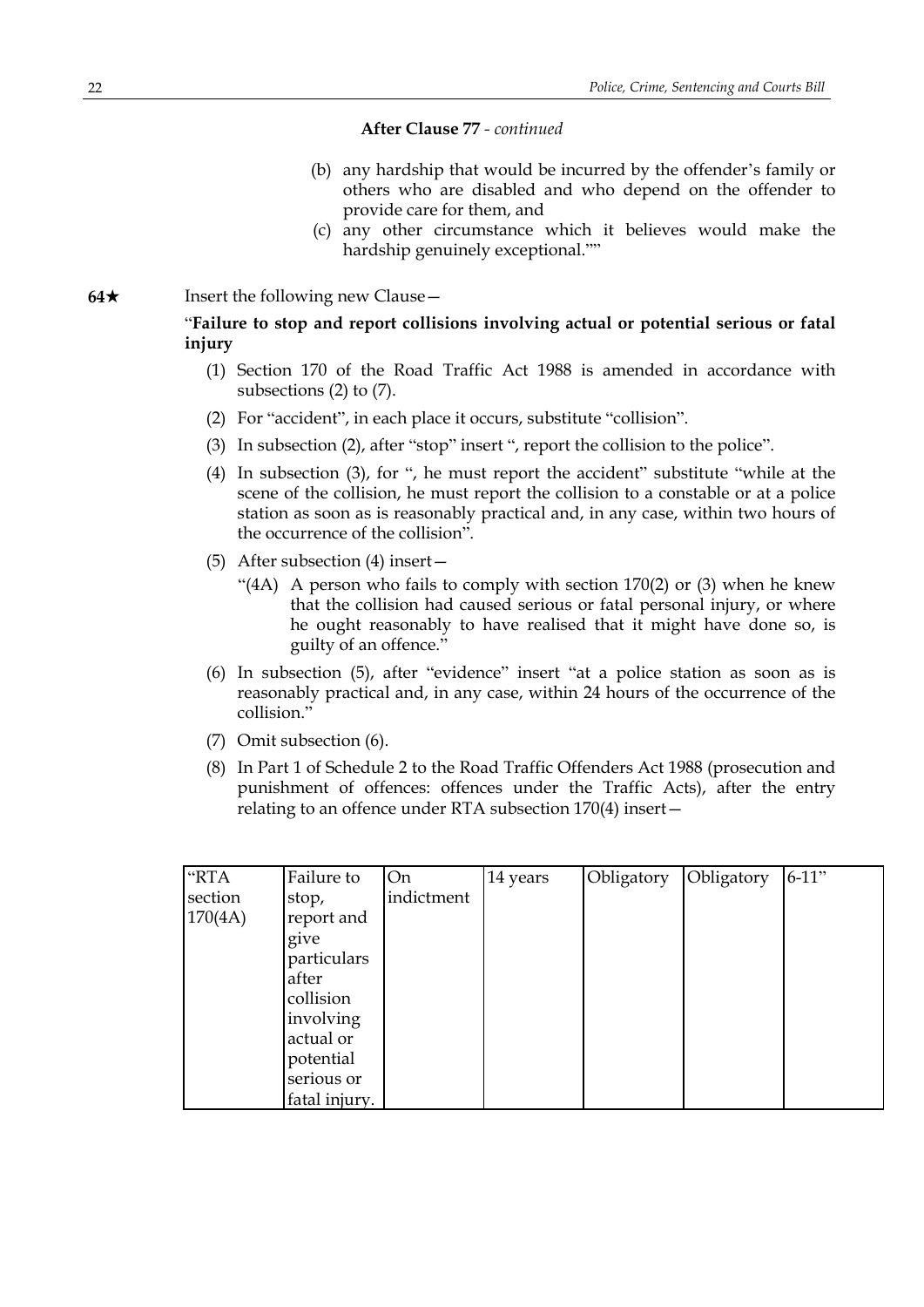**After Clause 77** - *continued*

(b) any hardship that would be incurred by the offender's family or others who are disabled and who depend on the offender to provide care for them, and

(c) any other circumstance which it believes would make the hardship genuinely exceptional.""

**64★** Insert the following new Clause—

"**Failure to stop and report collisions involving actual or potential serious or fatal injury**

(1) Section 170 of the Road Traffic Act 1988 is amended in accordance with subsections (2) to (7).

(2) For "accident", in each place it occurs, substitute "collision".

(3) In subsection (2), after "stop" insert ", report the collision to the police".

(4) In subsection (3), for ", he must report the accident" substitute "while at the scene of the collision, he must report the collision to a constable or at a police station as soon as is reasonably practical and, in any case, within two hours of the occurrence of the collision".

(5) After subsection (4) insert—

"(4A) A person who fails to comply with section 170(2) or (3) when he knew that the collision had caused serious or fatal personal injury, or where he ought reasonably to have realised that it might have done so, is guilty of an offence."

(6) In subsection (5), after "evidence" insert "at a police station as soon as is reasonably practical and, in any case, within 24 hours of the occurrence of the collision."

(7) Omit subsection (6).

(8) In Part 1 of Schedule 2 to the Road Traffic Offenders Act 1988 (prosecution and punishment of offences: offences under the Traffic Acts), after the entry relating to an offence under RTA subsection 170(4) insert—

| "RTA section 170(4A) | Failure to stop, report and give particulars after collision involving actual or potential serious or fatal injury. | On indictment | 14 years | Obligatory | Obligatory | 6-11" |
|---|---|---|---|---|---|---|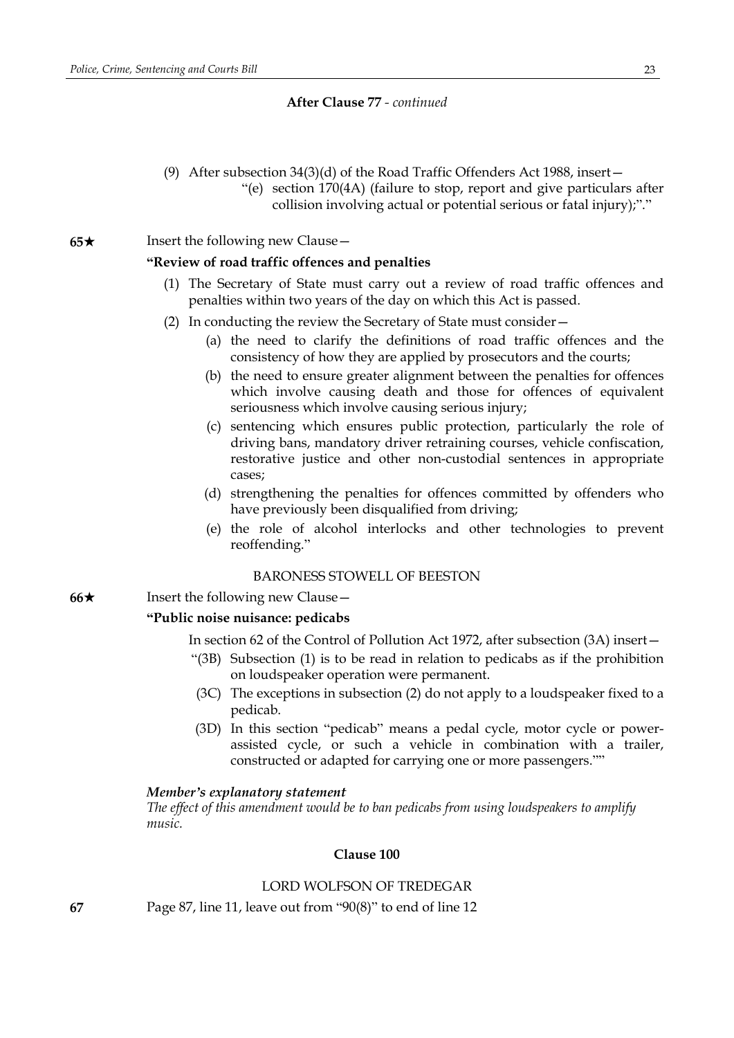**After Clause 77** - *continued*

(9) After subsection 34(3)(d) of the Road Traffic Offenders Act 1988, insert—

"(e) section 170(4A) (failure to stop, report and give particulars after collision involving actual or potential serious or fatal injury);"."

**65★** Insert the following new Clause—

**"Review of road traffic offences and penalties**

(1) The Secretary of State must carry out a review of road traffic offences and penalties within two years of the day on which this Act is passed.

(2) In conducting the review the Secretary of State must consider—

(a) the need to clarify the definitions of road traffic offences and the consistency of how they are applied by prosecutors and the courts;

(b) the need to ensure greater alignment between the penalties for offences which involve causing death and those for offences of equivalent seriousness which involve causing serious injury;

(c) sentencing which ensures public protection, particularly the role of driving bans, mandatory driver retraining courses, vehicle confiscation, restorative justice and other non-custodial sentences in appropriate cases;

(d) strengthening the penalties for offences committed by offenders who have previously been disqualified from driving;

(e) the role of alcohol interlocks and other technologies to prevent reoffending."

BARONESS STOWELL OF BEESTON

**66★** Insert the following new Clause—

**"Public noise nuisance: pedicabs**

In section 62 of the Control of Pollution Act 1972, after subsection (3A) insert—

"(3B) Subsection (1) is to be read in relation to pedicabs as if the prohibition on loudspeaker operation were permanent.

(3C) The exceptions in subsection (2) do not apply to a loudspeaker fixed to a pedicab.

(3D) In this section "pedicab" means a pedal cycle, motor cycle or power-assisted cycle, or such a vehicle in combination with a trailer, constructed or adapted for carrying one or more passengers.""

***Member's explanatory statement***

*The effect of this amendment would be to ban pedicabs from using loudspeakers to amplify music.*

**Clause 100**

LORD WOLFSON OF TREDEGAR

**67** Page 87, line 11, leave out from "90(8)" to end of line 12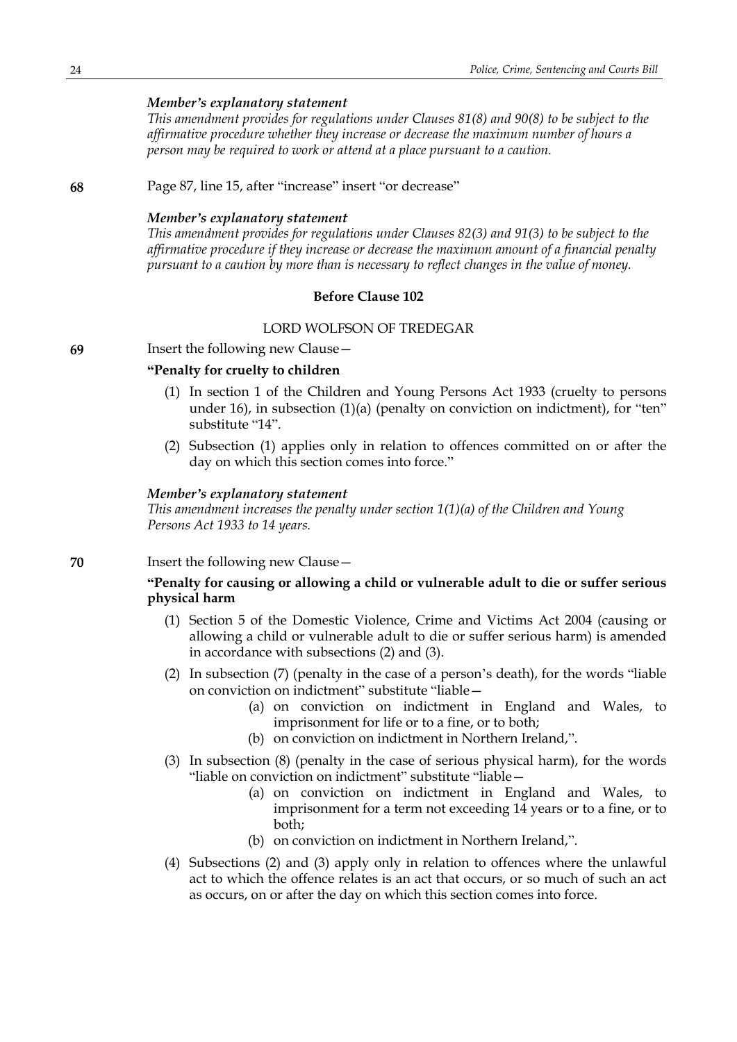*Member's explanatory statement*

*This amendment provides for regulations under Clauses 81(8) and 90(8) to be subject to the affirmative procedure whether they increase or decrease the maximum number of hours a person may be required to work or attend at a place pursuant to a caution.*

**68** Page 87, line 15, after "increase" insert "or decrease"

*Member's explanatory statement*

*This amendment provides for regulations under Clauses 82(3) and 91(3) to be subject to the affirmative procedure if they increase or decrease the maximum amount of a financial penalty pursuant to a caution by more than is necessary to reflect changes in the value of money.*

### Before Clause 102

LORD WOLFSON OF TREDEGAR

**69** Insert the following new Clause—

**"Penalty for cruelty to children**

(1) In section 1 of the Children and Young Persons Act 1933 (cruelty to persons under 16), in subsection (1)(a) (penalty on conviction on indictment), for "ten" substitute "14".

(2) Subsection (1) applies only in relation to offences committed on or after the day on which this section comes into force."

*Member's explanatory statement*

*This amendment increases the penalty under section 1(1)(a) of the Children and Young Persons Act 1933 to 14 years.*

**70** Insert the following new Clause—

**"Penalty for causing or allowing a child or vulnerable adult to die or suffer serious physical harm**

(1) Section 5 of the Domestic Violence, Crime and Victims Act 2004 (causing or allowing a child or vulnerable adult to die or suffer serious harm) is amended in accordance with subsections (2) and (3).

(2) In subsection (7) (penalty in the case of a person's death), for the words "liable on conviction on indictment" substitute "liable—

(a) on conviction on indictment in England and Wales, to imprisonment for life or to a fine, or to both;

(b) on conviction on indictment in Northern Ireland,".

(3) In subsection (8) (penalty in the case of serious physical harm), for the words "liable on conviction on indictment" substitute "liable—

(a) on conviction on indictment in England and Wales, to imprisonment for a term not exceeding 14 years or to a fine, or to both;

(b) on conviction on indictment in Northern Ireland,".

(4) Subsections (2) and (3) apply only in relation to offences where the unlawful act to which the offence relates is an act that occurs, or so much of such an act as occurs, on or after the day on which this section comes into force.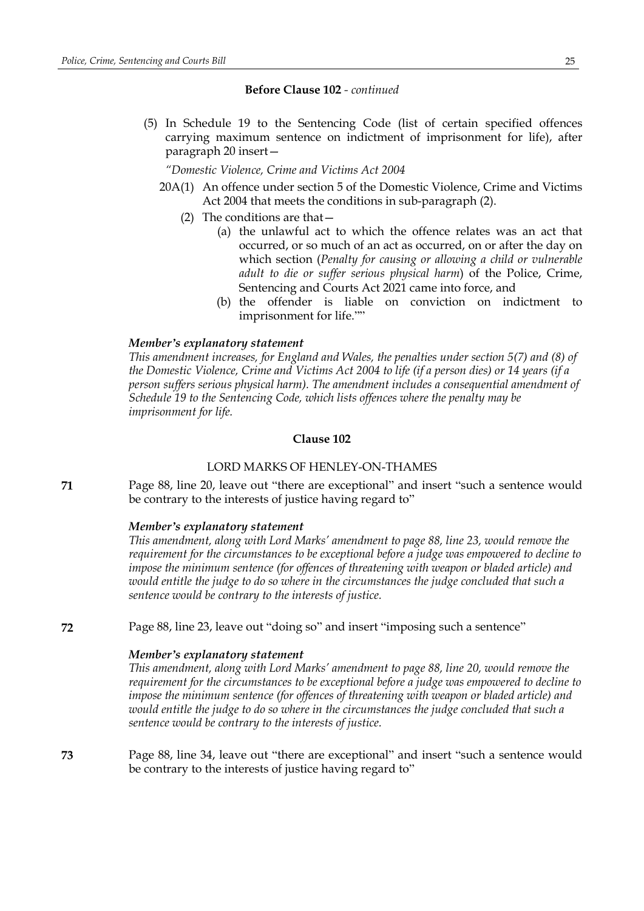**Before Clause 102** - *continued*

(5) In Schedule 19 to the Sentencing Code (list of certain specified offences carrying maximum sentence on indictment of imprisonment for life), after paragraph 20 insert—

*"Domestic Violence, Crime and Victims Act 2004*

20A(1) An offence under section 5 of the Domestic Violence, Crime and Victims Act 2004 that meets the conditions in sub-paragraph (2).

(2) The conditions are that—

(a) the unlawful act to which the offence relates was an act that occurred, or so much of an act as occurred, on or after the day on which section (*Penalty for causing or allowing a child or vulnerable adult to die or suffer serious physical harm*) of the Police, Crime, Sentencing and Courts Act 2021 came into force, and

(b) the offender is liable on conviction on indictment to imprisonment for life.""

***Member's explanatory statement***

*This amendment increases, for England and Wales, the penalties under section 5(7) and (8) of the Domestic Violence, Crime and Victims Act 2004 to life (if a person dies) or 14 years (if a person suffers serious physical harm). The amendment includes a consequential amendment of Schedule 19 to the Sentencing Code, which lists offences where the penalty may be imprisonment for life.*

**Clause 102**

LORD MARKS OF HENLEY-ON-THAMES

**71** Page 88, line 20, leave out "there are exceptional" and insert "such a sentence would be contrary to the interests of justice having regard to"

***Member's explanatory statement***

*This amendment, along with Lord Marks' amendment to page 88, line 23, would remove the requirement for the circumstances to be exceptional before a judge was empowered to decline to impose the minimum sentence (for offences of threatening with weapon or bladed article) and would entitle the judge to do so where in the circumstances the judge concluded that such a sentence would be contrary to the interests of justice.*

**72** Page 88, line 23, leave out "doing so" and insert "imposing such a sentence"

***Member's explanatory statement***

*This amendment, along with Lord Marks' amendment to page 88, line 20, would remove the requirement for the circumstances to be exceptional before a judge was empowered to decline to impose the minimum sentence (for offences of threatening with weapon or bladed article) and would entitle the judge to do so where in the circumstances the judge concluded that such a sentence would be contrary to the interests of justice.*

**73** Page 88, line 34, leave out "there are exceptional" and insert "such a sentence would be contrary to the interests of justice having regard to"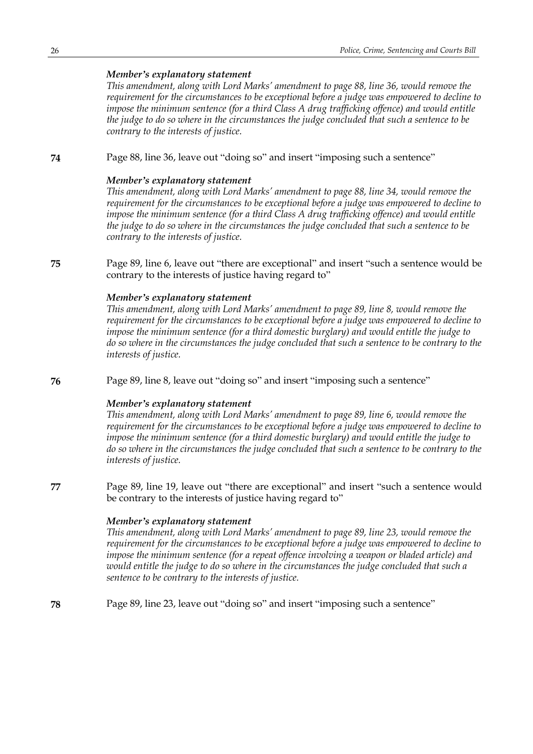*Member's explanatory statement*

*This amendment, along with Lord Marks' amendment to page 88, line 36, would remove the requirement for the circumstances to be exceptional before a judge was empowered to decline to impose the minimum sentence (for a third Class A drug trafficking offence) and would entitle the judge to do so where in the circumstances the judge concluded that such a sentence to be contrary to the interests of justice.*

**74** Page 88, line 36, leave out "doing so" and insert "imposing such a sentence"

*Member's explanatory statement*

*This amendment, along with Lord Marks' amendment to page 88, line 34, would remove the requirement for the circumstances to be exceptional before a judge was empowered to decline to impose the minimum sentence (for a third Class A drug trafficking offence) and would entitle the judge to do so where in the circumstances the judge concluded that such a sentence to be contrary to the interests of justice.*

**75** Page 89, line 6, leave out "there are exceptional" and insert "such a sentence would be contrary to the interests of justice having regard to"

*Member's explanatory statement*

*This amendment, along with Lord Marks' amendment to page 89, line 8, would remove the requirement for the circumstances to be exceptional before a judge was empowered to decline to impose the minimum sentence (for a third domestic burglary) and would entitle the judge to do so where in the circumstances the judge concluded that such a sentence to be contrary to the interests of justice.*

**76** Page 89, line 8, leave out "doing so" and insert "imposing such a sentence"

*Member's explanatory statement*

*This amendment, along with Lord Marks' amendment to page 89, line 6, would remove the requirement for the circumstances to be exceptional before a judge was empowered to decline to impose the minimum sentence (for a third domestic burglary) and would entitle the judge to do so where in the circumstances the judge concluded that such a sentence to be contrary to the interests of justice.*

**77** Page 89, line 19, leave out "there are exceptional" and insert "such a sentence would be contrary to the interests of justice having regard to"

*Member's explanatory statement*

*This amendment, along with Lord Marks' amendment to page 89, line 23, would remove the requirement for the circumstances to be exceptional before a judge was empowered to decline to impose the minimum sentence (for a repeat offence involving a weapon or bladed article) and would entitle the judge to do so where in the circumstances the judge concluded that such a sentence to be contrary to the interests of justice.*

**78** Page 89, line 23, leave out "doing so" and insert "imposing such a sentence"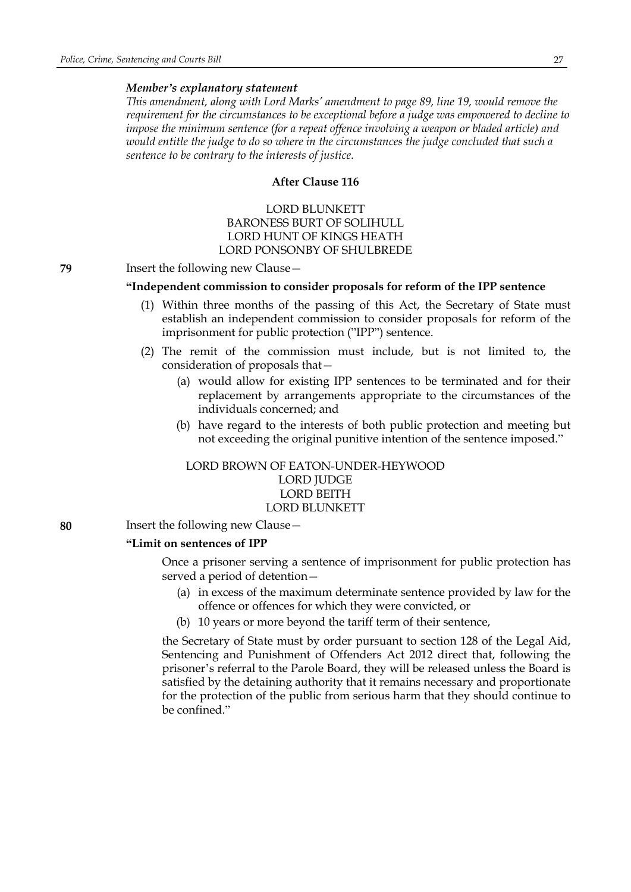*Member's explanatory statement*

*This amendment, along with Lord Marks' amendment to page 89, line 19, would remove the requirement for the circumstances to be exceptional before a judge was empowered to decline to impose the minimum sentence (for a repeat offence involving a weapon or bladed article) and would entitle the judge to do so where in the circumstances the judge concluded that such a sentence to be contrary to the interests of justice.*

**After Clause 116**

LORD BLUNKETT
BARONESS BURT OF SOLIHULL
LORD HUNT OF KINGS HEATH
LORD PONSONBY OF SHULBREDE

**79** Insert the following new Clause—

**"Independent commission to consider proposals for reform of the IPP sentence**

(1) Within three months of the passing of this Act, the Secretary of State must establish an independent commission to consider proposals for reform of the imprisonment for public protection ("IPP") sentence.

(2) The remit of the commission must include, but is not limited to, the consideration of proposals that—

(a) would allow for existing IPP sentences to be terminated and for their replacement by arrangements appropriate to the circumstances of the individuals concerned; and

(b) have regard to the interests of both public protection and meeting but not exceeding the original punitive intention of the sentence imposed."

LORD BROWN OF EATON-UNDER-HEYWOOD
LORD JUDGE
LORD BEITH
LORD BLUNKETT

**80** Insert the following new Clause—

**"Limit on sentences of IPP**

Once a prisoner serving a sentence of imprisonment for public protection has served a period of detention—

(a) in excess of the maximum determinate sentence provided by law for the offence or offences for which they were convicted, or

(b) 10 years or more beyond the tariff term of their sentence,

the Secretary of State must by order pursuant to section 128 of the Legal Aid, Sentencing and Punishment of Offenders Act 2012 direct that, following the prisoner's referral to the Parole Board, they will be released unless the Board is satisfied by the detaining authority that it remains necessary and proportionate for the protection of the public from serious harm that they should continue to be confined."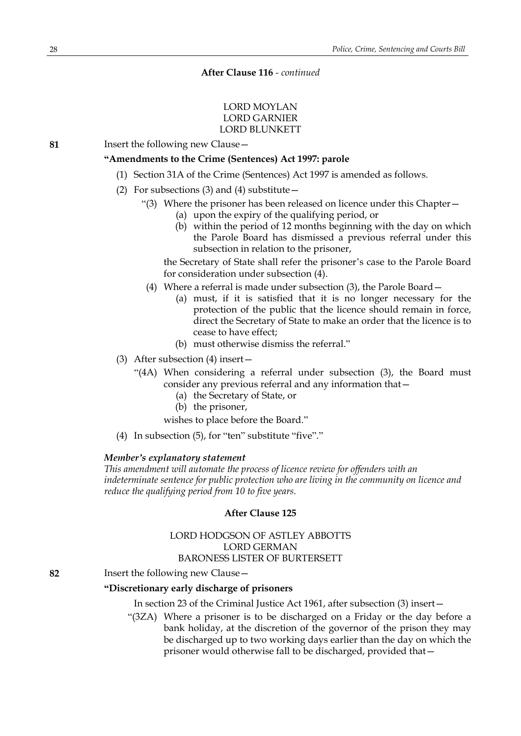**After Clause 116** - *continued*

LORD MOYLAN
LORD GARNIER
LORD BLUNKETT

**81** Insert the following new Clause—

**"Amendments to the Crime (Sentences) Act 1997: parole**

(1) Section 31A of the Crime (Sentences) Act 1997 is amended as follows.

(2) For subsections (3) and (4) substitute—

"(3) Where the prisoner has been released on licence under this Chapter—

(a) upon the expiry of the qualifying period, or

(b) within the period of 12 months beginning with the day on which the Parole Board has dismissed a previous referral under this subsection in relation to the prisoner,

the Secretary of State shall refer the prisoner's case to the Parole Board for consideration under subsection (4).

(4) Where a referral is made under subsection (3), the Parole Board—

(a) must, if it is satisfied that it is no longer necessary for the protection of the public that the licence should remain in force, direct the Secretary of State to make an order that the licence is to cease to have effect;

(b) must otherwise dismiss the referral."

(3) After subsection (4) insert—

"(4A) When considering a referral under subsection (3), the Board must consider any previous referral and any information that—

(a) the Secretary of State, or

(b) the prisoner,

wishes to place before the Board."

(4) In subsection (5), for "ten" substitute "five"."

***Member's explanatory statement***

*This amendment will automate the process of licence review for offenders with an indeterminate sentence for public protection who are living in the community on licence and reduce the qualifying period from 10 to five years.*

**After Clause 125**

LORD HODGSON OF ASTLEY ABBOTTS
LORD GERMAN
BARONESS LISTER OF BURTERSETT

**82** Insert the following new Clause—

**"Discretionary early discharge of prisoners**

In section 23 of the Criminal Justice Act 1961, after subsection (3) insert—

"(3ZA) Where a prisoner is to be discharged on a Friday or the day before a bank holiday, at the discretion of the governor of the prison they may be discharged up to two working days earlier than the day on which the prisoner would otherwise fall to be discharged, provided that—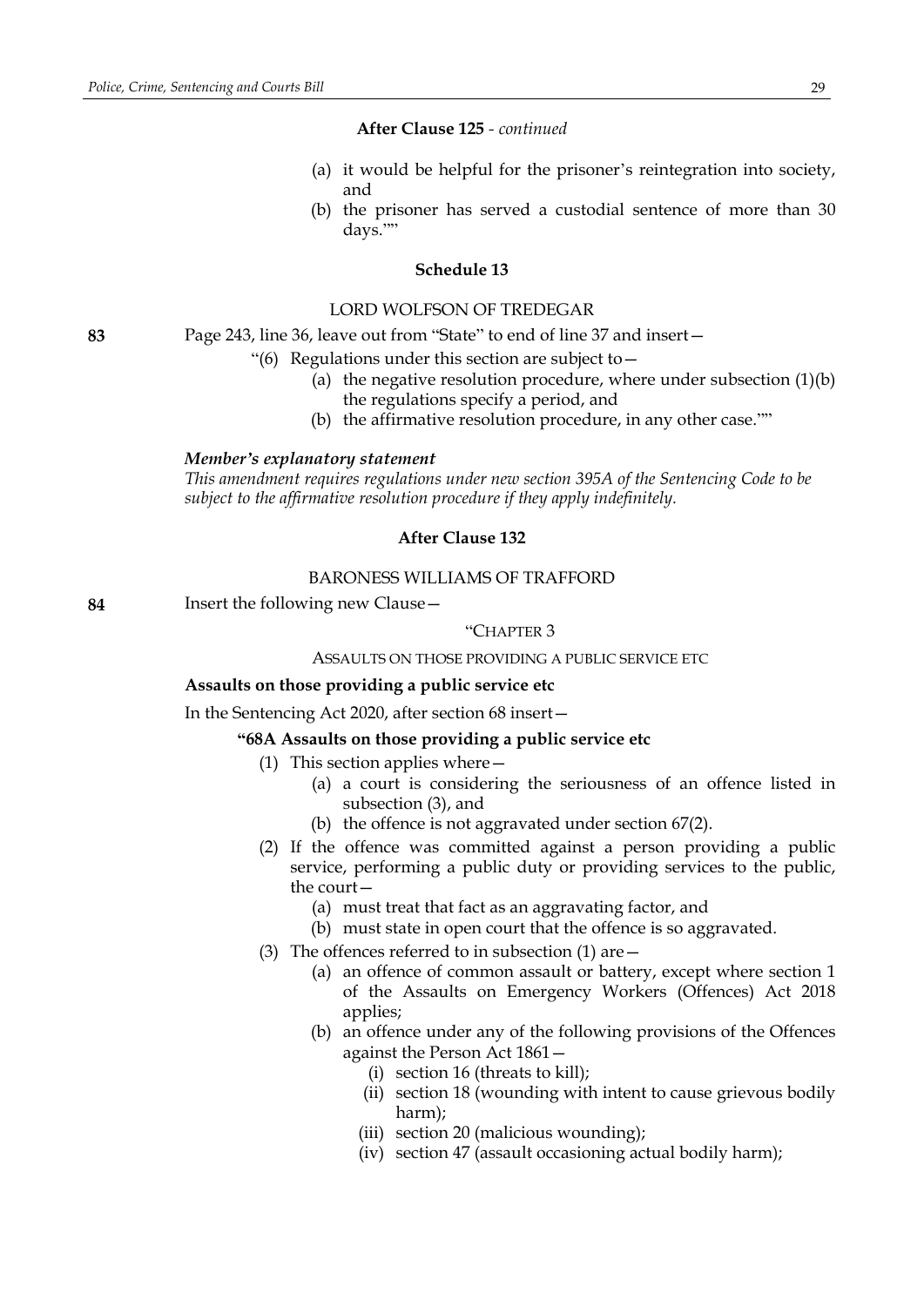**After Clause 125** - *continued*

(a) it would be helpful for the prisoner's reintegration into society, and

(b) the prisoner has served a custodial sentence of more than 30 days.""

**Schedule 13**

LORD WOLFSON OF TREDEGAR

**83** Page 243, line 36, leave out from "State" to end of line 37 and insert—

"(6) Regulations under this section are subject to—

(a) the negative resolution procedure, where under subsection (1)(b) the regulations specify a period, and

(b) the affirmative resolution procedure, in any other case.""

***Member's explanatory statement***

*This amendment requires regulations under new section 395A of the Sentencing Code to be subject to the affirmative resolution procedure if they apply indefinitely.*

**After Clause 132**

BARONESS WILLIAMS OF TRAFFORD

**84** Insert the following new Clause—

"CHAPTER 3

ASSAULTS ON THOSE PROVIDING A PUBLIC SERVICE ETC

**Assaults on those providing a public service etc**

In the Sentencing Act 2020, after section 68 insert—

**"68A Assaults on those providing a public service etc**

(1) This section applies where—

(a) a court is considering the seriousness of an offence listed in subsection (3), and

(b) the offence is not aggravated under section 67(2).

(2) If the offence was committed against a person providing a public service, performing a public duty or providing services to the public, the court—

(a) must treat that fact as an aggravating factor, and

(b) must state in open court that the offence is so aggravated.

(3) The offences referred to in subsection (1) are—

(a) an offence of common assault or battery, except where section 1 of the Assaults on Emergency Workers (Offences) Act 2018 applies;

(b) an offence under any of the following provisions of the Offences against the Person Act 1861—

(i) section 16 (threats to kill);

(ii) section 18 (wounding with intent to cause grievous bodily harm);

(iii) section 20 (malicious wounding);

(iv) section 47 (assault occasioning actual bodily harm);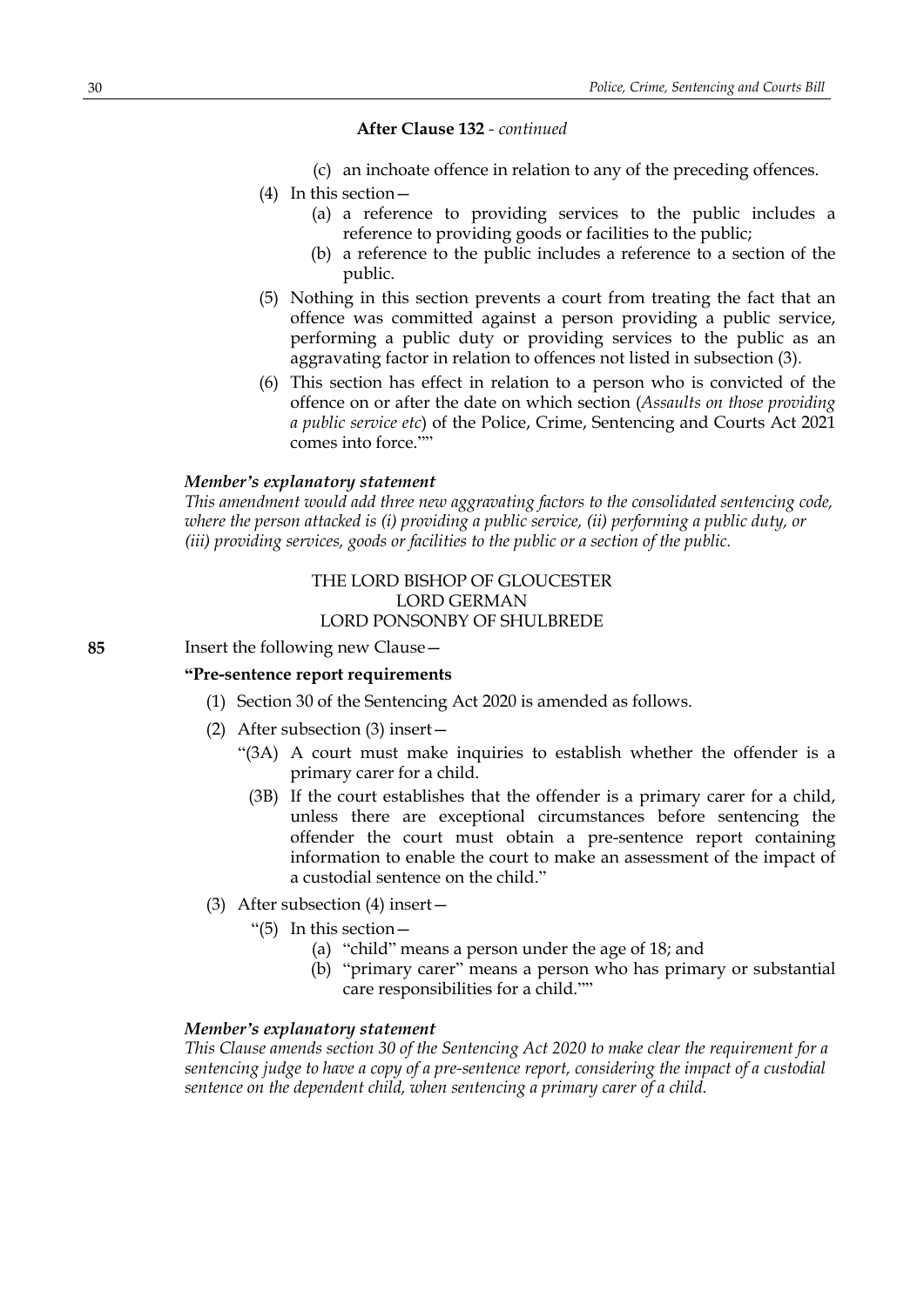**After Clause 132** - *continued*

(c) an inchoate offence in relation to any of the preceding offences.

(4) In this section—

(a) a reference to providing services to the public includes a reference to providing goods or facilities to the public;

(b) a reference to the public includes a reference to a section of the public.

(5) Nothing in this section prevents a court from treating the fact that an offence was committed against a person providing a public service, performing a public duty or providing services to the public as an aggravating factor in relation to offences not listed in subsection (3).

(6) This section has effect in relation to a person who is convicted of the offence on or after the date on which section (*Assaults on those providing a public service etc*) of the Police, Crime, Sentencing and Courts Act 2021 comes into force.""

***Member's explanatory statement***

*This amendment would add three new aggravating factors to the consolidated sentencing code, where the person attacked is (i) providing a public service, (ii) performing a public duty, or (iii) providing services, goods or facilities to the public or a section of the public.*

THE LORD BISHOP OF GLOUCESTER
LORD GERMAN
LORD PONSONBY OF SHULBREDE

**85** Insert the following new Clause—

**"Pre-sentence report requirements**

(1) Section 30 of the Sentencing Act 2020 is amended as follows.

(2) After subsection (3) insert—

"(3A) A court must make inquiries to establish whether the offender is a primary carer for a child.

(3B) If the court establishes that the offender is a primary carer for a child, unless there are exceptional circumstances before sentencing the offender the court must obtain a pre-sentence report containing information to enable the court to make an assessment of the impact of a custodial sentence on the child."

(3) After subsection (4) insert—

"(5) In this section—

(a) "child" means a person under the age of 18; and

(b) "primary carer" means a person who has primary or substantial care responsibilities for a child.""

***Member's explanatory statement***

*This Clause amends section 30 of the Sentencing Act 2020 to make clear the requirement for a sentencing judge to have a copy of a pre-sentence report, considering the impact of a custodial sentence on the dependent child, when sentencing a primary carer of a child.*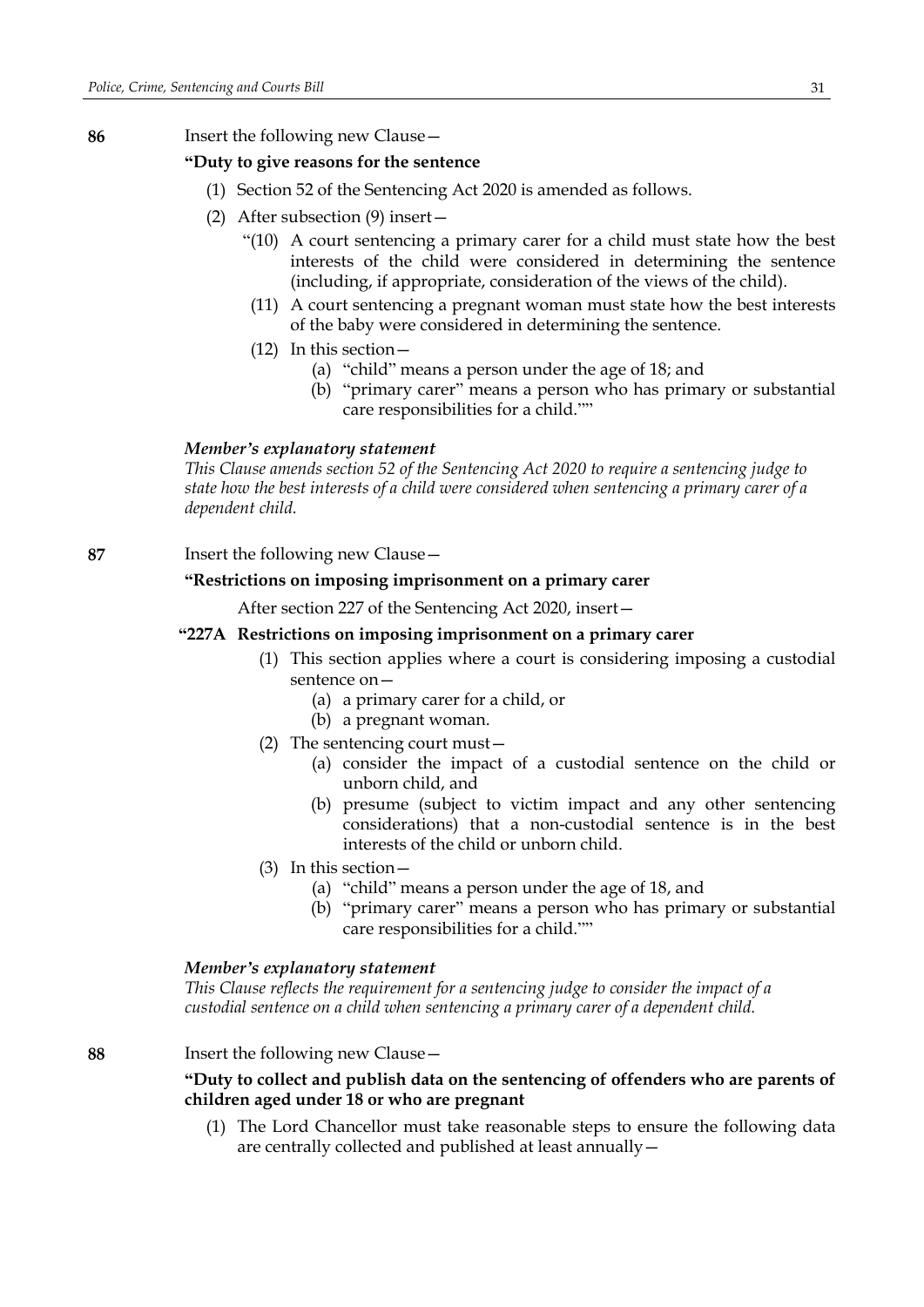**86** Insert the following new Clause—

**"Duty to give reasons for the sentence**

(1) Section 52 of the Sentencing Act 2020 is amended as follows.

(2) After subsection (9) insert—

"(10) A court sentencing a primary carer for a child must state how the best interests of the child were considered in determining the sentence (including, if appropriate, consideration of the views of the child).

(11) A court sentencing a pregnant woman must state how the best interests of the baby were considered in determining the sentence.

(12) In this section—

(a) "child" means a person under the age of 18; and

(b) "primary carer" means a person who has primary or substantial care responsibilities for a child.""

***Member's explanatory statement***

*This Clause amends section 52 of the Sentencing Act 2020 to require a sentencing judge to state how the best interests of a child were considered when sentencing a primary carer of a dependent child.*

**87** Insert the following new Clause—

**"Restrictions on imposing imprisonment on a primary carer**

After section 227 of the Sentencing Act 2020, insert—

**"227A Restrictions on imposing imprisonment on a primary carer**

(1) This section applies where a court is considering imposing a custodial sentence on—

(a) a primary carer for a child, or

(b) a pregnant woman.

(2) The sentencing court must—

(a) consider the impact of a custodial sentence on the child or unborn child, and

(b) presume (subject to victim impact and any other sentencing considerations) that a non-custodial sentence is in the best interests of the child or unborn child.

(3) In this section—

(a) "child" means a person under the age of 18, and

(b) "primary carer" means a person who has primary or substantial care responsibilities for a child.""

***Member's explanatory statement***

*This Clause reflects the requirement for a sentencing judge to consider the impact of a custodial sentence on a child when sentencing a primary carer of a dependent child.*

**88** Insert the following new Clause—

**"Duty to collect and publish data on the sentencing of offenders who are parents of children aged under 18 or who are pregnant**

(1) The Lord Chancellor must take reasonable steps to ensure the following data are centrally collected and published at least annually—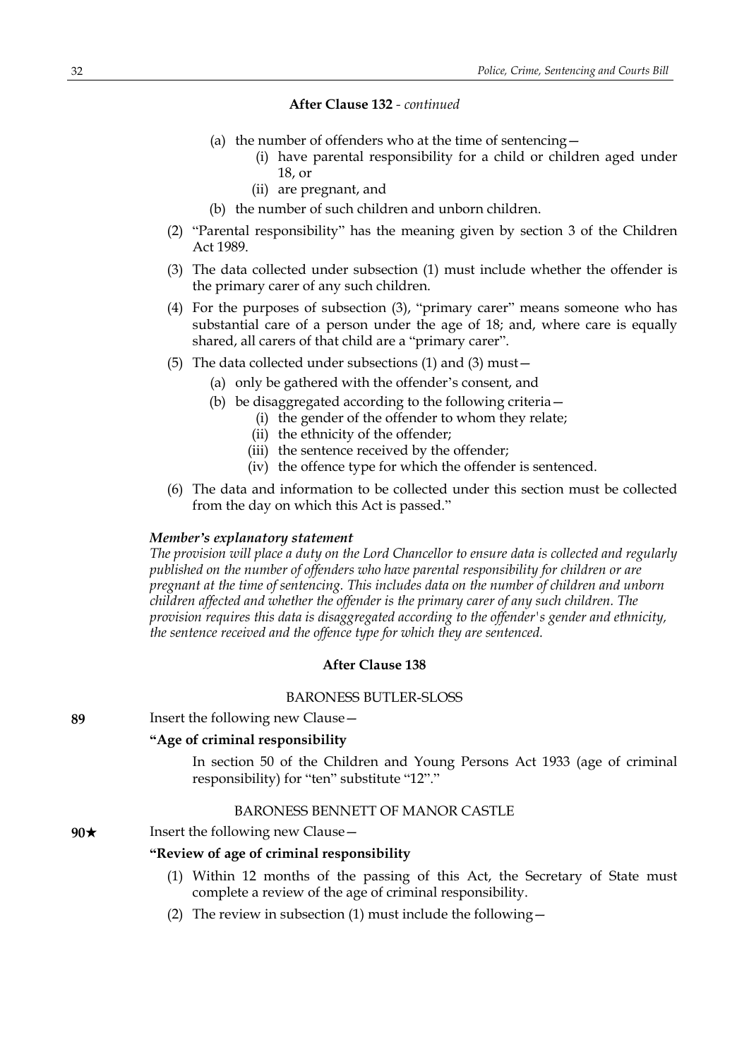**After Clause 132** - *continued*

(a) the number of offenders who at the time of sentencing—

(i) have parental responsibility for a child or children aged under 18, or

(ii) are pregnant, and

(b) the number of such children and unborn children.

(2) "Parental responsibility" has the meaning given by section 3 of the Children Act 1989.

(3) The data collected under subsection (1) must include whether the offender is the primary carer of any such children.

(4) For the purposes of subsection (3), "primary carer" means someone who has substantial care of a person under the age of 18; and, where care is equally shared, all carers of that child are a "primary carer".

(5) The data collected under subsections (1) and (3) must—

(a) only be gathered with the offender's consent, and

(b) be disaggregated according to the following criteria—

(i) the gender of the offender to whom they relate;

(ii) the ethnicity of the offender;

(iii) the sentence received by the offender;

(iv) the offence type for which the offender is sentenced.

(6) The data and information to be collected under this section must be collected from the day on which this Act is passed."

***Member's explanatory statement***

*The provision will place a duty on the Lord Chancellor to ensure data is collected and regularly published on the number of offenders who have parental responsibility for children or are pregnant at the time of sentencing. This includes data on the number of children and unborn children affected and whether the offender is the primary carer of any such children. The provision requires this data is disaggregated according to the offender's gender and ethnicity, the sentence received and the offence type for which they are sentenced.*

**After Clause 138**

BARONESS BUTLER-SLOSS

**89** Insert the following new Clause—

**"Age of criminal responsibility**

In section 50 of the Children and Young Persons Act 1933 (age of criminal responsibility) for "ten" substitute "12"."

BARONESS BENNETT OF MANOR CASTLE

**90★** Insert the following new Clause—

**"Review of age of criminal responsibility**

(1) Within 12 months of the passing of this Act, the Secretary of State must complete a review of the age of criminal responsibility.

(2) The review in subsection (1) must include the following—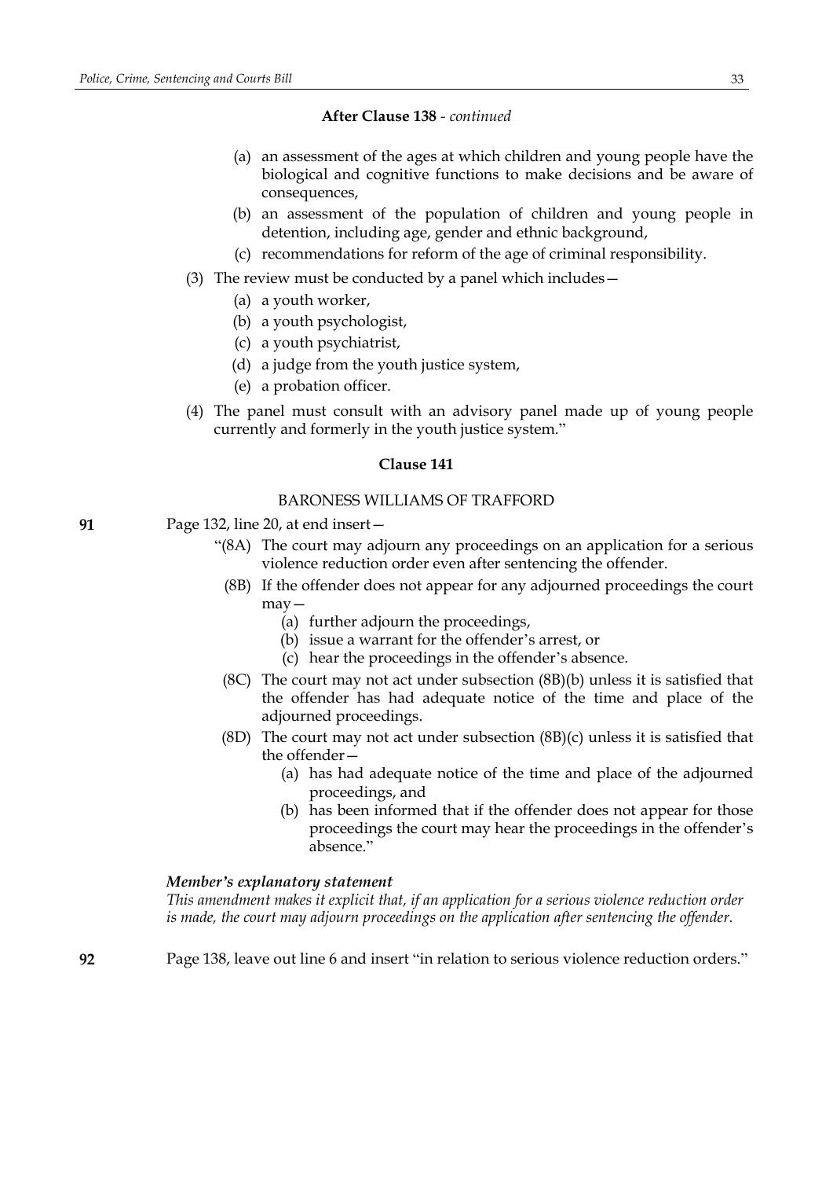**After Clause 138** - *continued*

(a) an assessment of the ages at which children and young people have the biological and cognitive functions to make decisions and be aware of consequences,

(b) an assessment of the population of children and young people in detention, including age, gender and ethnic background,

(c) recommendations for reform of the age of criminal responsibility.

(3) The review must be conducted by a panel which includes—

(a) a youth worker,

(b) a youth psychologist,

(c) a youth psychiatrist,

(d) a judge from the youth justice system,

(e) a probation officer.

(4) The panel must consult with an advisory panel made up of young people currently and formerly in the youth justice system."

**Clause 141**

BARONESS WILLIAMS OF TRAFFORD

**91** Page 132, line 20, at end insert—

"(8A) The court may adjourn any proceedings on an application for a serious violence reduction order even after sentencing the offender.

(8B) If the offender does not appear for any adjourned proceedings the court may—

(a) further adjourn the proceedings,

(b) issue a warrant for the offender's arrest, or

(c) hear the proceedings in the offender's absence.

(8C) The court may not act under subsection (8B)(b) unless it is satisfied that the offender has had adequate notice of the time and place of the adjourned proceedings.

(8D) The court may not act under subsection (8B)(c) unless it is satisfied that the offender—

(a) has had adequate notice of the time and place of the adjourned proceedings, and

(b) has been informed that if the offender does not appear for those proceedings the court may hear the proceedings in the offender's absence."

***Member's explanatory statement***

*This amendment makes it explicit that, if an application for a serious violence reduction order is made, the court may adjourn proceedings on the application after sentencing the offender.*

**92** Page 138, leave out line 6 and insert "in relation to serious violence reduction orders."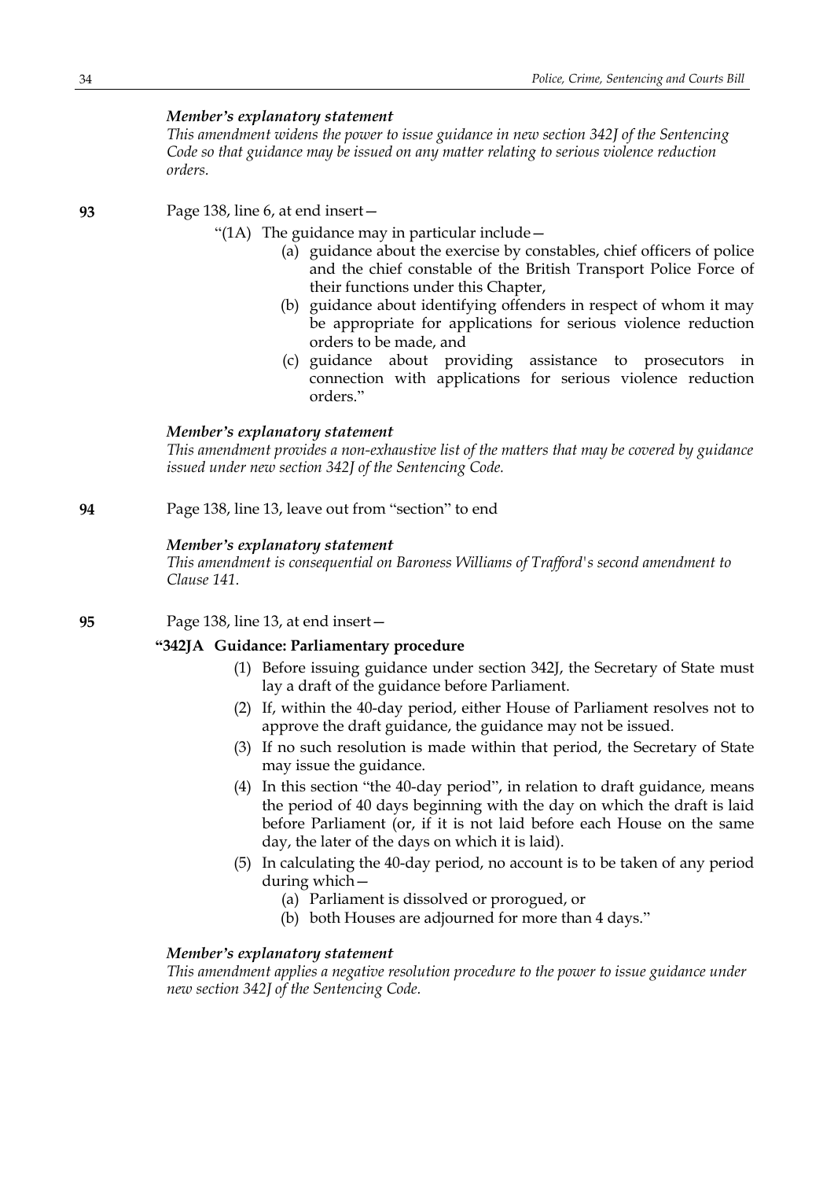*Member's explanatory statement*

*This amendment widens the power to issue guidance in new section 342J of the Sentencing Code so that guidance may be issued on any matter relating to serious violence reduction orders.*

**93** Page 138, line 6, at end insert—

"(1A) The guidance may in particular include—

(a) guidance about the exercise by constables, chief officers of police and the chief constable of the British Transport Police Force of their functions under this Chapter,

(b) guidance about identifying offenders in respect of whom it may be appropriate for applications for serious violence reduction orders to be made, and

(c) guidance about providing assistance to prosecutors in connection with applications for serious violence reduction orders."

*Member's explanatory statement*

*This amendment provides a non-exhaustive list of the matters that may be covered by guidance issued under new section 342J of the Sentencing Code.*

**94** Page 138, line 13, leave out from "section" to end

*Member's explanatory statement*

*This amendment is consequential on Baroness Williams of Trafford's second amendment to Clause 141.*

**95** Page 138, line 13, at end insert—

**"342JA Guidance: Parliamentary procedure**

(1) Before issuing guidance under section 342J, the Secretary of State must lay a draft of the guidance before Parliament.

(2) If, within the 40-day period, either House of Parliament resolves not to approve the draft guidance, the guidance may not be issued.

(3) If no such resolution is made within that period, the Secretary of State may issue the guidance.

(4) In this section "the 40-day period", in relation to draft guidance, means the period of 40 days beginning with the day on which the draft is laid before Parliament (or, if it is not laid before each House on the same day, the later of the days on which it is laid).

(5) In calculating the 40-day period, no account is to be taken of any period during which—

(a) Parliament is dissolved or prorogued, or

(b) both Houses are adjourned for more than 4 days."

*Member's explanatory statement*

*This amendment applies a negative resolution procedure to the power to issue guidance under new section 342J of the Sentencing Code.*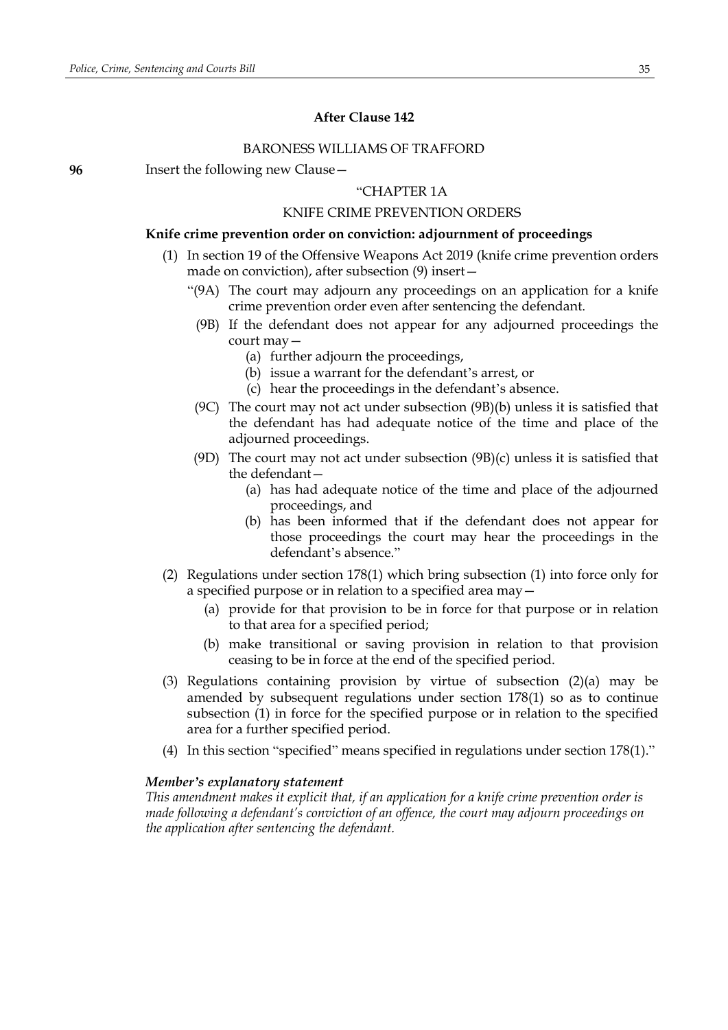**After Clause 142**

BARONESS WILLIAMS OF TRAFFORD

**96** Insert the following new Clause—

"CHAPTER 1A

KNIFE CRIME PREVENTION ORDERS

**Knife crime prevention order on conviction: adjournment of proceedings**

(1) In section 19 of the Offensive Weapons Act 2019 (knife crime prevention orders made on conviction), after subsection (9) insert—

"(9A) The court may adjourn any proceedings on an application for a knife crime prevention order even after sentencing the defendant.

(9B) If the defendant does not appear for any adjourned proceedings the court may—

(a) further adjourn the proceedings,

(b) issue a warrant for the defendant's arrest, or

(c) hear the proceedings in the defendant's absence.

(9C) The court may not act under subsection (9B)(b) unless it is satisfied that the defendant has had adequate notice of the time and place of the adjourned proceedings.

(9D) The court may not act under subsection (9B)(c) unless it is satisfied that the defendant—

(a) has had adequate notice of the time and place of the adjourned proceedings, and

(b) has been informed that if the defendant does not appear for those proceedings the court may hear the proceedings in the defendant's absence."

(2) Regulations under section 178(1) which bring subsection (1) into force only for a specified purpose or in relation to a specified area may—

(a) provide for that provision to be in force for that purpose or in relation to that area for a specified period;

(b) make transitional or saving provision in relation to that provision ceasing to be in force at the end of the specified period.

(3) Regulations containing provision by virtue of subsection (2)(a) may be amended by subsequent regulations under section 178(1) so as to continue subsection (1) in force for the specified purpose or in relation to the specified area for a further specified period.

(4) In this section "specified" means specified in regulations under section 178(1)."

***Member's explanatory statement***

*This amendment makes it explicit that, if an application for a knife crime prevention order is made following a defendant's conviction of an offence, the court may adjourn proceedings on the application after sentencing the defendant.*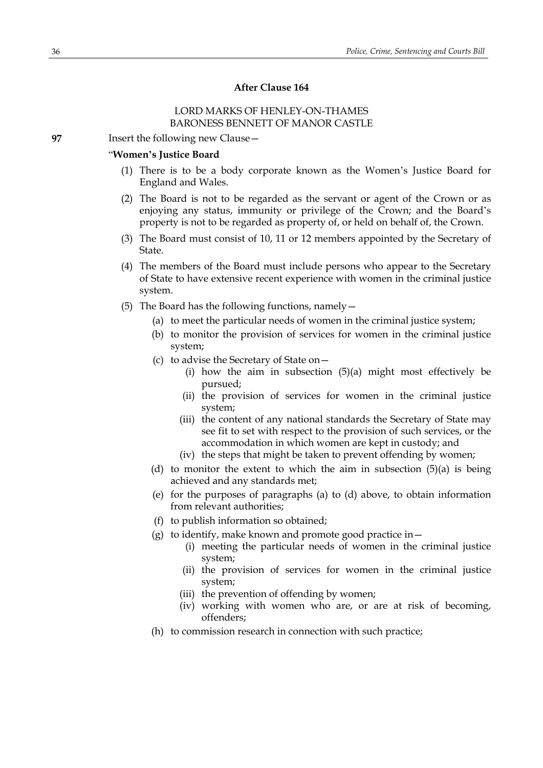**After Clause 164**

LORD MARKS OF HENLEY-ON-THAMES
BARONESS BENNETT OF MANOR CASTLE

**97** Insert the following new Clause—

"**Women's Justice Board**

(1) There is to be a body corporate known as the Women's Justice Board for England and Wales.

(2) The Board is not to be regarded as the servant or agent of the Crown or as enjoying any status, immunity or privilege of the Crown; and the Board's property is not to be regarded as property of, or held on behalf of, the Crown.

(3) The Board must consist of 10, 11 or 12 members appointed by the Secretary of State.

(4) The members of the Board must include persons who appear to the Secretary of State to have extensive recent experience with women in the criminal justice system.

(5) The Board has the following functions, namely—

 (a) to meet the particular needs of women in the criminal justice system;

 (b) to monitor the provision of services for women in the criminal justice system;

 (c) to advise the Secretary of State on—

  (i) how the aim in subsection (5)(a) might most effectively be pursued;

  (ii) the provision of services for women in the criminal justice system;

  (iii) the content of any national standards the Secretary of State may see fit to set with respect to the provision of such services, or the accommodation in which women are kept in custody; and

  (iv) the steps that might be taken to prevent offending by women;

 (d) to monitor the extent to which the aim in subsection (5)(a) is being achieved and any standards met;

 (e) for the purposes of paragraphs (a) to (d) above, to obtain information from relevant authorities;

 (f) to publish information so obtained;

 (g) to identify, make known and promote good practice in—

  (i) meeting the particular needs of women in the criminal justice system;

  (ii) the provision of services for women in the criminal justice system;

  (iii) the prevention of offending by women;

  (iv) working with women who are, or are at risk of becoming, offenders;

 (h) to commission research in connection with such practice;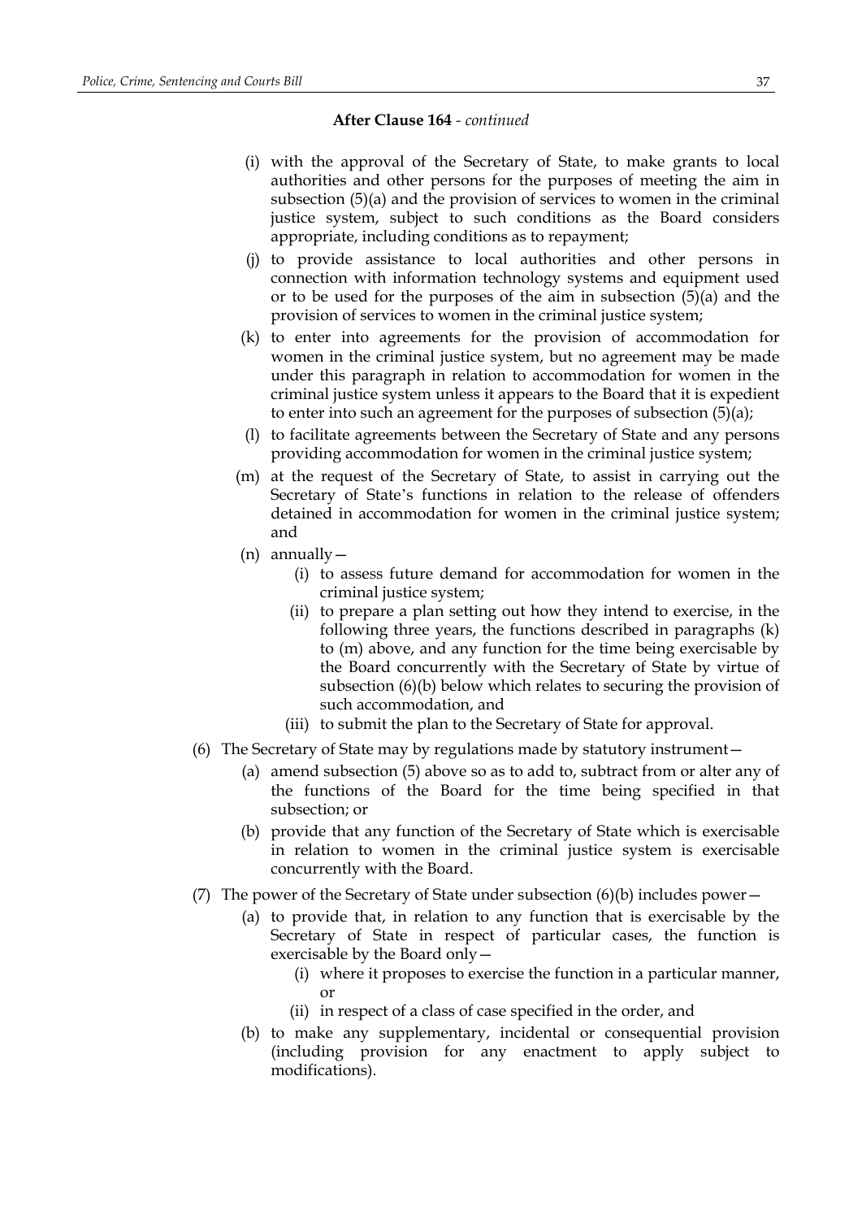**After Clause 164** - *continued*

(i) with the approval of the Secretary of State, to make grants to local authorities and other persons for the purposes of meeting the aim in subsection (5)(a) and the provision of services to women in the criminal justice system, subject to such conditions as the Board considers appropriate, including conditions as to repayment;

(j) to provide assistance to local authorities and other persons in connection with information technology systems and equipment used or to be used for the purposes of the aim in subsection (5)(a) and the provision of services to women in the criminal justice system;

(k) to enter into agreements for the provision of accommodation for women in the criminal justice system, but no agreement may be made under this paragraph in relation to accommodation for women in the criminal justice system unless it appears to the Board that it is expedient to enter into such an agreement for the purposes of subsection (5)(a);

(l) to facilitate agreements between the Secretary of State and any persons providing accommodation for women in the criminal justice system;

(m) at the request of the Secretary of State, to assist in carrying out the Secretary of State's functions in relation to the release of offenders detained in accommodation for women in the criminal justice system; and

(n) annually—

(i) to assess future demand for accommodation for women in the criminal justice system;

(ii) to prepare a plan setting out how they intend to exercise, in the following three years, the functions described in paragraphs (k) to (m) above, and any function for the time being exercisable by the Board concurrently with the Secretary of State by virtue of subsection (6)(b) below which relates to securing the provision of such accommodation, and

(iii) to submit the plan to the Secretary of State for approval.

(6) The Secretary of State may by regulations made by statutory instrument—

(a) amend subsection (5) above so as to add to, subtract from or alter any of the functions of the Board for the time being specified in that subsection; or

(b) provide that any function of the Secretary of State which is exercisable in relation to women in the criminal justice system is exercisable concurrently with the Board.

(7) The power of the Secretary of State under subsection (6)(b) includes power—

(a) to provide that, in relation to any function that is exercisable by the Secretary of State in respect of particular cases, the function is exercisable by the Board only—

(i) where it proposes to exercise the function in a particular manner, or

(ii) in respect of a class of case specified in the order, and

(b) to make any supplementary, incidental or consequential provision (including provision for any enactment to apply subject to modifications).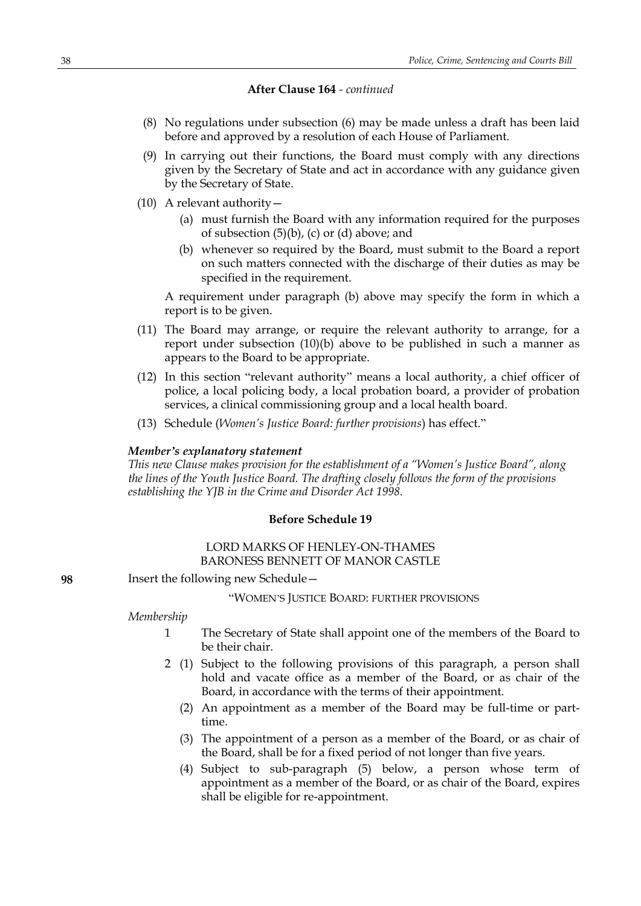**After Clause 164** - *continued*

(8) No regulations under subsection (6) may be made unless a draft has been laid before and approved by a resolution of each House of Parliament.

(9) In carrying out their functions, the Board must comply with any directions given by the Secretary of State and act in accordance with any guidance given by the Secretary of State.

(10) A relevant authority—

(a) must furnish the Board with any information required for the purposes of subsection (5)(b), (c) or (d) above; and

(b) whenever so required by the Board, must submit to the Board a report on such matters connected with the discharge of their duties as may be specified in the requirement.

A requirement under paragraph (b) above may specify the form in which a report is to be given.

(11) The Board may arrange, or require the relevant authority to arrange, for a report under subsection (10)(b) above to be published in such a manner as appears to the Board to be appropriate.

(12) In this section "relevant authority" means a local authority, a chief officer of police, a local policing body, a local probation board, a provider of probation services, a clinical commissioning group and a local health board.

(13) Schedule (*Women's Justice Board: further provisions*) has effect."

***Member's explanatory statement***

*This new Clause makes provision for the establishment of a "Women's Justice Board", along the lines of the Youth Justice Board. The drafting closely follows the form of the provisions establishing the YJB in the Crime and Disorder Act 1998.*

**Before Schedule 19**

LORD MARKS OF HENLEY-ON-THAMES
BARONESS BENNETT OF MANOR CASTLE

**98** Insert the following new Schedule—

"WOMEN'S JUSTICE BOARD: FURTHER PROVISIONS

*Membership*

1 The Secretary of State shall appoint one of the members of the Board to be their chair.

2 (1) Subject to the following provisions of this paragraph, a person shall hold and vacate office as a member of the Board, or as chair of the Board, in accordance with the terms of their appointment.

(2) An appointment as a member of the Board may be full-time or part-time.

(3) The appointment of a person as a member of the Board, or as chair of the Board, shall be for a fixed period of not longer than five years.

(4) Subject to sub-paragraph (5) below, a person whose term of appointment as a member of the Board, or as chair of the Board, expires shall be eligible for re-appointment.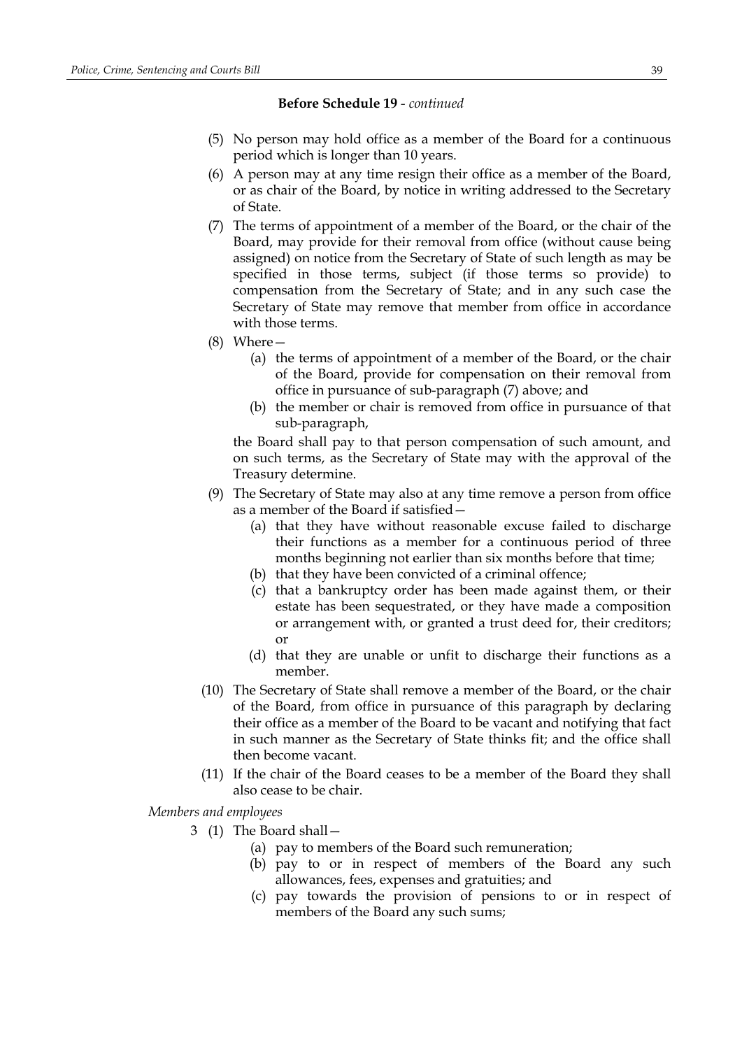**Before Schedule 19** - *continued*

(5) No person may hold office as a member of the Board for a continuous period which is longer than 10 years.

(6) A person may at any time resign their office as a member of the Board, or as chair of the Board, by notice in writing addressed to the Secretary of State.

(7) The terms of appointment of a member of the Board, or the chair of the Board, may provide for their removal from office (without cause being assigned) on notice from the Secretary of State of such length as may be specified in those terms, subject (if those terms so provide) to compensation from the Secretary of State; and in any such case the Secretary of State may remove that member from office in accordance with those terms.

(8) Where—

- (a) the terms of appointment of a member of the Board, or the chair of the Board, provide for compensation on their removal from office in pursuance of sub-paragraph (7) above; and
- (b) the member or chair is removed from office in pursuance of that sub-paragraph,

the Board shall pay to that person compensation of such amount, and on such terms, as the Secretary of State may with the approval of the Treasury determine.

(9) The Secretary of State may also at any time remove a person from office as a member of the Board if satisfied—

- (a) that they have without reasonable excuse failed to discharge their functions as a member for a continuous period of three months beginning not earlier than six months before that time;
- (b) that they have been convicted of a criminal offence;
- (c) that a bankruptcy order has been made against them, or their estate has been sequestrated, or they have made a composition or arrangement with, or granted a trust deed for, their creditors; or
- (d) that they are unable or unfit to discharge their functions as a member.

(10) The Secretary of State shall remove a member of the Board, or the chair of the Board, from office in pursuance of this paragraph by declaring their office as a member of the Board to be vacant and notifying that fact in such manner as the Secretary of State thinks fit; and the office shall then become vacant.

(11) If the chair of the Board ceases to be a member of the Board they shall also cease to be chair.

*Members and employees*

3 (1) The Board shall—

- (a) pay to members of the Board such remuneration;
- (b) pay to or in respect of members of the Board any such allowances, fees, expenses and gratuities; and
- (c) pay towards the provision of pensions to or in respect of members of the Board any such sums;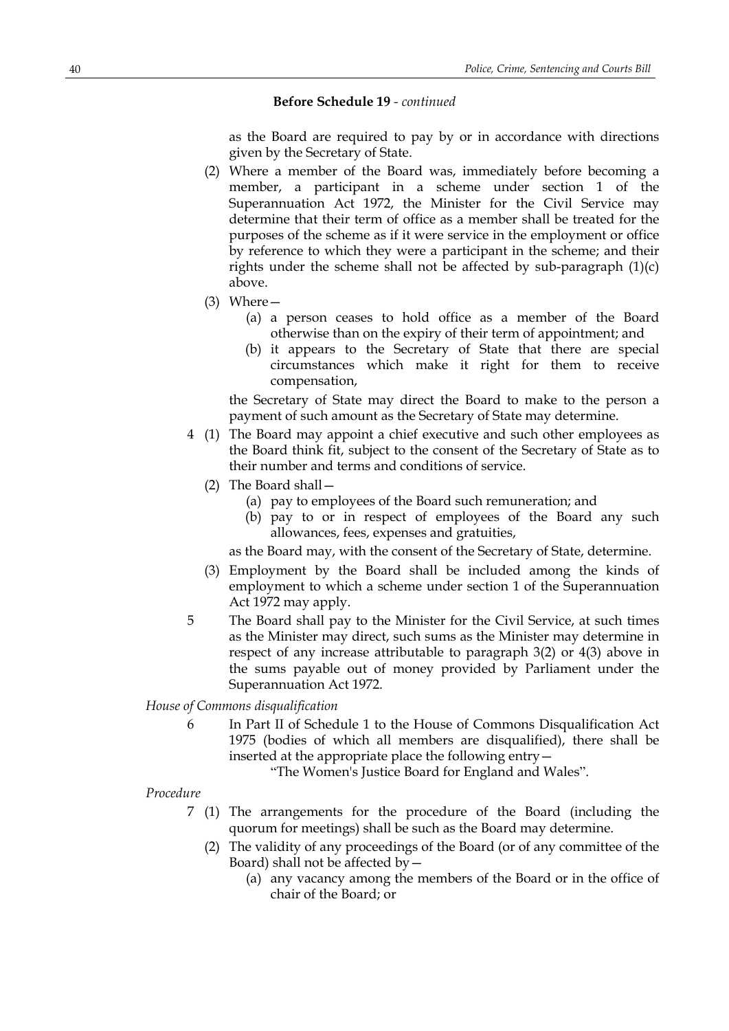**Before Schedule 19** - *continued*

as the Board are required to pay by or in accordance with directions given by the Secretary of State.

(2) Where a member of the Board was, immediately before becoming a member, a participant in a scheme under section 1 of the Superannuation Act 1972, the Minister for the Civil Service may determine that their term of office as a member shall be treated for the purposes of the scheme as if it were service in the employment or office by reference to which they were a participant in the scheme; and their rights under the scheme shall not be affected by sub-paragraph (1)(c) above.

(3) Where—

(a) a person ceases to hold office as a member of the Board otherwise than on the expiry of their term of appointment; and

(b) it appears to the Secretary of State that there are special circumstances which make it right for them to receive compensation,

the Secretary of State may direct the Board to make to the person a payment of such amount as the Secretary of State may determine.

4 (1) The Board may appoint a chief executive and such other employees as the Board think fit, subject to the consent of the Secretary of State as to their number and terms and conditions of service.

(2) The Board shall—

(a) pay to employees of the Board such remuneration; and

(b) pay to or in respect of employees of the Board any such allowances, fees, expenses and gratuities,

as the Board may, with the consent of the Secretary of State, determine.

(3) Employment by the Board shall be included among the kinds of employment to which a scheme under section 1 of the Superannuation Act 1972 may apply.

5 The Board shall pay to the Minister for the Civil Service, at such times as the Minister may direct, such sums as the Minister may determine in respect of any increase attributable to paragraph 3(2) or 4(3) above in the sums payable out of money provided by Parliament under the Superannuation Act 1972.

*House of Commons disqualification*

6 In Part II of Schedule 1 to the House of Commons Disqualification Act 1975 (bodies of which all members are disqualified), there shall be inserted at the appropriate place the following entry—

"The Women's Justice Board for England and Wales".

*Procedure*

7 (1) The arrangements for the procedure of the Board (including the quorum for meetings) shall be such as the Board may determine.

(2) The validity of any proceedings of the Board (or of any committee of the Board) shall not be affected by—

(a) any vacancy among the members of the Board or in the office of chair of the Board; or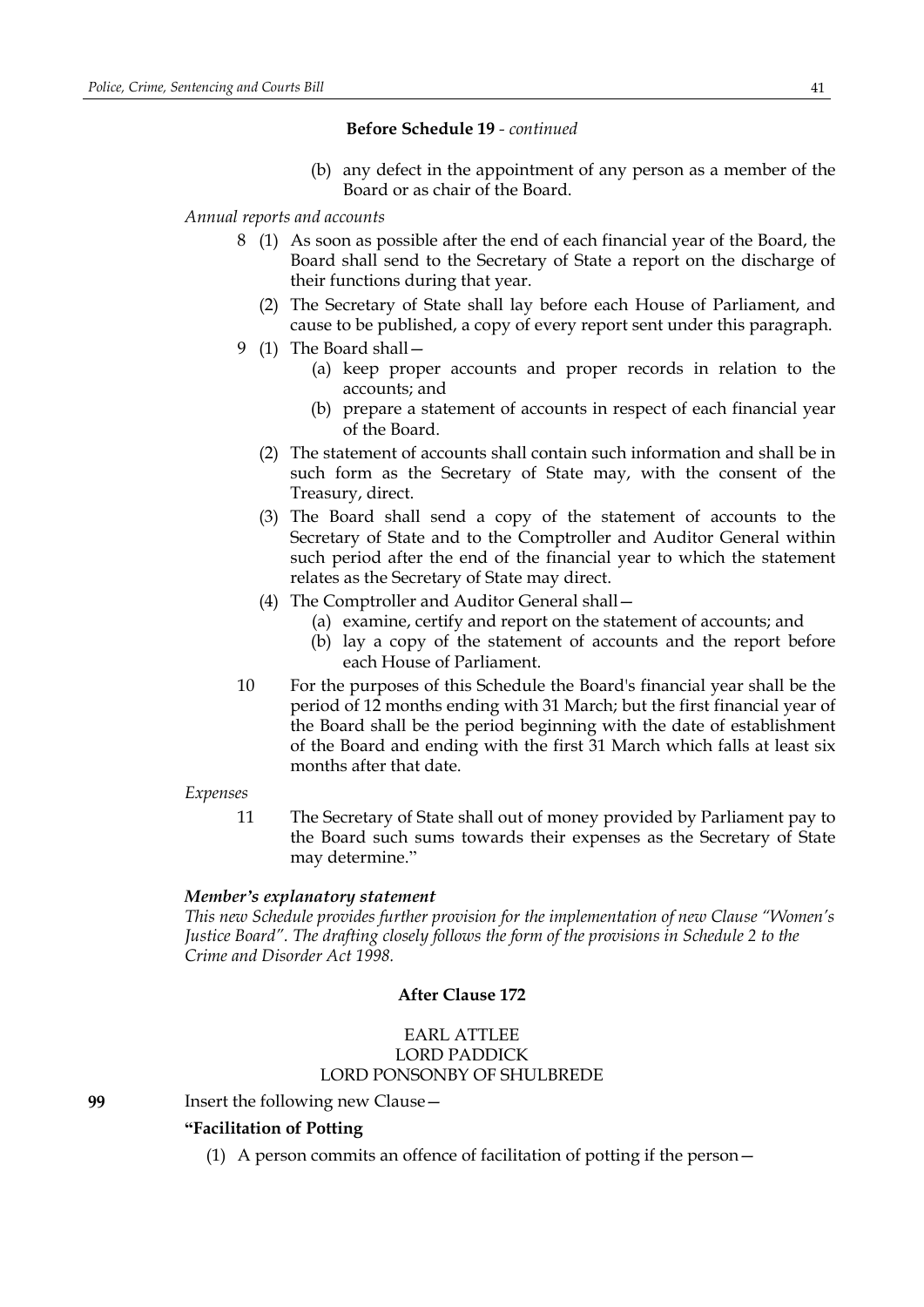**Before Schedule 19** - *continued*

(b) any defect in the appointment of any person as a member of the Board or as chair of the Board.

*Annual reports and accounts*

8 (1) As soon as possible after the end of each financial year of the Board, the Board shall send to the Secretary of State a report on the discharge of their functions during that year.

(2) The Secretary of State shall lay before each House of Parliament, and cause to be published, a copy of every report sent under this paragraph.

9 (1) The Board shall—

(a) keep proper accounts and proper records in relation to the accounts; and

(b) prepare a statement of accounts in respect of each financial year of the Board.

(2) The statement of accounts shall contain such information and shall be in such form as the Secretary of State may, with the consent of the Treasury, direct.

(3) The Board shall send a copy of the statement of accounts to the Secretary of State and to the Comptroller and Auditor General within such period after the end of the financial year to which the statement relates as the Secretary of State may direct.

(4) The Comptroller and Auditor General shall—

(a) examine, certify and report on the statement of accounts; and

(b) lay a copy of the statement of accounts and the report before each House of Parliament.

10 For the purposes of this Schedule the Board's financial year shall be the period of 12 months ending with 31 March; but the first financial year of the Board shall be the period beginning with the date of establishment of the Board and ending with the first 31 March which falls at least six months after that date.

*Expenses*

11 The Secretary of State shall out of money provided by Parliament pay to the Board such sums towards their expenses as the Secretary of State may determine."

***Member's explanatory statement***

*This new Schedule provides further provision for the implementation of new Clause "Women's Justice Board". The drafting closely follows the form of the provisions in Schedule 2 to the Crime and Disorder Act 1998.*

**After Clause 172**

EARL ATTLEE
LORD PADDICK
LORD PONSONBY OF SHULBREDE

**99** Insert the following new Clause—

**"Facilitation of Potting**

(1) A person commits an offence of facilitation of potting if the person—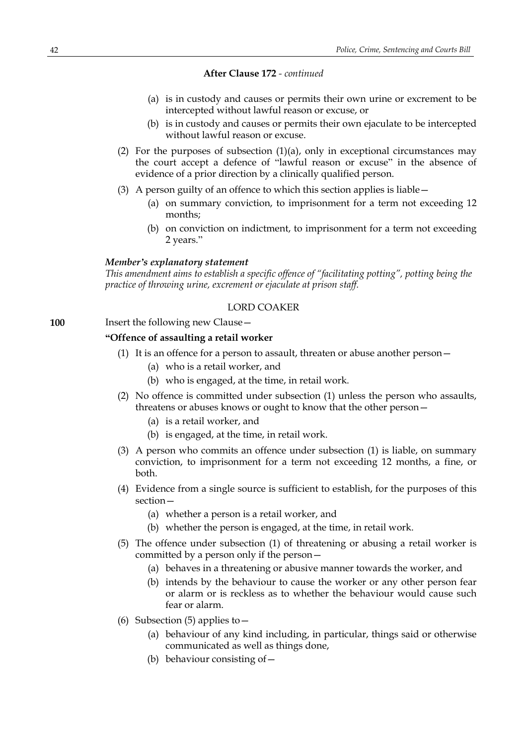**After Clause 172** - *continued*

(a) is in custody and causes or permits their own urine or excrement to be intercepted without lawful reason or excuse, or

(b) is in custody and causes or permits their own ejaculate to be intercepted without lawful reason or excuse.

(2) For the purposes of subsection (1)(a), only in exceptional circumstances may the court accept a defence of "lawful reason or excuse" in the absence of evidence of a prior direction by a clinically qualified person.

(3) A person guilty of an offence to which this section applies is liable—

(a) on summary conviction, to imprisonment for a term not exceeding 12 months;

(b) on conviction on indictment, to imprisonment for a term not exceeding 2 years."

***Member's explanatory statement***
*This amendment aims to establish a specific offence of "facilitating potting", potting being the practice of throwing urine, excrement or ejaculate at prison staff.*

LORD COAKER

**100** Insert the following new Clause—

**"Offence of assaulting a retail worker**

(1) It is an offence for a person to assault, threaten or abuse another person—

(a) who is a retail worker, and

(b) who is engaged, at the time, in retail work.

(2) No offence is committed under subsection (1) unless the person who assaults, threatens or abuses knows or ought to know that the other person—

(a) is a retail worker, and

(b) is engaged, at the time, in retail work.

(3) A person who commits an offence under subsection (1) is liable, on summary conviction, to imprisonment for a term not exceeding 12 months, a fine, or both.

(4) Evidence from a single source is sufficient to establish, for the purposes of this section—

(a) whether a person is a retail worker, and

(b) whether the person is engaged, at the time, in retail work.

(5) The offence under subsection (1) of threatening or abusing a retail worker is committed by a person only if the person—

(a) behaves in a threatening or abusive manner towards the worker, and

(b) intends by the behaviour to cause the worker or any other person fear or alarm or is reckless as to whether the behaviour would cause such fear or alarm.

(6) Subsection (5) applies to—

(a) behaviour of any kind including, in particular, things said or otherwise communicated as well as things done,

(b) behaviour consisting of—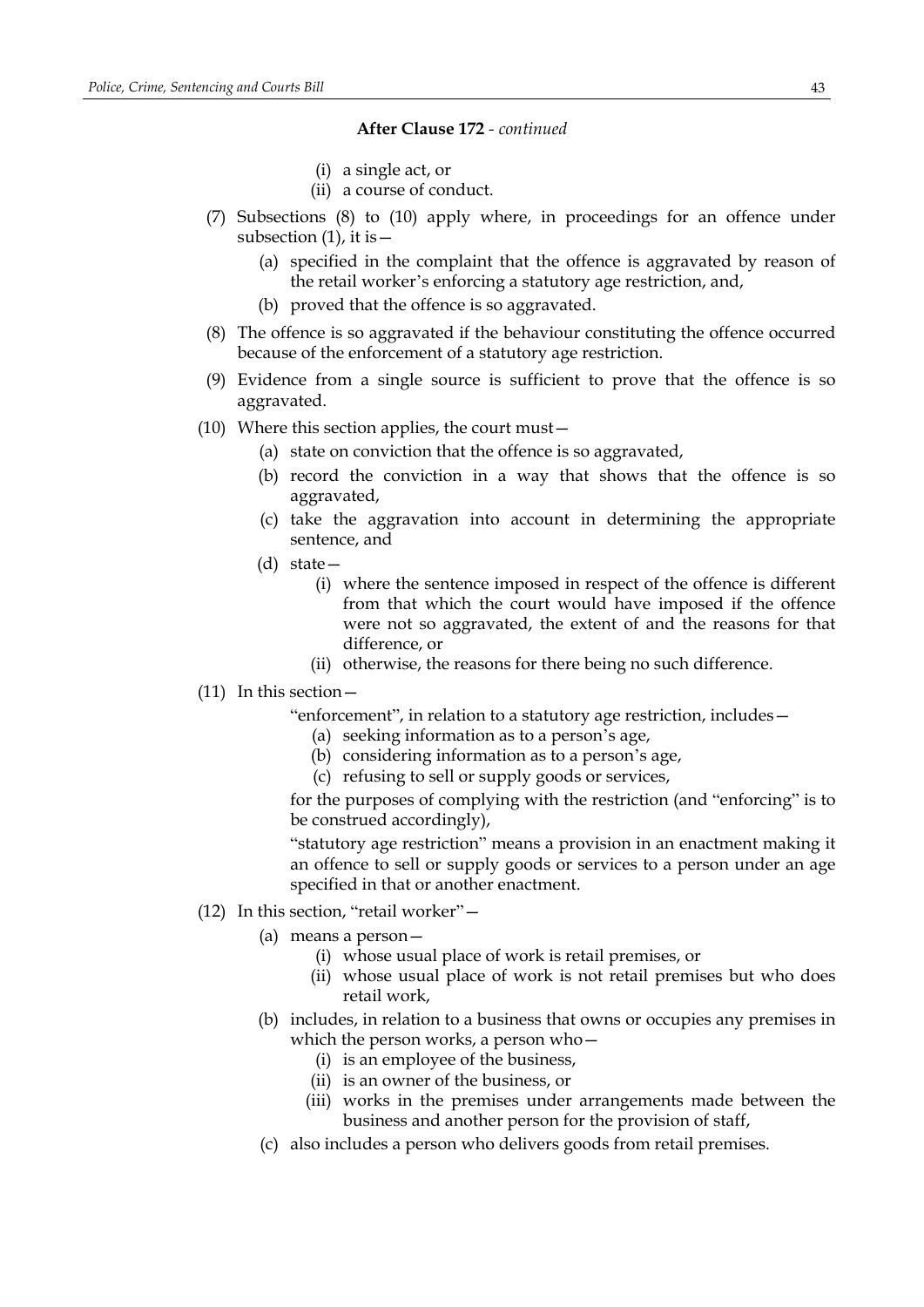**After Clause 172** - *continued*

(i) a single act, or

(ii) a course of conduct.

(7) Subsections (8) to (10) apply where, in proceedings for an offence under subsection (1), it is—

(a) specified in the complaint that the offence is aggravated by reason of the retail worker's enforcing a statutory age restriction, and,

(b) proved that the offence is so aggravated.

(8) The offence is so aggravated if the behaviour constituting the offence occurred because of the enforcement of a statutory age restriction.

(9) Evidence from a single source is sufficient to prove that the offence is so aggravated.

(10) Where this section applies, the court must—

(a) state on conviction that the offence is so aggravated,

(b) record the conviction in a way that shows that the offence is so aggravated,

(c) take the aggravation into account in determining the appropriate sentence, and

(d) state—

(i) where the sentence imposed in respect of the offence is different from that which the court would have imposed if the offence were not so aggravated, the extent of and the reasons for that difference, or

(ii) otherwise, the reasons for there being no such difference.

(11) In this section—

"enforcement", in relation to a statutory age restriction, includes—

(a) seeking information as to a person's age,

(b) considering information as to a person's age,

(c) refusing to sell or supply goods or services,

for the purposes of complying with the restriction (and "enforcing" is to be construed accordingly),

"statutory age restriction" means a provision in an enactment making it an offence to sell or supply goods or services to a person under an age specified in that or another enactment.

(12) In this section, "retail worker"—

(a) means a person—

(i) whose usual place of work is retail premises, or

(ii) whose usual place of work is not retail premises but who does retail work,

(b) includes, in relation to a business that owns or occupies any premises in which the person works, a person who—

(i) is an employee of the business,

(ii) is an owner of the business, or

(iii) works in the premises under arrangements made between the business and another person for the provision of staff,

(c) also includes a person who delivers goods from retail premises.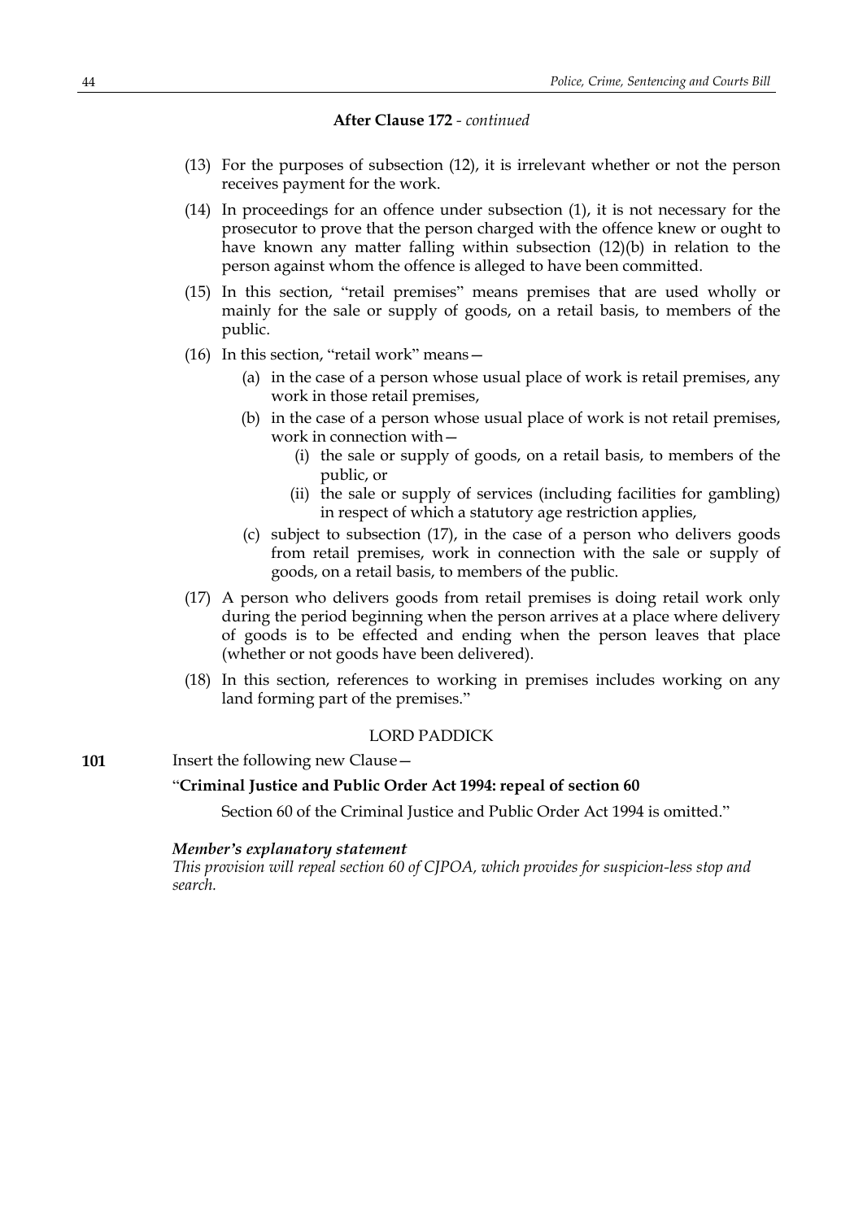**After Clause 172** - *continued*

(13) For the purposes of subsection (12), it is irrelevant whether or not the person receives payment for the work.

(14) In proceedings for an offence under subsection (1), it is not necessary for the prosecutor to prove that the person charged with the offence knew or ought to have known any matter falling within subsection (12)(b) in relation to the person against whom the offence is alleged to have been committed.

(15) In this section, "retail premises" means premises that are used wholly or mainly for the sale or supply of goods, on a retail basis, to members of the public.

(16) In this section, "retail work" means—

- (a) in the case of a person whose usual place of work is retail premises, any work in those retail premises,
- (b) in the case of a person whose usual place of work is not retail premises, work in connection with—
  - (i) the sale or supply of goods, on a retail basis, to members of the public, or
  - (ii) the sale or supply of services (including facilities for gambling) in respect of which a statutory age restriction applies,
- (c) subject to subsection (17), in the case of a person who delivers goods from retail premises, work in connection with the sale or supply of goods, on a retail basis, to members of the public.

(17) A person who delivers goods from retail premises is doing retail work only during the period beginning when the person arrives at a place where delivery of goods is to be effected and ending when the person leaves that place (whether or not goods have been delivered).

(18) In this section, references to working in premises includes working on any land forming part of the premises."

LORD PADDICK

**101** Insert the following new Clause—

"**Criminal Justice and Public Order Act 1994: repeal of section 60**

Section 60 of the Criminal Justice and Public Order Act 1994 is omitted."

***Member's explanatory statement***

*This provision will repeal section 60 of CJPOA, which provides for suspicion-less stop and search.*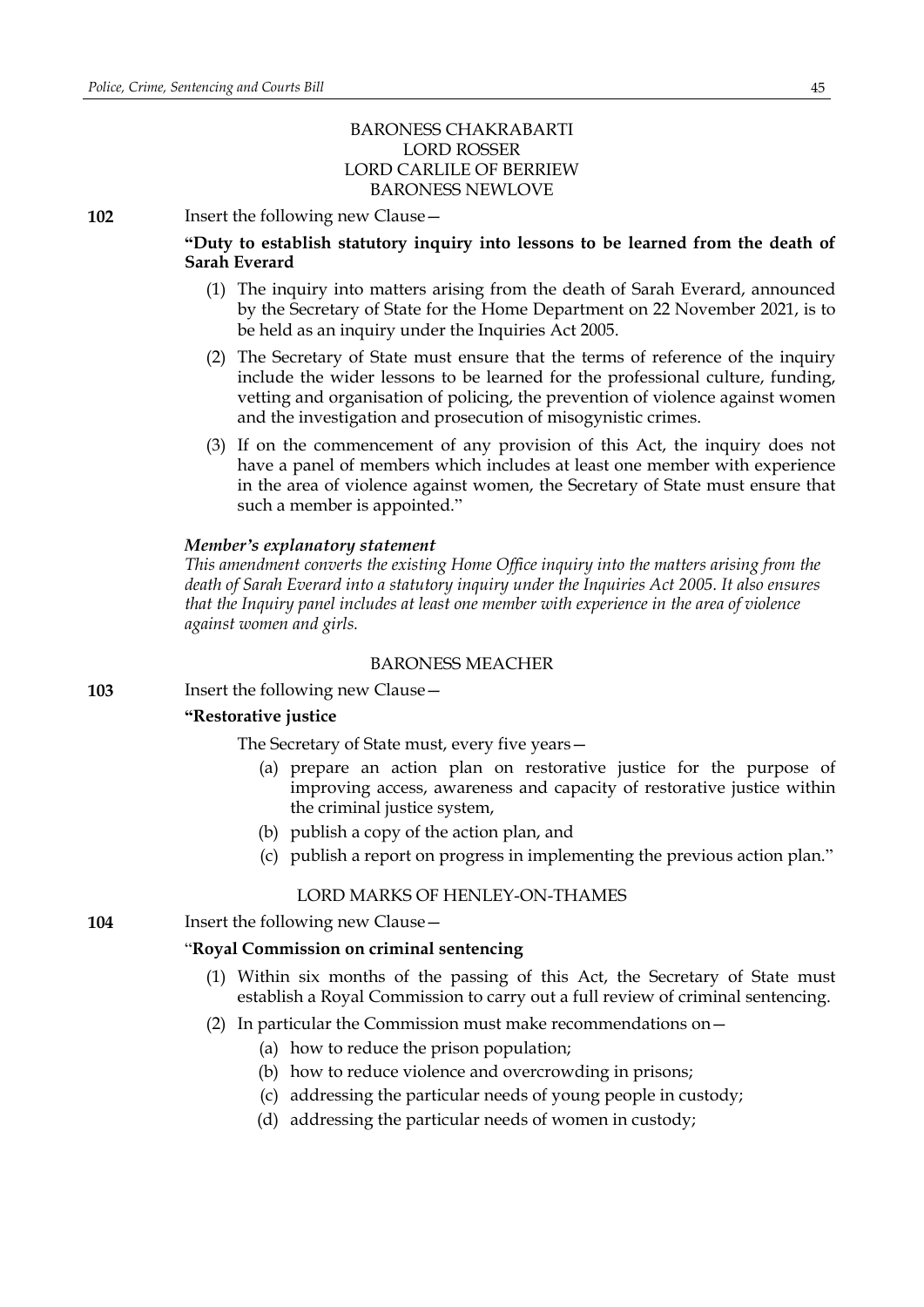BARONESS CHAKRABARTI
LORD ROSSER
LORD CARLILE OF BERRIEW
BARONESS NEWLOVE

**102** Insert the following new Clause—

**"Duty to establish statutory inquiry into lessons to be learned from the death of Sarah Everard**

(1) The inquiry into matters arising from the death of Sarah Everard, announced by the Secretary of State for the Home Department on 22 November 2021, is to be held as an inquiry under the Inquiries Act 2005.

(2) The Secretary of State must ensure that the terms of reference of the inquiry include the wider lessons to be learned for the professional culture, funding, vetting and organisation of policing, the prevention of violence against women and the investigation and prosecution of misogynistic crimes.

(3) If on the commencement of any provision of this Act, the inquiry does not have a panel of members which includes at least one member with experience in the area of violence against women, the Secretary of State must ensure that such a member is appointed."

***Member's explanatory statement***

*This amendment converts the existing Home Office inquiry into the matters arising from the death of Sarah Everard into a statutory inquiry under the Inquiries Act 2005. It also ensures that the Inquiry panel includes at least one member with experience in the area of violence against women and girls.*

BARONESS MEACHER

**103** Insert the following new Clause—

**"Restorative justice**

The Secretary of State must, every five years—

(a) prepare an action plan on restorative justice for the purpose of improving access, awareness and capacity of restorative justice within the criminal justice system,

(b) publish a copy of the action plan, and

(c) publish a report on progress in implementing the previous action plan."

LORD MARKS OF HENLEY-ON-THAMES

**104** Insert the following new Clause—

"**Royal Commission on criminal sentencing**

(1) Within six months of the passing of this Act, the Secretary of State must establish a Royal Commission to carry out a full review of criminal sentencing.

(2) In particular the Commission must make recommendations on—

(a) how to reduce the prison population;

(b) how to reduce violence and overcrowding in prisons;

(c) addressing the particular needs of young people in custody;

(d) addressing the particular needs of women in custody;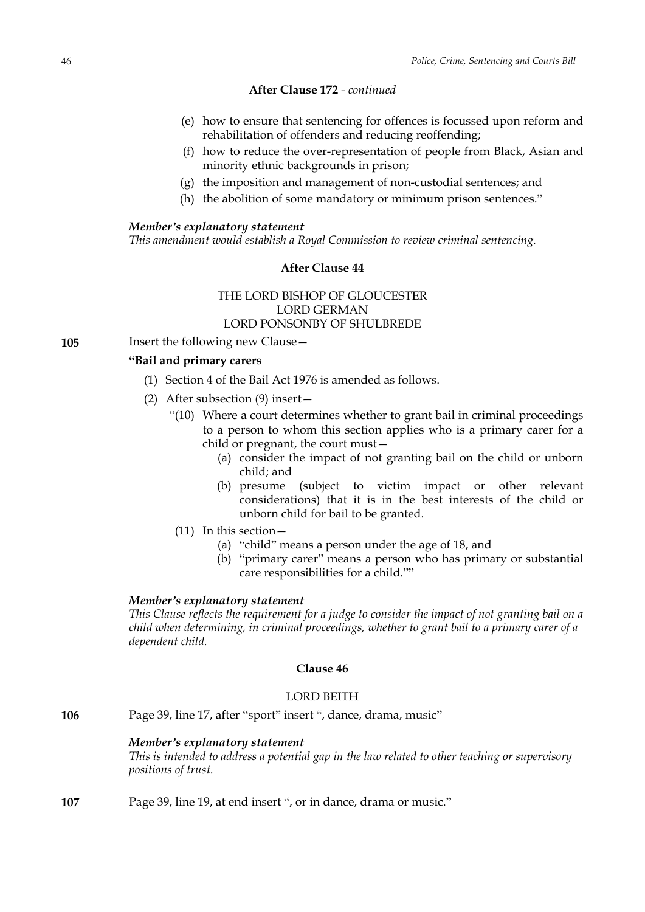**After Clause 172** - *continued*

(e) how to ensure that sentencing for offences is focussed upon reform and rehabilitation of offenders and reducing reoffending;

(f) how to reduce the over-representation of people from Black, Asian and minority ethnic backgrounds in prison;

(g) the imposition and management of non-custodial sentences; and

(h) the abolition of some mandatory or minimum prison sentences."

***Member's explanatory statement***

*This amendment would establish a Royal Commission to review criminal sentencing.*

**After Clause 44**

THE LORD BISHOP OF GLOUCESTER
LORD GERMAN
LORD PONSONBY OF SHULBREDE

**105** Insert the following new Clause—

**"Bail and primary carers**

(1) Section 4 of the Bail Act 1976 is amended as follows.

(2) After subsection (9) insert—

"(10) Where a court determines whether to grant bail in criminal proceedings to a person to whom this section applies who is a primary carer for a child or pregnant, the court must—

(a) consider the impact of not granting bail on the child or unborn child; and

(b) presume (subject to victim impact or other relevant considerations) that it is in the best interests of the child or unborn child for bail to be granted.

(11) In this section—

(a) "child" means a person under the age of 18, and

(b) "primary carer" means a person who has primary or substantial care responsibilities for a child.""

***Member's explanatory statement***

*This Clause reflects the requirement for a judge to consider the impact of not granting bail on a child when determining, in criminal proceedings, whether to grant bail to a primary carer of a dependent child.*

**Clause 46**

LORD BEITH

**106** Page 39, line 17, after "sport" insert ", dance, drama, music"

***Member's explanatory statement***

*This is intended to address a potential gap in the law related to other teaching or supervisory positions of trust.*

**107** Page 39, line 19, at end insert ", or in dance, drama or music."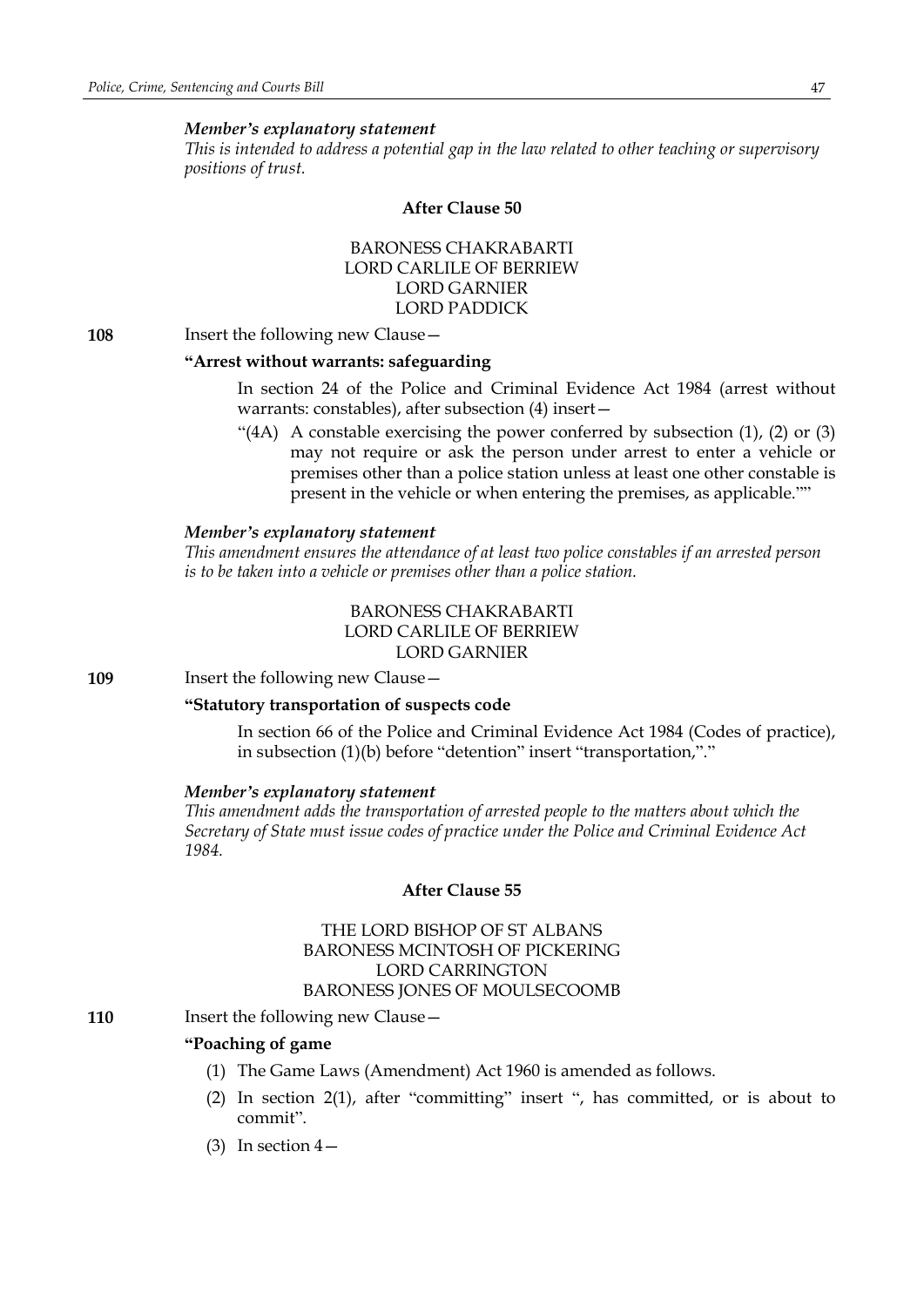*Member's explanatory statement*

*This is intended to address a potential gap in the law related to other teaching or supervisory positions of trust.*

**After Clause 50**

BARONESS CHAKRABARTI
LORD CARLILE OF BERRIEW
LORD GARNIER
LORD PADDICK

**108** Insert the following new Clause—

**"Arrest without warrants: safeguarding**

In section 24 of the Police and Criminal Evidence Act 1984 (arrest without warrants: constables), after subsection (4) insert—

"(4A) A constable exercising the power conferred by subsection (1), (2) or (3) may not require or ask the person under arrest to enter a vehicle or premises other than a police station unless at least one other constable is present in the vehicle or when entering the premises, as applicable.""

*Member's explanatory statement*

*This amendment ensures the attendance of at least two police constables if an arrested person is to be taken into a vehicle or premises other than a police station.*

BARONESS CHAKRABARTI
LORD CARLILE OF BERRIEW
LORD GARNIER

**109** Insert the following new Clause—

**"Statutory transportation of suspects code**

In section 66 of the Police and Criminal Evidence Act 1984 (Codes of practice), in subsection (1)(b) before "detention" insert "transportation,"."

*Member's explanatory statement*

*This amendment adds the transportation of arrested people to the matters about which the Secretary of State must issue codes of practice under the Police and Criminal Evidence Act 1984.*

**After Clause 55**

THE LORD BISHOP OF ST ALBANS
BARONESS MCINTOSH OF PICKERING
LORD CARRINGTON
BARONESS JONES OF MOULSECOOMB

**110** Insert the following new Clause—

**"Poaching of game**

(1) The Game Laws (Amendment) Act 1960 is amended as follows.

(2) In section 2(1), after "committing" insert ", has committed, or is about to commit".

(3) In section 4—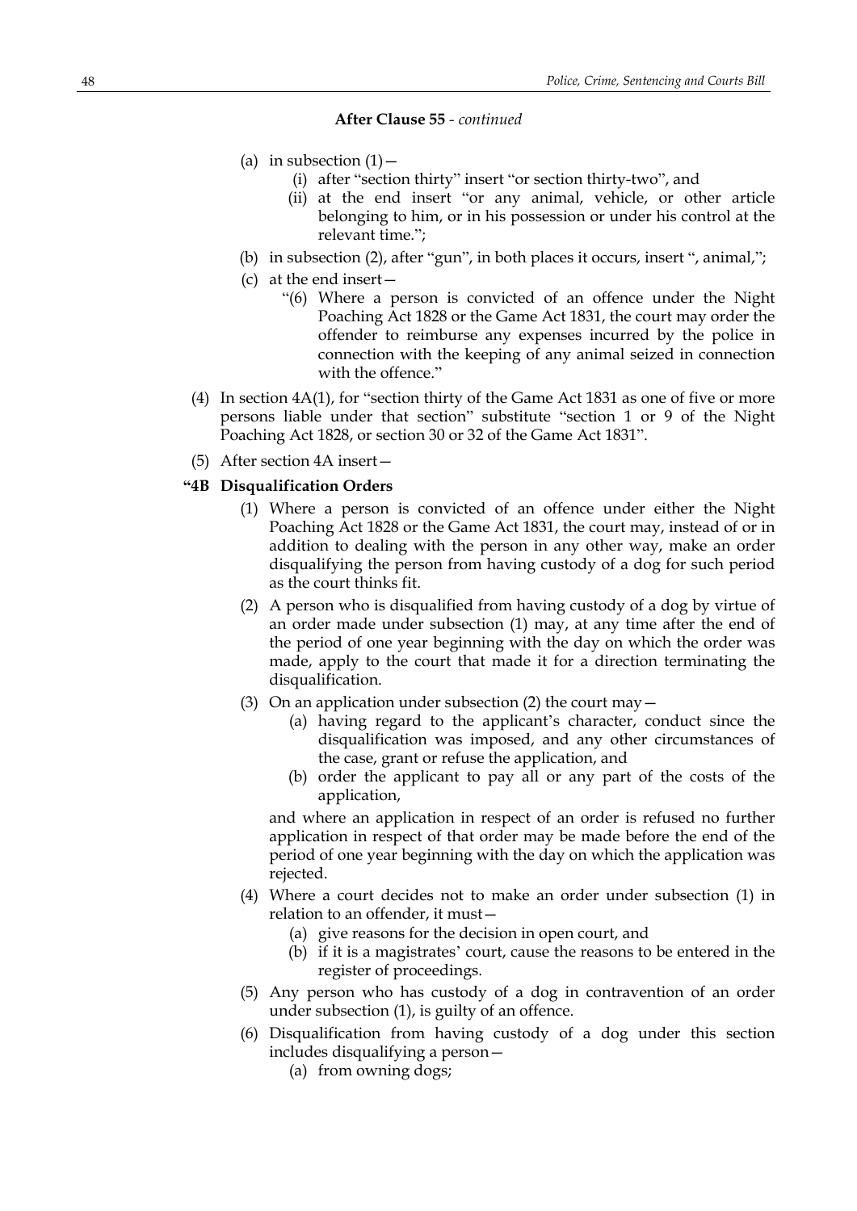**After Clause 55** - *continued*

- (a) in subsection (1)—
  - (i) after “section thirty” insert “or section thirty-two”, and
  - (ii) at the end insert “or any animal, vehicle, or other article belonging to him, or in his possession or under his control at the relevant time.”;
- (b) in subsection (2), after “gun”, in both places it occurs, insert “, animal,”;
- (c) at the end insert—
  - “(6) Where a person is convicted of an offence under the Night Poaching Act 1828 or the Game Act 1831, the court may order the offender to reimburse any expenses incurred by the police in connection with the keeping of any animal seized in connection with the offence.”

(4) In section 4A(1), for “section thirty of the Game Act 1831 as one of five or more persons liable under that section” substitute “section 1 or 9 of the Night Poaching Act 1828, or section 30 or 32 of the Game Act 1831”.

(5) After section 4A insert—

**“4B Disqualification Orders**

(1) Where a person is convicted of an offence under either the Night Poaching Act 1828 or the Game Act 1831, the court may, instead of or in addition to dealing with the person in any other way, make an order disqualifying the person from having custody of a dog for such period as the court thinks fit.

(2) A person who is disqualified from having custody of a dog by virtue of an order made under subsection (1) may, at any time after the end of the period of one year beginning with the day on which the order was made, apply to the court that made it for a direction terminating the disqualification.

(3) On an application under subsection (2) the court may—
  - (a) having regard to the applicant’s character, conduct since the disqualification was imposed, and any other circumstances of the case, grant or refuse the application, and
  - (b) order the applicant to pay all or any part of the costs of the application,

and where an application in respect of an order is refused no further application in respect of that order may be made before the end of the period of one year beginning with the day on which the application was rejected.

(4) Where a court decides not to make an order under subsection (1) in relation to an offender, it must—
  - (a) give reasons for the decision in open court, and
  - (b) if it is a magistrates’ court, cause the reasons to be entered in the register of proceedings.

(5) Any person who has custody of a dog in contravention of an order under subsection (1), is guilty of an offence.

(6) Disqualification from having custody of a dog under this section includes disqualifying a person—
  - (a) from owning dogs;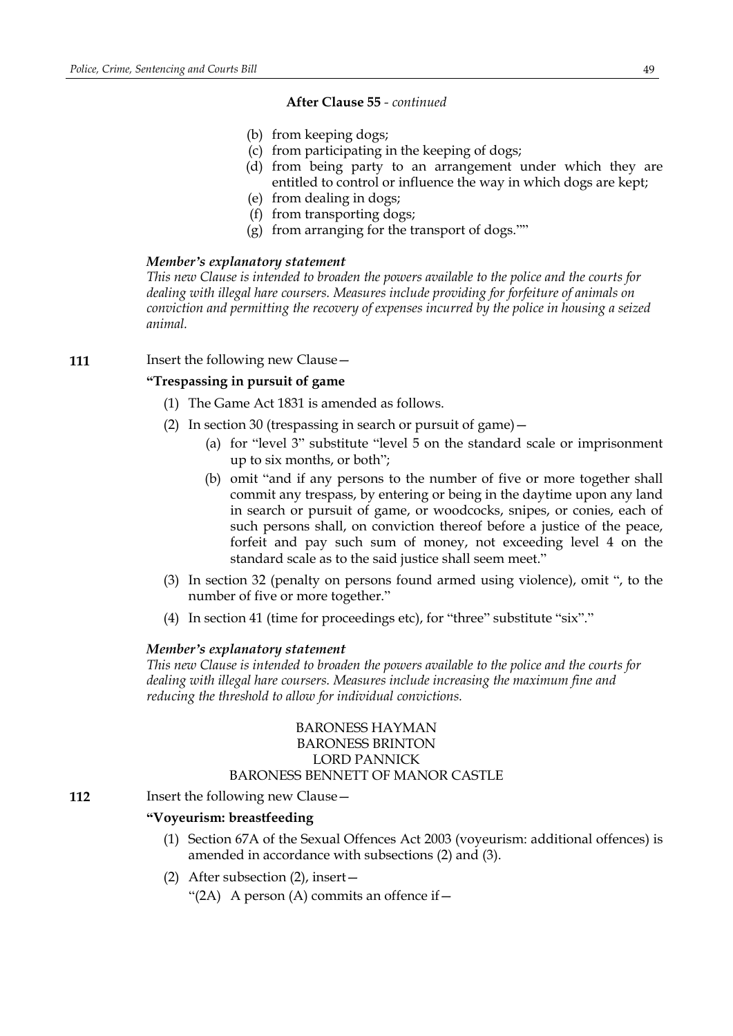**After Clause 55** - *continued*

- (b) from keeping dogs;
- (c) from participating in the keeping of dogs;
- (d) from being party to an arrangement under which they are entitled to control or influence the way in which dogs are kept;
- (e) from dealing in dogs;
- (f) from transporting dogs;
- (g) from arranging for the transport of dogs.""

***Member's explanatory statement***

*This new Clause is intended to broaden the powers available to the police and the courts for dealing with illegal hare coursers. Measures include providing for forfeiture of animals on conviction and permitting the recovery of expenses incurred by the police in housing a seized animal.*

**111** Insert the following new Clause—

**"Trespassing in pursuit of game**

(1) The Game Act 1831 is amended as follows.

(2) In section 30 (trespassing in search or pursuit of game)—

- (a) for "level 3" substitute "level 5 on the standard scale or imprisonment up to six months, or both";
- (b) omit "and if any persons to the number of five or more together shall commit any trespass, by entering or being in the daytime upon any land in search or pursuit of game, or woodcocks, snipes, or conies, each of such persons shall, on conviction thereof before a justice of the peace, forfeit and pay such sum of money, not exceeding level 4 on the standard scale as to the said justice shall seem meet."

(3) In section 32 (penalty on persons found armed using violence), omit ", to the number of five or more together."

(4) In section 41 (time for proceedings etc), for "three" substitute "six"."

***Member's explanatory statement***

*This new Clause is intended to broaden the powers available to the police and the courts for dealing with illegal hare coursers. Measures include increasing the maximum fine and reducing the threshold to allow for individual convictions.*

BARONESS HAYMAN
BARONESS BRINTON
LORD PANNICK
BARONESS BENNETT OF MANOR CASTLE

**112** Insert the following new Clause—

**"Voyeurism: breastfeeding**

(1) Section 67A of the Sexual Offences Act 2003 (voyeurism: additional offences) is amended in accordance with subsections (2) and (3).

(2) After subsection (2), insert—

"(2A) A person (A) commits an offence if—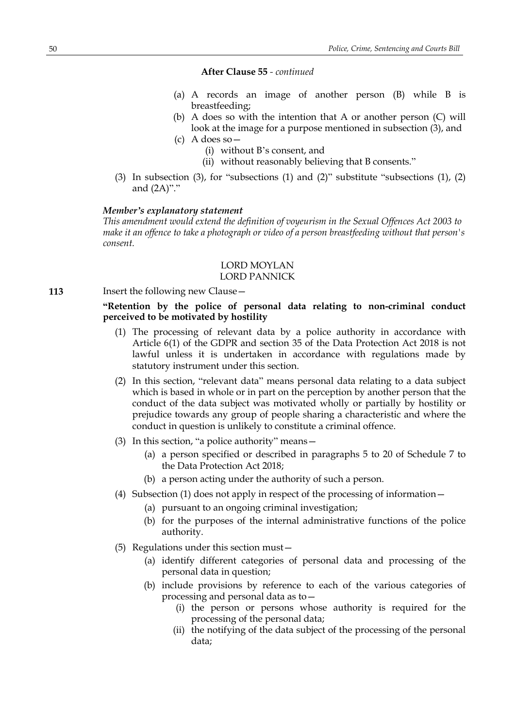**After Clause 55** - *continued*

- (a) A records an image of another person (B) while B is breastfeeding;
- (b) A does so with the intention that A or another person (C) will look at the image for a purpose mentioned in subsection (3), and
- (c) A does so—
  - (i) without B's consent, and
  - (ii) without reasonably believing that B consents."

(3) In subsection (3), for "subsections (1) and (2)" substitute "subsections (1), (2) and (2A)"."

***Member's explanatory statement***

*This amendment would extend the definition of voyeurism in the Sexual Offences Act 2003 to make it an offence to take a photograph or video of a person breastfeeding without that person's consent.*

LORD MOYLAN
LORD PANNICK

**113** Insert the following new Clause—

**"Retention by the police of personal data relating to non-criminal conduct perceived to be motivated by hostility**

(1) The processing of relevant data by a police authority in accordance with Article 6(1) of the GDPR and section 35 of the Data Protection Act 2018 is not lawful unless it is undertaken in accordance with regulations made by statutory instrument under this section.

(2) In this section, "relevant data" means personal data relating to a data subject which is based in whole or in part on the perception by another person that the conduct of the data subject was motivated wholly or partially by hostility or prejudice towards any group of people sharing a characteristic and where the conduct in question is unlikely to constitute a criminal offence.

(3) In this section, "a police authority" means—
- (a) a person specified or described in paragraphs 5 to 20 of Schedule 7 to the Data Protection Act 2018;
- (b) a person acting under the authority of such a person.

(4) Subsection (1) does not apply in respect of the processing of information—
- (a) pursuant to an ongoing criminal investigation;
- (b) for the purposes of the internal administrative functions of the police authority.

(5) Regulations under this section must—
- (a) identify different categories of personal data and processing of the personal data in question;
- (b) include provisions by reference to each of the various categories of processing and personal data as to—
  - (i) the person or persons whose authority is required for the processing of the personal data;
  - (ii) the notifying of the data subject of the processing of the personal data;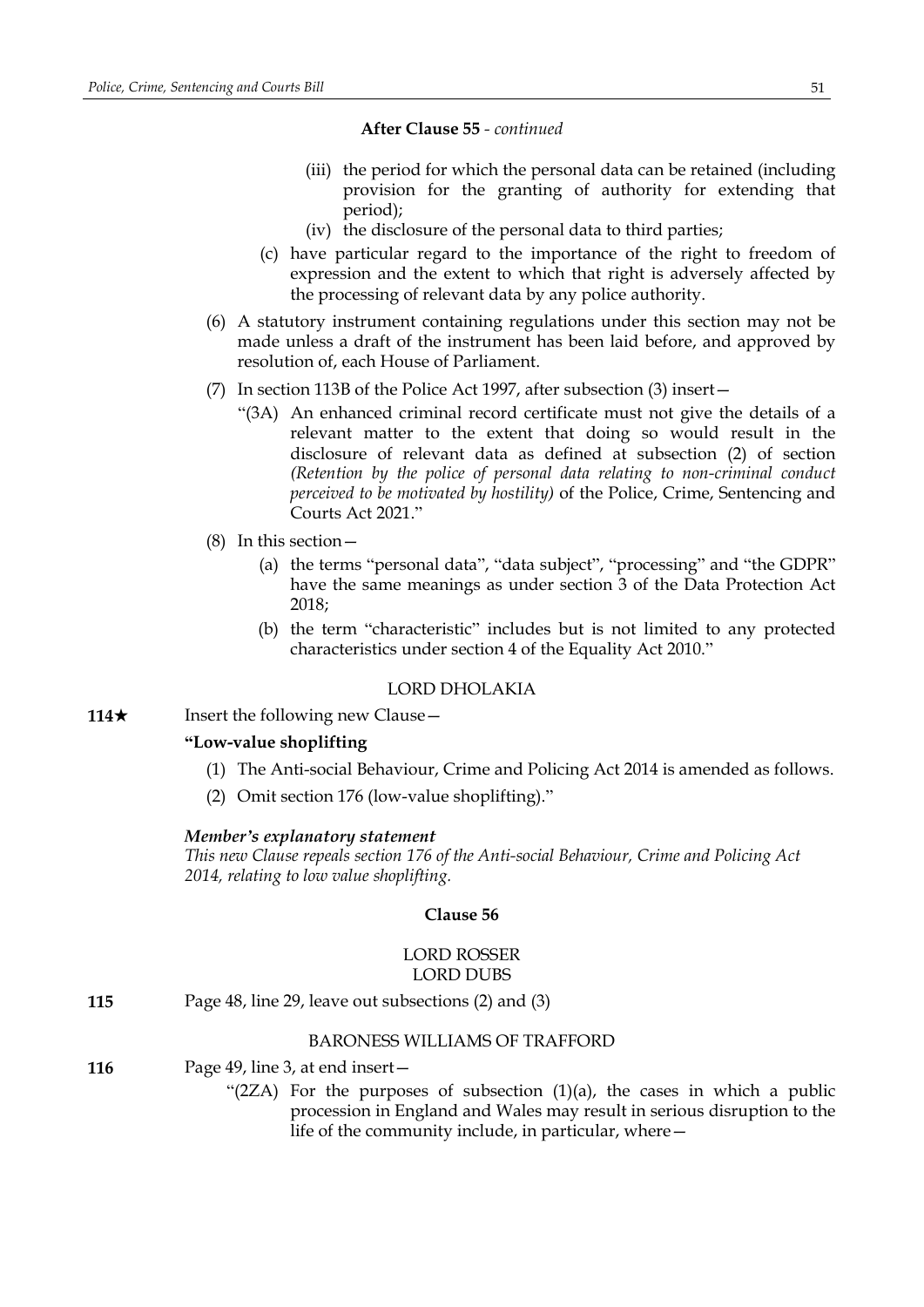**After Clause 55** - *continued*

(iii) the period for which the personal data can be retained (including provision for the granting of authority for extending that period);

(iv) the disclosure of the personal data to third parties;

(c) have particular regard to the importance of the right to freedom of expression and the extent to which that right is adversely affected by the processing of relevant data by any police authority.

(6) A statutory instrument containing regulations under this section may not be made unless a draft of the instrument has been laid before, and approved by resolution of, each House of Parliament.

(7) In section 113B of the Police Act 1997, after subsection (3) insert—

"(3A) An enhanced criminal record certificate must not give the details of a relevant matter to the extent that doing so would result in the disclosure of relevant data as defined at subsection (2) of section *(Retention by the police of personal data relating to non-criminal conduct perceived to be motivated by hostility)* of the Police, Crime, Sentencing and Courts Act 2021."

(8) In this section—

(a) the terms "personal data", "data subject", "processing" and "the GDPR" have the same meanings as under section 3 of the Data Protection Act 2018;

(b) the term "characteristic" includes but is not limited to any protected characteristics under section 4 of the Equality Act 2010."

LORD DHOLAKIA

**114★** Insert the following new Clause—

**"Low-value shoplifting**

(1) The Anti-social Behaviour, Crime and Policing Act 2014 is amended as follows.

(2) Omit section 176 (low-value shoplifting)."

***Member's explanatory statement***
*This new Clause repeals section 176 of the Anti-social Behaviour, Crime and Policing Act 2014, relating to low value shoplifting.*

**Clause 56**

LORD ROSSER
LORD DUBS

**115** Page 48, line 29, leave out subsections (2) and (3)

BARONESS WILLIAMS OF TRAFFORD

**116** Page 49, line 3, at end insert—

"(2ZA) For the purposes of subsection (1)(a), the cases in which a public procession in England and Wales may result in serious disruption to the life of the community include, in particular, where—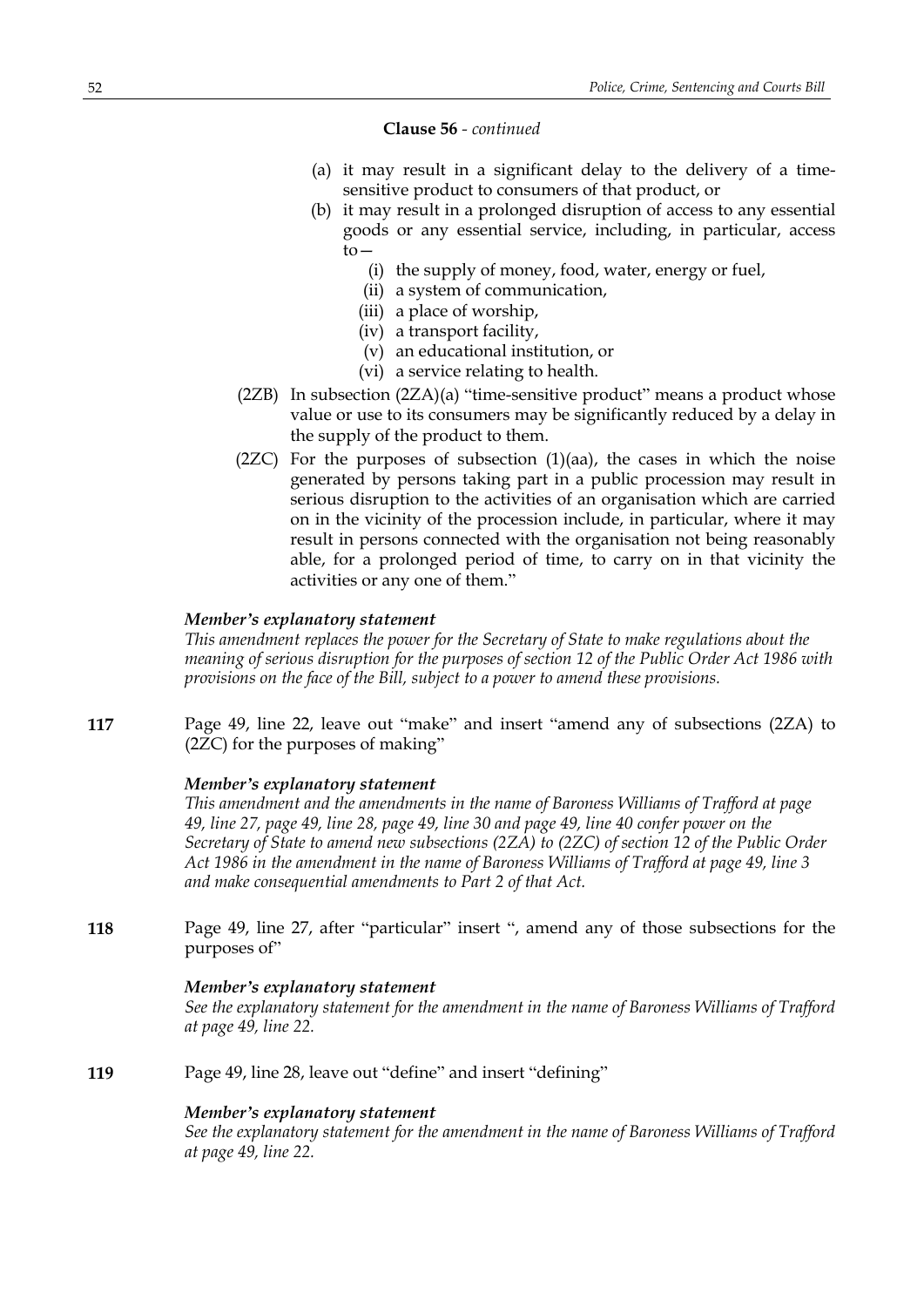**Clause 56** - *continued*

(a) it may result in a significant delay to the delivery of a time-sensitive product to consumers of that product, or

(b) it may result in a prolonged disruption of access to any essential goods or any essential service, including, in particular, access to—

(i) the supply of money, food, water, energy or fuel,

(ii) a system of communication,

(iii) a place of worship,

(iv) a transport facility,

(v) an educational institution, or

(vi) a service relating to health.

(2ZB) In subsection (2ZA)(a) "time-sensitive product" means a product whose value or use to its consumers may be significantly reduced by a delay in the supply of the product to them.

(2ZC) For the purposes of subsection (1)(aa), the cases in which the noise generated by persons taking part in a public procession may result in serious disruption to the activities of an organisation which are carried on in the vicinity of the procession include, in particular, where it may result in persons connected with the organisation not being reasonably able, for a prolonged period of time, to carry on in that vicinity the activities or any one of them."

***Member's explanatory statement***

*This amendment replaces the power for the Secretary of State to make regulations about the meaning of serious disruption for the purposes of section 12 of the Public Order Act 1986 with provisions on the face of the Bill, subject to a power to amend these provisions.*

**117** Page 49, line 22, leave out "make" and insert "amend any of subsections (2ZA) to (2ZC) for the purposes of making"

***Member's explanatory statement***

*This amendment and the amendments in the name of Baroness Williams of Trafford at page 49, line 27, page 49, line 28, page 49, line 30 and page 49, line 40 confer power on the Secretary of State to amend new subsections (2ZA) to (2ZC) of section 12 of the Public Order Act 1986 in the amendment in the name of Baroness Williams of Trafford at page 49, line 3 and make consequential amendments to Part 2 of that Act.*

**118** Page 49, line 27, after "particular" insert ", amend any of those subsections for the purposes of"

***Member's explanatory statement***

*See the explanatory statement for the amendment in the name of Baroness Williams of Trafford at page 49, line 22.*

**119** Page 49, line 28, leave out "define" and insert "defining"

***Member's explanatory statement***

*See the explanatory statement for the amendment in the name of Baroness Williams of Trafford at page 49, line 22.*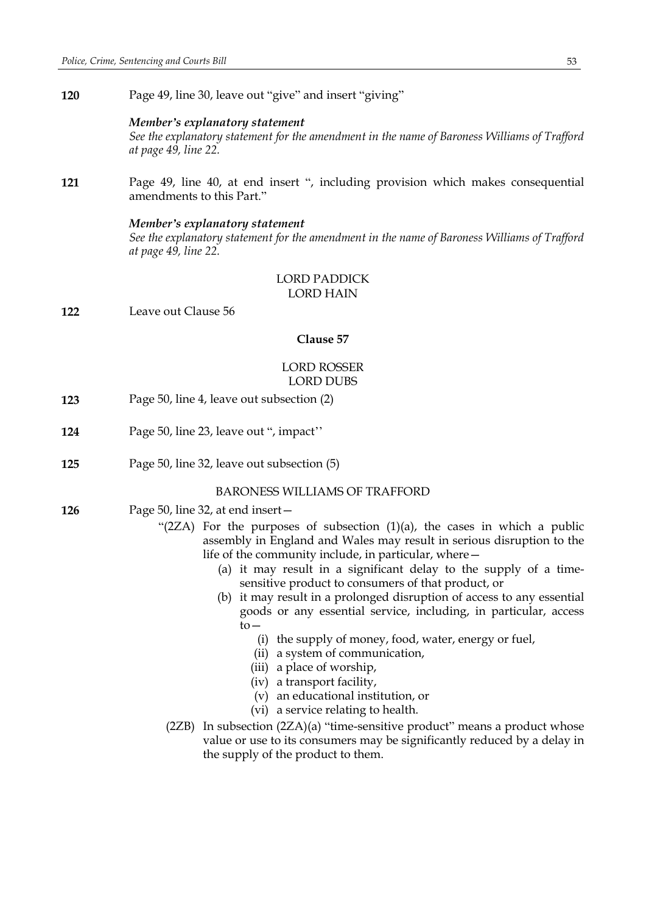**120** Page 49, line 30, leave out "give" and insert "giving"

***Member's explanatory statement***
*See the explanatory statement for the amendment in the name of Baroness Williams of Trafford at page 49, line 22.*

**121** Page 49, line 40, at end insert ", including provision which makes consequential amendments to this Part."

***Member's explanatory statement***
*See the explanatory statement for the amendment in the name of Baroness Williams of Trafford at page 49, line 22.*

LORD PADDICK
LORD HAIN

**122** Leave out Clause 56

**Clause 57**

LORD ROSSER
LORD DUBS

**123** Page 50, line 4, leave out subsection (2)

**124** Page 50, line 23, leave out ", impact''

**125** Page 50, line 32, leave out subsection (5)

BARONESS WILLIAMS OF TRAFFORD

**126** Page 50, line 32, at end insert—

"(2ZA) For the purposes of subsection (1)(a), the cases in which a public assembly in England and Wales may result in serious disruption to the life of the community include, in particular, where—

(a) it may result in a significant delay to the supply of a time-sensitive product to consumers of that product, or

(b) it may result in a prolonged disruption of access to any essential goods or any essential service, including, in particular, access to—

(i) the supply of money, food, water, energy or fuel,

(ii) a system of communication,

(iii) a place of worship,

(iv) a transport facility,

(v) an educational institution, or

(vi) a service relating to health.

(2ZB) In subsection (2ZA)(a) "time-sensitive product" means a product whose value or use to its consumers may be significantly reduced by a delay in the supply of the product to them.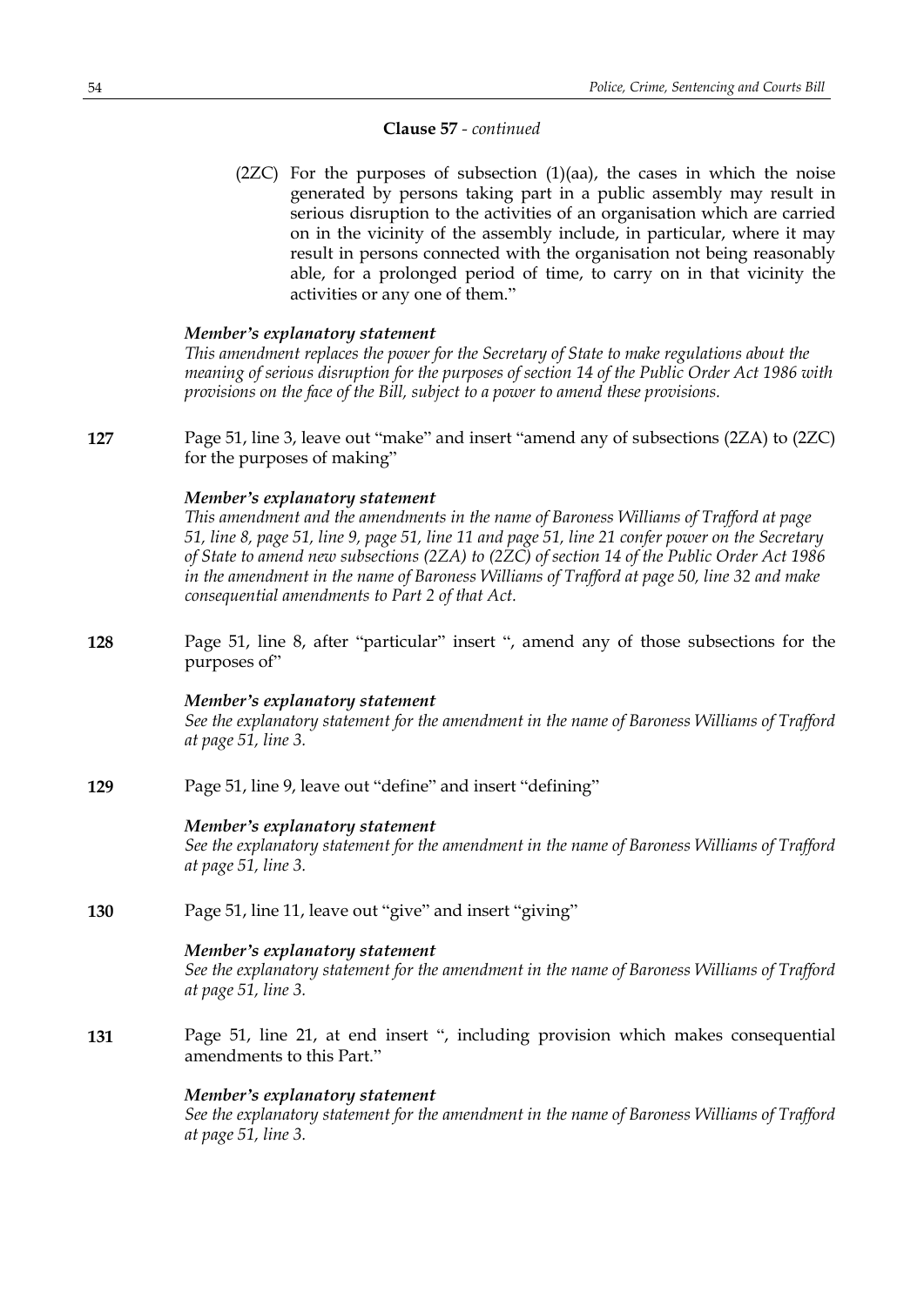**Clause 57** - *continued*

(2ZC) For the purposes of subsection (1)(aa), the cases in which the noise generated by persons taking part in a public assembly may result in serious disruption to the activities of an organisation which are carried on in the vicinity of the assembly include, in particular, where it may result in persons connected with the organisation not being reasonably able, for a prolonged period of time, to carry on in that vicinity the activities or any one of them."

***Member's explanatory statement***

*This amendment replaces the power for the Secretary of State to make regulations about the meaning of serious disruption for the purposes of section 14 of the Public Order Act 1986 with provisions on the face of the Bill, subject to a power to amend these provisions.*

**127** Page 51, line 3, leave out "make" and insert "amend any of subsections (2ZA) to (2ZC) for the purposes of making"

***Member's explanatory statement***

*This amendment and the amendments in the name of Baroness Williams of Trafford at page 51, line 8, page 51, line 9, page 51, line 11 and page 51, line 21 confer power on the Secretary of State to amend new subsections (2ZA) to (2ZC) of section 14 of the Public Order Act 1986 in the amendment in the name of Baroness Williams of Trafford at page 50, line 32 and make consequential amendments to Part 2 of that Act.*

**128** Page 51, line 8, after "particular" insert ", amend any of those subsections for the purposes of"

***Member's explanatory statement***

*See the explanatory statement for the amendment in the name of Baroness Williams of Trafford at page 51, line 3.*

**129** Page 51, line 9, leave out "define" and insert "defining"

***Member's explanatory statement***

*See the explanatory statement for the amendment in the name of Baroness Williams of Trafford at page 51, line 3.*

**130** Page 51, line 11, leave out "give" and insert "giving"

***Member's explanatory statement***

*See the explanatory statement for the amendment in the name of Baroness Williams of Trafford at page 51, line 3.*

**131** Page 51, line 21, at end insert ", including provision which makes consequential amendments to this Part."

***Member's explanatory statement***

*See the explanatory statement for the amendment in the name of Baroness Williams of Trafford at page 51, line 3.*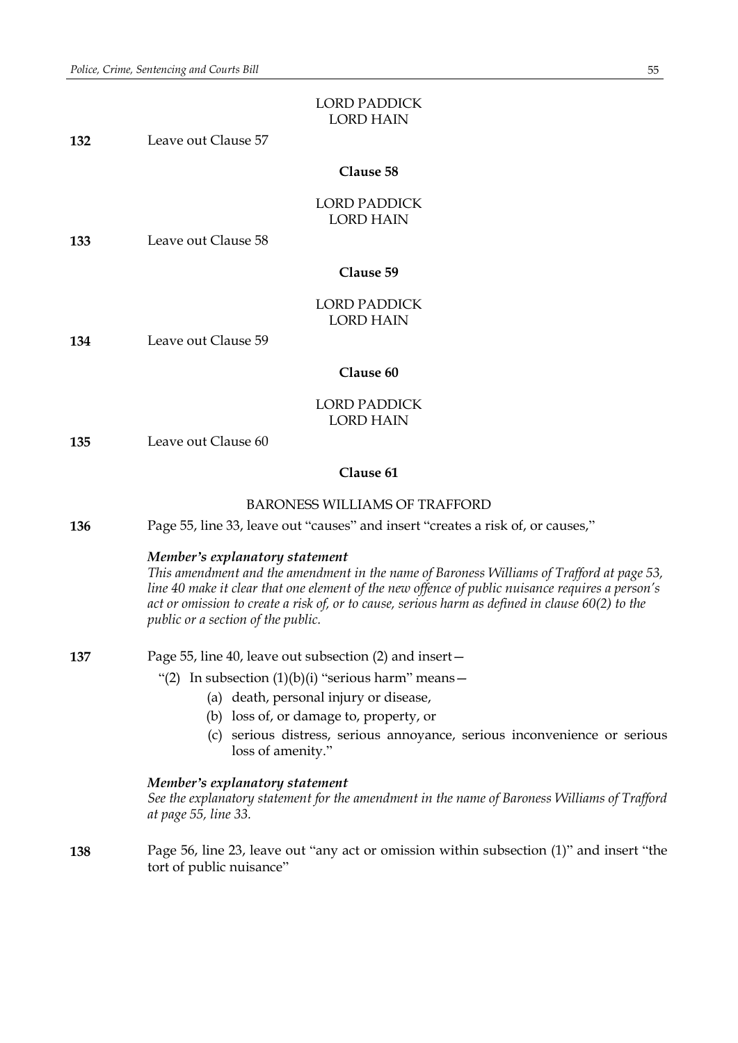LORD PADDICK
LORD HAIN

**132** Leave out Clause 57

**Clause 58**

LORD PADDICK
LORD HAIN

**133** Leave out Clause 58

**Clause 59**

LORD PADDICK
LORD HAIN

**134** Leave out Clause 59

**Clause 60**

LORD PADDICK
LORD HAIN

**135** Leave out Clause 60

**Clause 61**

BARONESS WILLIAMS OF TRAFFORD

**136** Page 55, line 33, leave out "causes" and insert "creates a risk of, or causes,"

***Member's explanatory statement***

*This amendment and the amendment in the name of Baroness Williams of Trafford at page 53, line 40 make it clear that one element of the new offence of public nuisance requires a person's act or omission to create a risk of, or to cause, serious harm as defined in clause 60(2) to the public or a section of the public.*

**137** Page 55, line 40, leave out subsection (2) and insert—

"(2) In subsection (1)(b)(i) "serious harm" means—

(a) death, personal injury or disease,

(b) loss of, or damage to, property, or

(c) serious distress, serious annoyance, serious inconvenience or serious loss of amenity."

***Member's explanatory statement***

*See the explanatory statement for the amendment in the name of Baroness Williams of Trafford at page 55, line 33.*

**138** Page 56, line 23, leave out "any act or omission within subsection (1)" and insert "the tort of public nuisance"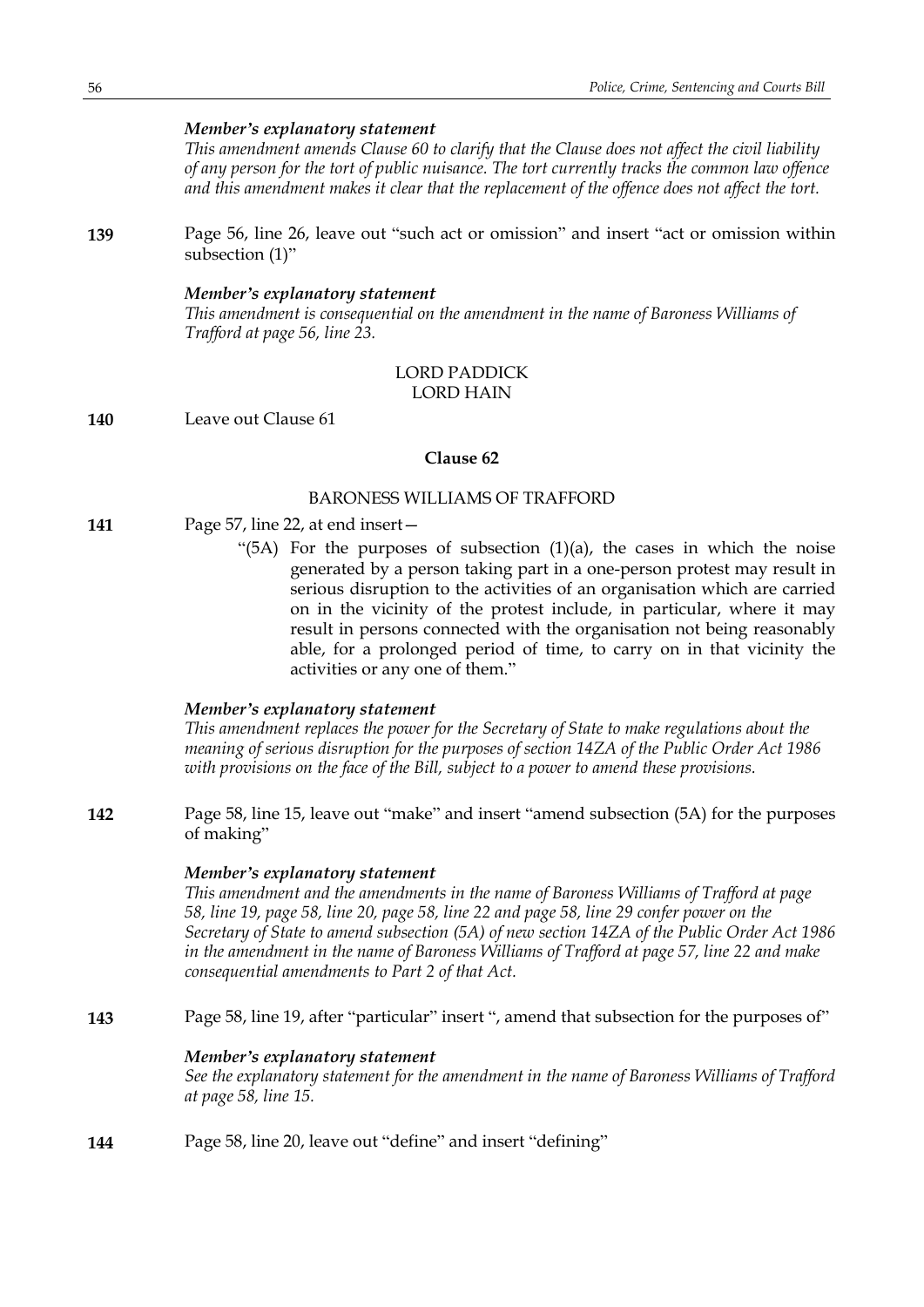*Member's explanatory statement*

*This amendment amends Clause 60 to clarify that the Clause does not affect the civil liability of any person for the tort of public nuisance. The tort currently tracks the common law offence and this amendment makes it clear that the replacement of the offence does not affect the tort.*

**139** Page 56, line 26, leave out "such act or omission" and insert "act or omission within subsection (1)"

*Member's explanatory statement*

*This amendment is consequential on the amendment in the name of Baroness Williams of Trafford at page 56, line 23.*

LORD PADDICK
LORD HAIN

**140** Leave out Clause 61

### Clause 62

BARONESS WILLIAMS OF TRAFFORD

**141** Page 57, line 22, at end insert—

"(5A) For the purposes of subsection (1)(a), the cases in which the noise generated by a person taking part in a one-person protest may result in serious disruption to the activities of an organisation which are carried on in the vicinity of the protest include, in particular, where it may result in persons connected with the organisation not being reasonably able, for a prolonged period of time, to carry on in that vicinity the activities or any one of them."

*Member's explanatory statement*

*This amendment replaces the power for the Secretary of State to make regulations about the meaning of serious disruption for the purposes of section 14ZA of the Public Order Act 1986 with provisions on the face of the Bill, subject to a power to amend these provisions.*

**142** Page 58, line 15, leave out "make" and insert "amend subsection (5A) for the purposes of making"

*Member's explanatory statement*

*This amendment and the amendments in the name of Baroness Williams of Trafford at page 58, line 19, page 58, line 20, page 58, line 22 and page 58, line 29 confer power on the Secretary of State to amend subsection (5A) of new section 14ZA of the Public Order Act 1986 in the amendment in the name of Baroness Williams of Trafford at page 57, line 22 and make consequential amendments to Part 2 of that Act.*

**143** Page 58, line 19, after "particular" insert ", amend that subsection for the purposes of"

*Member's explanatory statement*

*See the explanatory statement for the amendment in the name of Baroness Williams of Trafford at page 58, line 15.*

**144** Page 58, line 20, leave out "define" and insert "defining"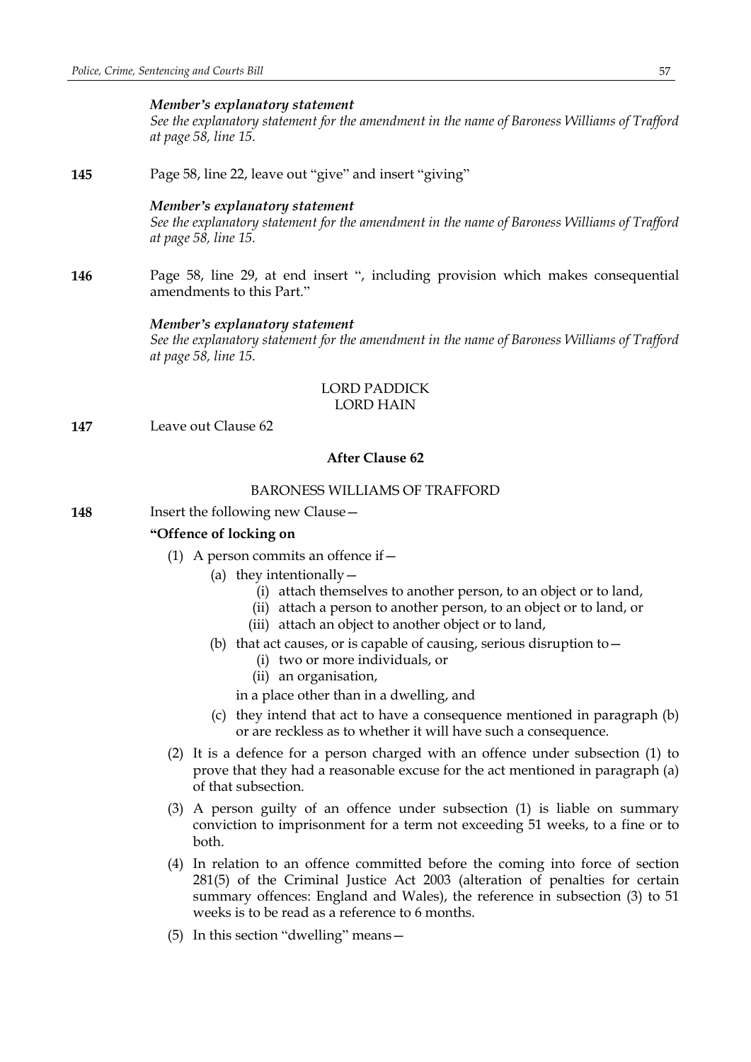*Member's explanatory statement*
*See the explanatory statement for the amendment in the name of Baroness Williams of Trafford at page 58, line 15.*

**145** Page 58, line 22, leave out "give" and insert "giving"

*Member's explanatory statement*
*See the explanatory statement for the amendment in the name of Baroness Williams of Trafford at page 58, line 15.*

**146** Page 58, line 29, at end insert ", including provision which makes consequential amendments to this Part."

*Member's explanatory statement*
*See the explanatory statement for the amendment in the name of Baroness Williams of Trafford at page 58, line 15.*

LORD PADDICK
LORD HAIN

**147** Leave out Clause 62

**After Clause 62**

BARONESS WILLIAMS OF TRAFFORD

**148** Insert the following new Clause—

**"Offence of locking on**

(1) A person commits an offence if—
  (a) they intentionally—
    (i) attach themselves to another person, to an object or to land,
    (ii) attach a person to another person, to an object or to land, or
    (iii) attach an object to another object or to land,
  (b) that act causes, or is capable of causing, serious disruption to—
    (i) two or more individuals, or
    (ii) an organisation,

  in a place other than in a dwelling, and
  (c) they intend that act to have a consequence mentioned in paragraph (b) or are reckless as to whether it will have such a consequence.

(2) It is a defence for a person charged with an offence under subsection (1) to prove that they had a reasonable excuse for the act mentioned in paragraph (a) of that subsection.

(3) A person guilty of an offence under subsection (1) is liable on summary conviction to imprisonment for a term not exceeding 51 weeks, to a fine or to both.

(4) In relation to an offence committed before the coming into force of section 281(5) of the Criminal Justice Act 2003 (alteration of penalties for certain summary offences: England and Wales), the reference in subsection (3) to 51 weeks is to be read as a reference to 6 months.

(5) In this section "dwelling" means—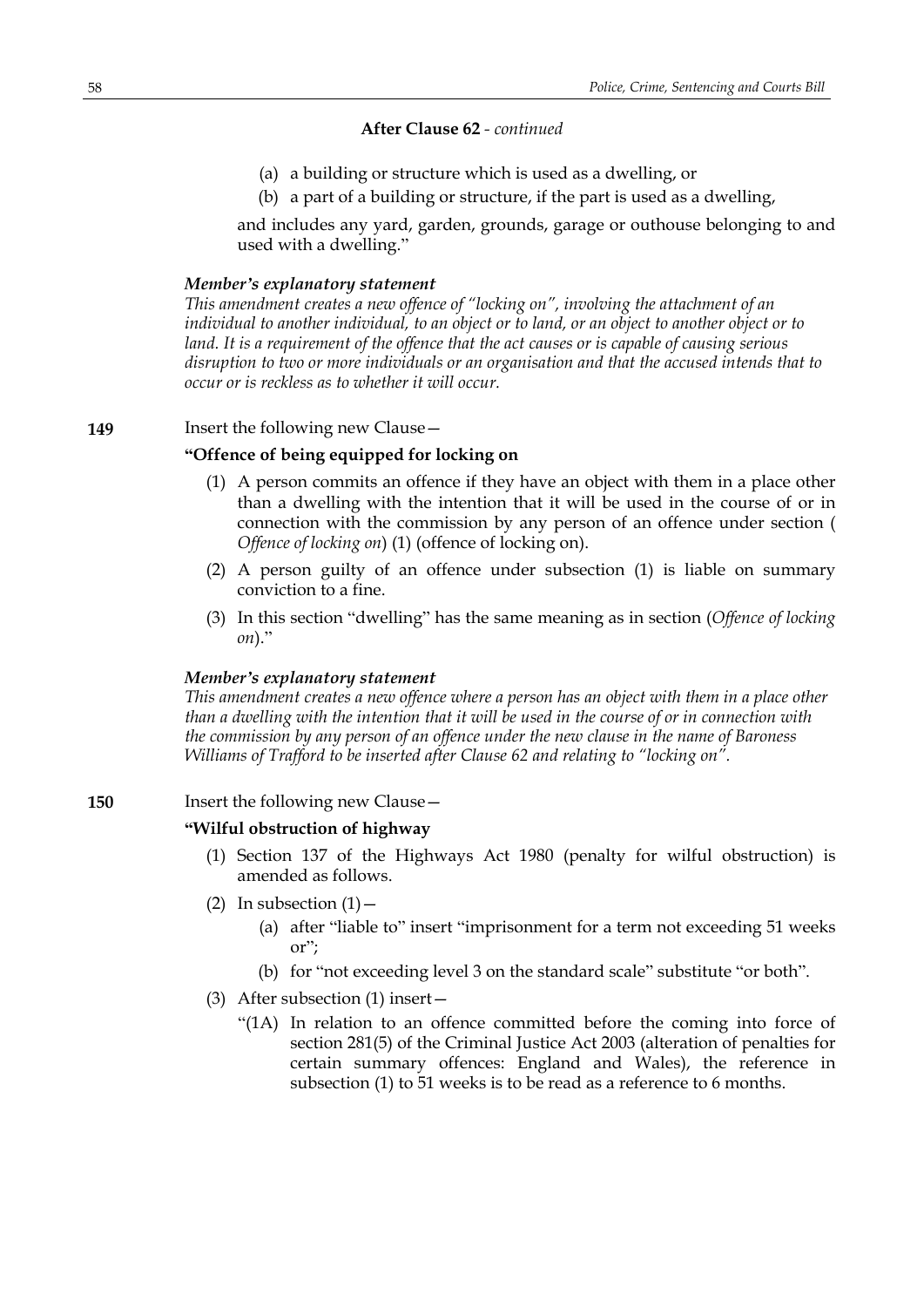**After Clause 62** - *continued*

(a) a building or structure which is used as a dwelling, or

(b) a part of a building or structure, if the part is used as a dwelling,

and includes any yard, garden, grounds, garage or outhouse belonging to and used with a dwelling."

***Member's explanatory statement***

*This amendment creates a new offence of "locking on", involving the attachment of an individual to another individual, to an object or to land, or an object to another object or to land. It is a requirement of the offence that the act causes or is capable of causing serious disruption to two or more individuals or an organisation and that the accused intends that to occur or is reckless as to whether it will occur.*

**149** Insert the following new Clause—

**"Offence of being equipped for locking on**

(1) A person commits an offence if they have an object with them in a place other than a dwelling with the intention that it will be used in the course of or in connection with the commission by any person of an offence under section (*Offence of locking on*) (1) (offence of locking on).

(2) A person guilty of an offence under subsection (1) is liable on summary conviction to a fine.

(3) In this section "dwelling" has the same meaning as in section (*Offence of locking on*)."

***Member's explanatory statement***

*This amendment creates a new offence where a person has an object with them in a place other than a dwelling with the intention that it will be used in the course of or in connection with the commission by any person of an offence under the new clause in the name of Baroness Williams of Trafford to be inserted after Clause 62 and relating to "locking on".*

**150** Insert the following new Clause—

**"Wilful obstruction of highway**

(1) Section 137 of the Highways Act 1980 (penalty for wilful obstruction) is amended as follows.

(2) In subsection (1)—

(a) after "liable to" insert "imprisonment for a term not exceeding 51 weeks or";

(b) for "not exceeding level 3 on the standard scale" substitute "or both".

(3) After subsection (1) insert—

"(1A) In relation to an offence committed before the coming into force of section 281(5) of the Criminal Justice Act 2003 (alteration of penalties for certain summary offences: England and Wales), the reference in subsection (1) to 51 weeks is to be read as a reference to 6 months.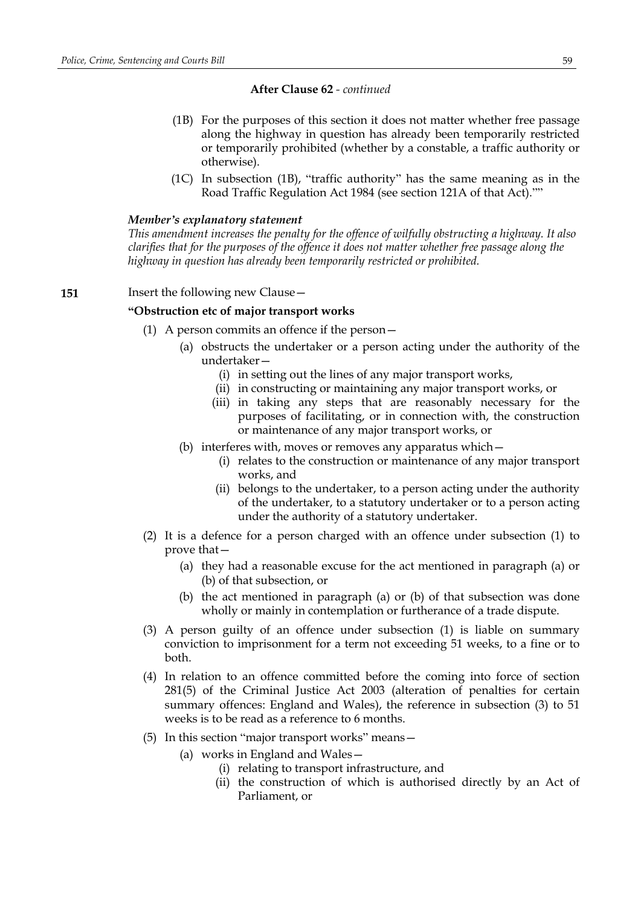**After Clause 62** - *continued*

(1B) For the purposes of this section it does not matter whether free passage along the highway in question has already been temporarily restricted or temporarily prohibited (whether by a constable, a traffic authority or otherwise).

(1C) In subsection (1B), "traffic authority" has the same meaning as in the Road Traffic Regulation Act 1984 (see section 121A of that Act).""

***Member's explanatory statement***

*This amendment increases the penalty for the offence of wilfully obstructing a highway. It also clarifies that for the purposes of the offence it does not matter whether free passage along the highway in question has already been temporarily restricted or prohibited.*

**151** Insert the following new Clause—

**"Obstruction etc of major transport works**

(1) A person commits an offence if the person—

(a) obstructs the undertaker or a person acting under the authority of the undertaker—

(i) in setting out the lines of any major transport works,

(ii) in constructing or maintaining any major transport works, or

(iii) in taking any steps that are reasonably necessary for the purposes of facilitating, or in connection with, the construction or maintenance of any major transport works, or

(b) interferes with, moves or removes any apparatus which—

(i) relates to the construction or maintenance of any major transport works, and

(ii) belongs to the undertaker, to a person acting under the authority of the undertaker, to a statutory undertaker or to a person acting under the authority of a statutory undertaker.

(2) It is a defence for a person charged with an offence under subsection (1) to prove that—

(a) they had a reasonable excuse for the act mentioned in paragraph (a) or (b) of that subsection, or

(b) the act mentioned in paragraph (a) or (b) of that subsection was done wholly or mainly in contemplation or furtherance of a trade dispute.

(3) A person guilty of an offence under subsection (1) is liable on summary conviction to imprisonment for a term not exceeding 51 weeks, to a fine or to both.

(4) In relation to an offence committed before the coming into force of section 281(5) of the Criminal Justice Act 2003 (alteration of penalties for certain summary offences: England and Wales), the reference in subsection (3) to 51 weeks is to be read as a reference to 6 months.

(5) In this section "major transport works" means—

(a) works in England and Wales—

(i) relating to transport infrastructure, and

(ii) the construction of which is authorised directly by an Act of Parliament, or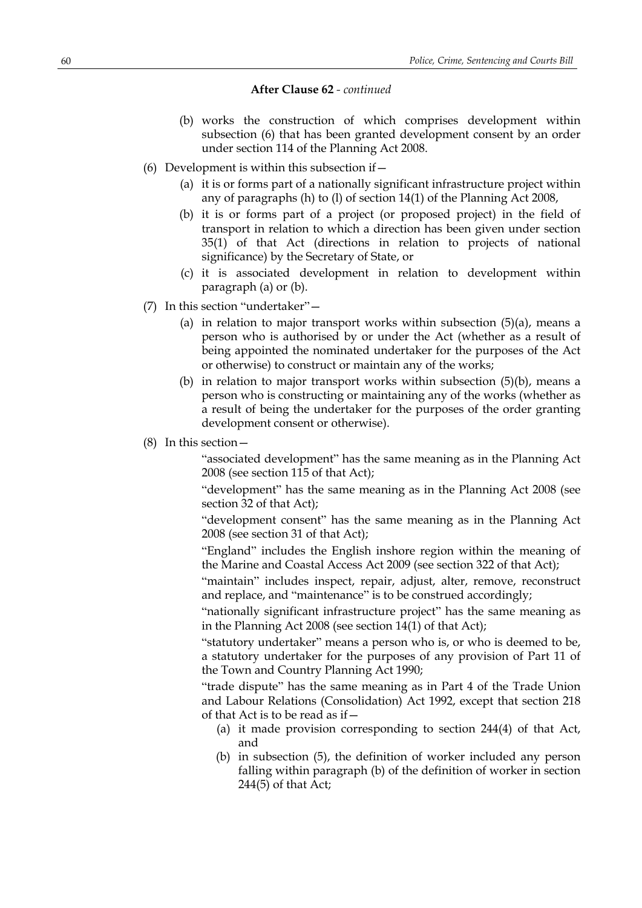**After Clause 62** - *continued*

(b) works the construction of which comprises development within subsection (6) that has been granted development consent by an order under section 114 of the Planning Act 2008.

(6) Development is within this subsection if—

(a) it is or forms part of a nationally significant infrastructure project within any of paragraphs (h) to (l) of section 14(1) of the Planning Act 2008,

(b) it is or forms part of a project (or proposed project) in the field of transport in relation to which a direction has been given under section 35(1) of that Act (directions in relation to projects of national significance) by the Secretary of State, or

(c) it is associated development in relation to development within paragraph (a) or (b).

(7) In this section "undertaker"—

(a) in relation to major transport works within subsection (5)(a), means a person who is authorised by or under the Act (whether as a result of being appointed the nominated undertaker for the purposes of the Act or otherwise) to construct or maintain any of the works;

(b) in relation to major transport works within subsection (5)(b), means a person who is constructing or maintaining any of the works (whether as a result of being the undertaker for the purposes of the order granting development consent or otherwise).

(8) In this section—

"associated development" has the same meaning as in the Planning Act 2008 (see section 115 of that Act);

"development" has the same meaning as in the Planning Act 2008 (see section 32 of that Act);

"development consent" has the same meaning as in the Planning Act 2008 (see section 31 of that Act);

"England" includes the English inshore region within the meaning of the Marine and Coastal Access Act 2009 (see section 322 of that Act);

"maintain" includes inspect, repair, adjust, alter, remove, reconstruct and replace, and "maintenance" is to be construed accordingly;

"nationally significant infrastructure project" has the same meaning as in the Planning Act 2008 (see section 14(1) of that Act);

"statutory undertaker" means a person who is, or who is deemed to be, a statutory undertaker for the purposes of any provision of Part 11 of the Town and Country Planning Act 1990;

"trade dispute" has the same meaning as in Part 4 of the Trade Union and Labour Relations (Consolidation) Act 1992, except that section 218 of that Act is to be read as if—

(a) it made provision corresponding to section 244(4) of that Act, and

(b) in subsection (5), the definition of worker included any person falling within paragraph (b) of the definition of worker in section 244(5) of that Act;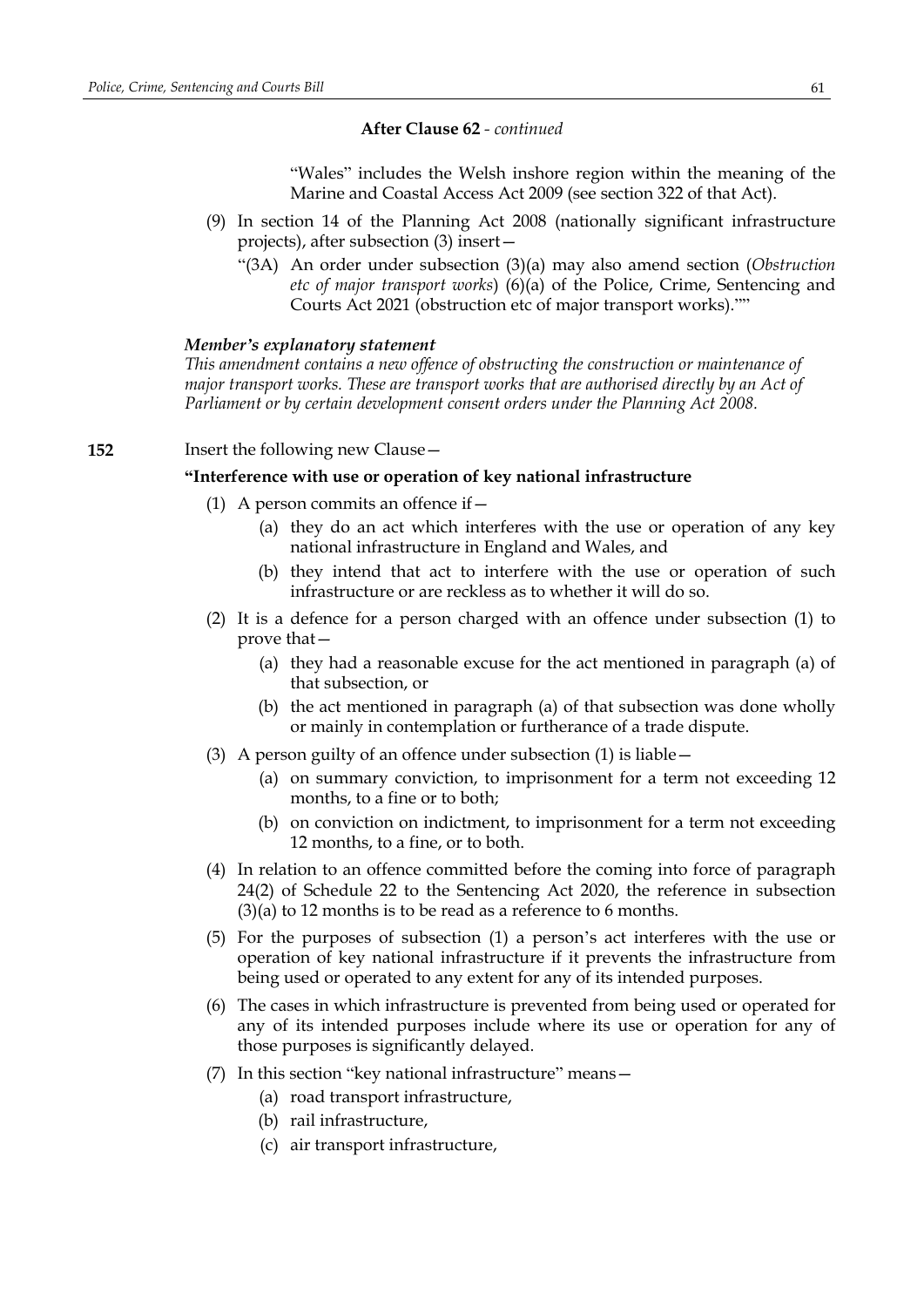**After Clause 62** - *continued*

"Wales" includes the Welsh inshore region within the meaning of the Marine and Coastal Access Act 2009 (see section 322 of that Act).

(9) In section 14 of the Planning Act 2008 (nationally significant infrastructure projects), after subsection (3) insert—

"(3A) An order under subsection (3)(a) may also amend section (*Obstruction etc of major transport works*) (6)(a) of the Police, Crime, Sentencing and Courts Act 2021 (obstruction etc of major transport works).""

***Member's explanatory statement***

*This amendment contains a new offence of obstructing the construction or maintenance of major transport works. These are transport works that are authorised directly by an Act of Parliament or by certain development consent orders under the Planning Act 2008.*

**152** Insert the following new Clause—

**"Interference with use or operation of key national infrastructure**

(1) A person commits an offence if—

(a) they do an act which interferes with the use or operation of any key national infrastructure in England and Wales, and

(b) they intend that act to interfere with the use or operation of such infrastructure or are reckless as to whether it will do so.

(2) It is a defence for a person charged with an offence under subsection (1) to prove that—

(a) they had a reasonable excuse for the act mentioned in paragraph (a) of that subsection, or

(b) the act mentioned in paragraph (a) of that subsection was done wholly or mainly in contemplation or furtherance of a trade dispute.

(3) A person guilty of an offence under subsection (1) is liable—

(a) on summary conviction, to imprisonment for a term not exceeding 12 months, to a fine or to both;

(b) on conviction on indictment, to imprisonment for a term not exceeding 12 months, to a fine, or to both.

(4) In relation to an offence committed before the coming into force of paragraph 24(2) of Schedule 22 to the Sentencing Act 2020, the reference in subsection (3)(a) to 12 months is to be read as a reference to 6 months.

(5) For the purposes of subsection (1) a person's act interferes with the use or operation of key national infrastructure if it prevents the infrastructure from being used or operated to any extent for any of its intended purposes.

(6) The cases in which infrastructure is prevented from being used or operated for any of its intended purposes include where its use or operation for any of those purposes is significantly delayed.

(7) In this section "key national infrastructure" means—

(a) road transport infrastructure,

(b) rail infrastructure,

(c) air transport infrastructure,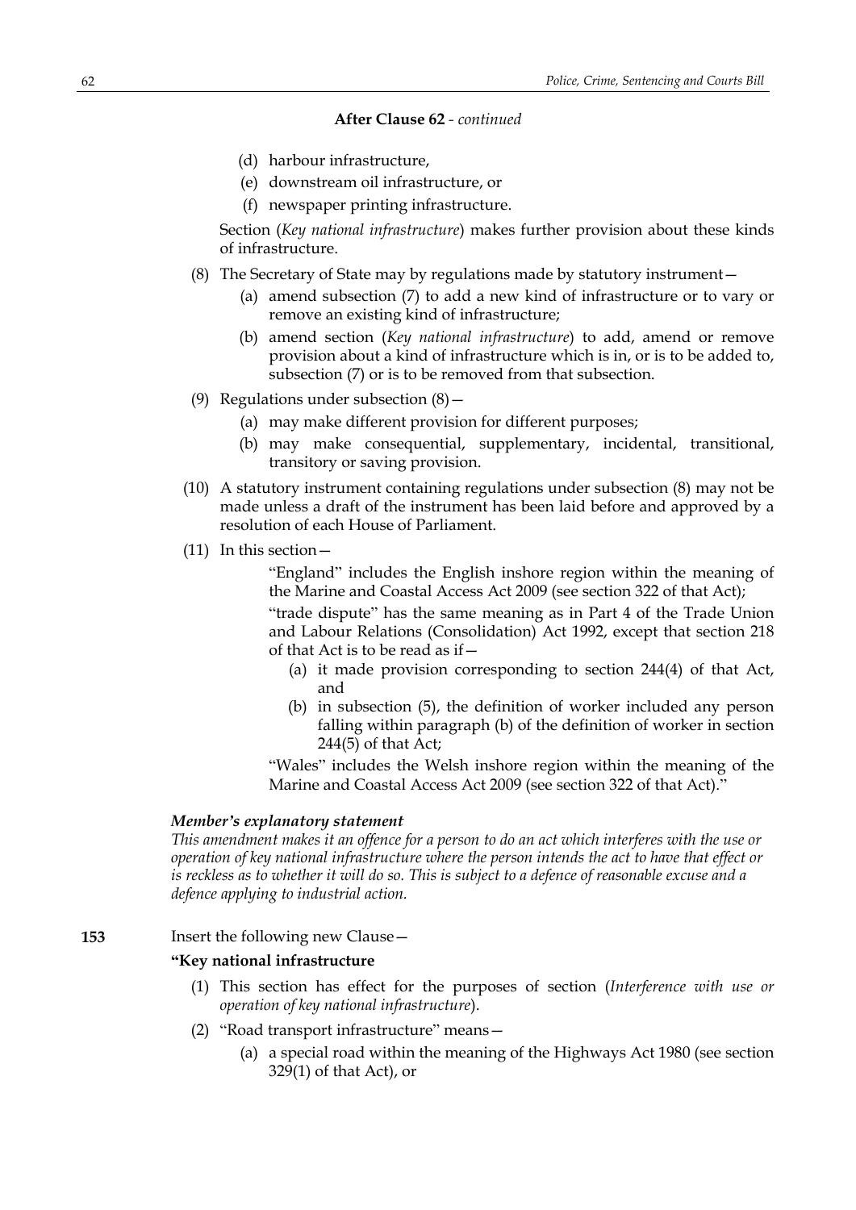**After Clause 62** - *continued*

(d) harbour infrastructure,

(e) downstream oil infrastructure, or

(f) newspaper printing infrastructure.

Section (*Key national infrastructure*) makes further provision about these kinds of infrastructure.

(8) The Secretary of State may by regulations made by statutory instrument—

(a) amend subsection (7) to add a new kind of infrastructure or to vary or remove an existing kind of infrastructure;

(b) amend section (*Key national infrastructure*) to add, amend or remove provision about a kind of infrastructure which is in, or is to be added to, subsection (7) or is to be removed from that subsection.

(9) Regulations under subsection (8)—

(a) may make different provision for different purposes;

(b) may make consequential, supplementary, incidental, transitional, transitory or saving provision.

(10) A statutory instrument containing regulations under subsection (8) may not be made unless a draft of the instrument has been laid before and approved by a resolution of each House of Parliament.

(11) In this section—

"England" includes the English inshore region within the meaning of the Marine and Coastal Access Act 2009 (see section 322 of that Act);

"trade dispute" has the same meaning as in Part 4 of the Trade Union and Labour Relations (Consolidation) Act 1992, except that section 218 of that Act is to be read as if—

(a) it made provision corresponding to section 244(4) of that Act, and

(b) in subsection (5), the definition of worker included any person falling within paragraph (b) of the definition of worker in section 244(5) of that Act;

"Wales" includes the Welsh inshore region within the meaning of the Marine and Coastal Access Act 2009 (see section 322 of that Act)."

***Member's explanatory statement***

*This amendment makes it an offence for a person to do an act which interferes with the use or operation of key national infrastructure where the person intends the act to have that effect or is reckless as to whether it will do so. This is subject to a defence of reasonable excuse and a defence applying to industrial action.*

**153** Insert the following new Clause—

**"Key national infrastructure**

(1) This section has effect for the purposes of section (*Interference with use or operation of key national infrastructure*).

(2) "Road transport infrastructure" means—

(a) a special road within the meaning of the Highways Act 1980 (see section 329(1) of that Act), or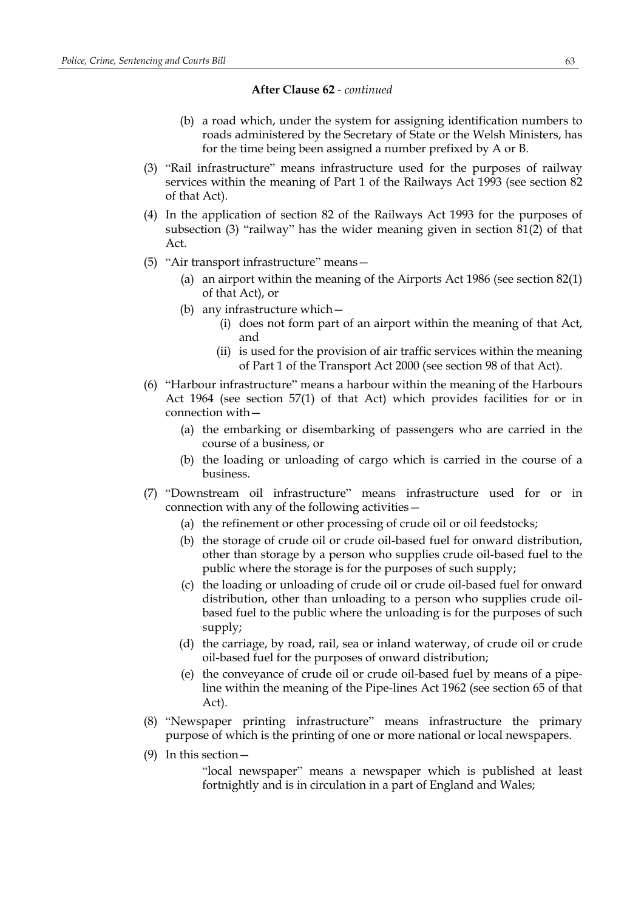**After Clause 62** - *continued*

(b) a road which, under the system for assigning identification numbers to roads administered by the Secretary of State or the Welsh Ministers, has for the time being been assigned a number prefixed by A or B.

(3) "Rail infrastructure" means infrastructure used for the purposes of railway services within the meaning of Part 1 of the Railways Act 1993 (see section 82 of that Act).

(4) In the application of section 82 of the Railways Act 1993 for the purposes of subsection (3) "railway" has the wider meaning given in section 81(2) of that Act.

(5) "Air transport infrastructure" means—

(a) an airport within the meaning of the Airports Act 1986 (see section 82(1) of that Act), or

(b) any infrastructure which—

(i) does not form part of an airport within the meaning of that Act, and

(ii) is used for the provision of air traffic services within the meaning of Part 1 of the Transport Act 2000 (see section 98 of that Act).

(6) "Harbour infrastructure" means a harbour within the meaning of the Harbours Act 1964 (see section 57(1) of that Act) which provides facilities for or in connection with—

(a) the embarking or disembarking of passengers who are carried in the course of a business, or

(b) the loading or unloading of cargo which is carried in the course of a business.

(7) "Downstream oil infrastructure" means infrastructure used for or in connection with any of the following activities—

(a) the refinement or other processing of crude oil or oil feedstocks;

(b) the storage of crude oil or crude oil-based fuel for onward distribution, other than storage by a person who supplies crude oil-based fuel to the public where the storage is for the purposes of such supply;

(c) the loading or unloading of crude oil or crude oil-based fuel for onward distribution, other than unloading to a person who supplies crude oil-based fuel to the public where the unloading is for the purposes of such supply;

(d) the carriage, by road, rail, sea or inland waterway, of crude oil or crude oil-based fuel for the purposes of onward distribution;

(e) the conveyance of crude oil or crude oil-based fuel by means of a pipe-line within the meaning of the Pipe-lines Act 1962 (see section 65 of that Act).

(8) "Newspaper printing infrastructure" means infrastructure the primary purpose of which is the printing of one or more national or local newspapers.

(9) In this section—

"local newspaper" means a newspaper which is published at least fortnightly and is in circulation in a part of England and Wales;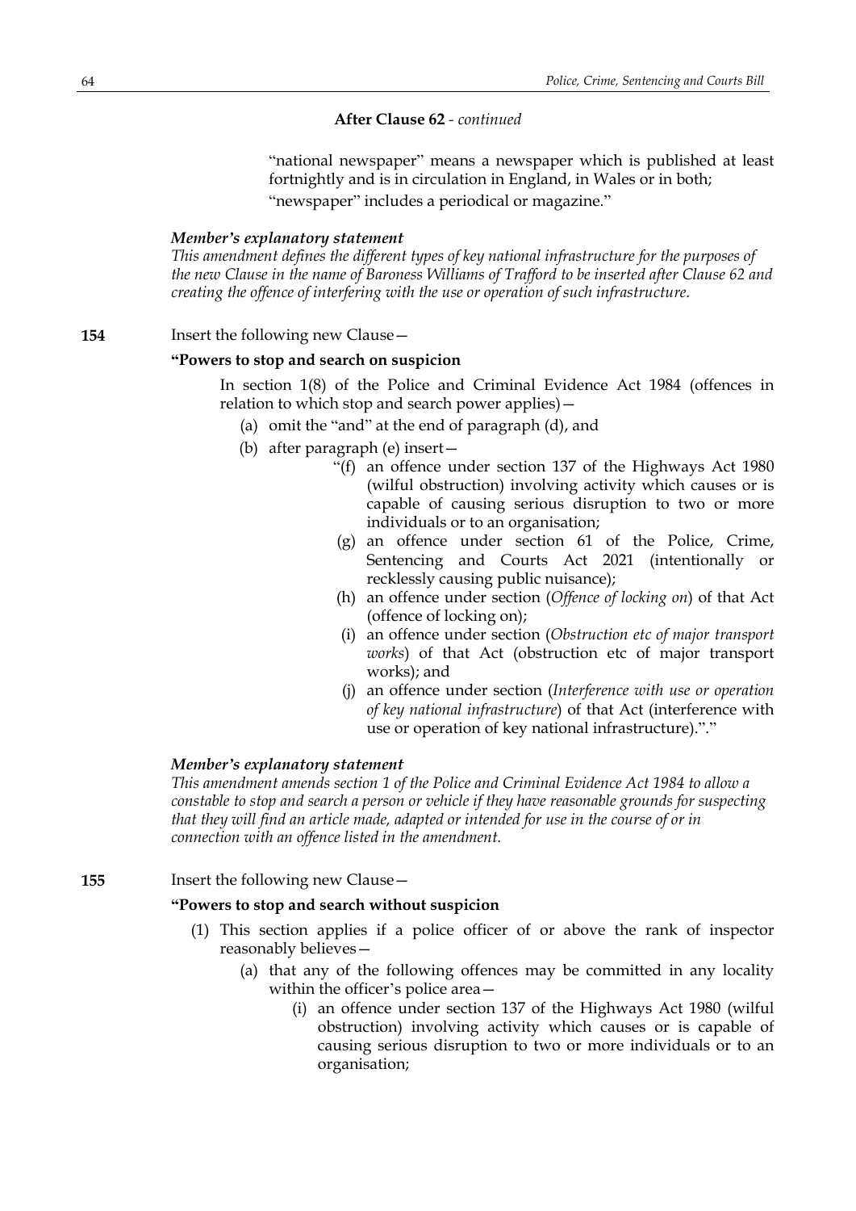**After Clause 62** - *continued*

"national newspaper" means a newspaper which is published at least fortnightly and is in circulation in England, in Wales or in both;

"newspaper" includes a periodical or magazine."

***Member's explanatory statement***

*This amendment defines the different types of key national infrastructure for the purposes of the new Clause in the name of Baroness Williams of Trafford to be inserted after Clause 62 and creating the offence of interfering with the use or operation of such infrastructure.*

**154** Insert the following new Clause—

**"Powers to stop and search on suspicion**

In section 1(8) of the Police and Criminal Evidence Act 1984 (offences in relation to which stop and search power applies)—

(a) omit the "and" at the end of paragraph (d), and

(b) after paragraph (e) insert—

"(f) an offence under section 137 of the Highways Act 1980 (wilful obstruction) involving activity which causes or is capable of causing serious disruption to two or more individuals or to an organisation;

(g) an offence under section 61 of the Police, Crime, Sentencing and Courts Act 2021 (intentionally or recklessly causing public nuisance);

(h) an offence under section (*Offence of locking on*) of that Act (offence of locking on);

(i) an offence under section (*Obstruction etc of major transport works*) of that Act (obstruction etc of major transport works); and

(j) an offence under section (*Interference with use or operation of key national infrastructure*) of that Act (interference with use or operation of key national infrastructure).".""

***Member's explanatory statement***

*This amendment amends section 1 of the Police and Criminal Evidence Act 1984 to allow a constable to stop and search a person or vehicle if they have reasonable grounds for suspecting that they will find an article made, adapted or intended for use in the course of or in connection with an offence listed in the amendment.*

**155** Insert the following new Clause—

**"Powers to stop and search without suspicion**

(1) This section applies if a police officer of or above the rank of inspector reasonably believes—

(a) that any of the following offences may be committed in any locality within the officer's police area—

(i) an offence under section 137 of the Highways Act 1980 (wilful obstruction) involving activity which causes or is capable of causing serious disruption to two or more individuals or to an organisation;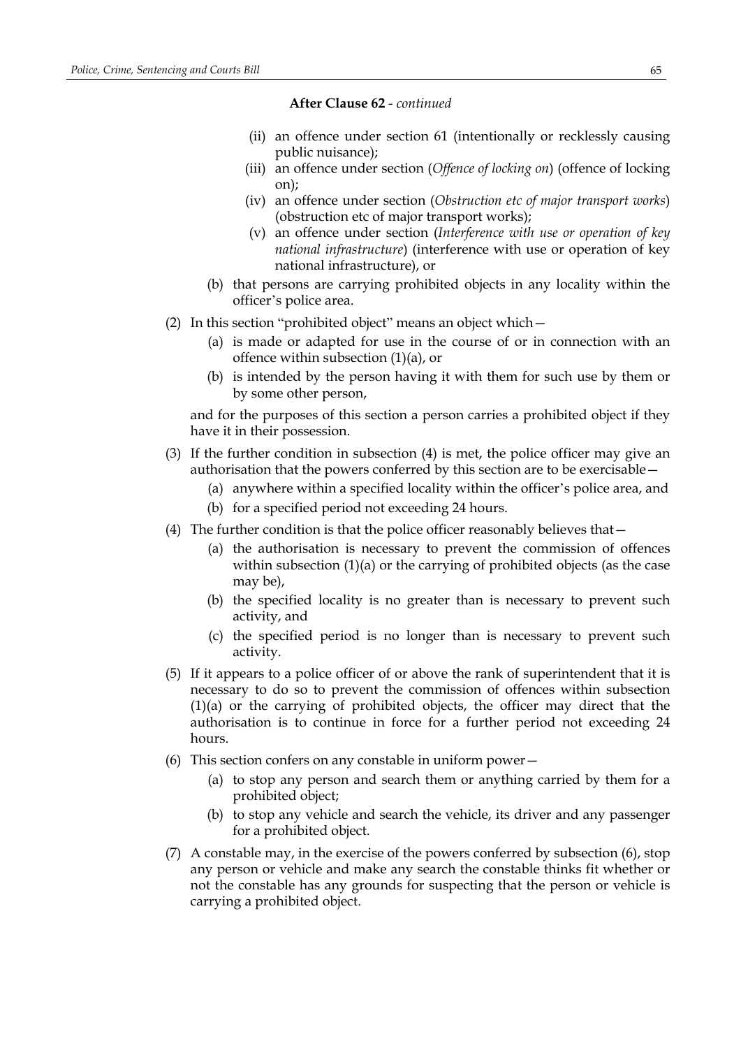**After Clause 62** - *continued*

- (ii) an offence under section 61 (intentionally or recklessly causing public nuisance);
- (iii) an offence under section (*Offence of locking on*) (offence of locking on);
- (iv) an offence under section (*Obstruction etc of major transport works*) (obstruction etc of major transport works);
- (v) an offence under section (*Interference with use or operation of key national infrastructure*) (interference with use or operation of key national infrastructure), or

(b) that persons are carrying prohibited objects in any locality within the officer's police area.

(2) In this section "prohibited object" means an object which—

- (a) is made or adapted for use in the course of or in connection with an offence within subsection (1)(a), or
- (b) is intended by the person having it with them for such use by them or by some other person,

and for the purposes of this section a person carries a prohibited object if they have it in their possession.

(3) If the further condition in subsection (4) is met, the police officer may give an authorisation that the powers conferred by this section are to be exercisable—

- (a) anywhere within a specified locality within the officer's police area, and
- (b) for a specified period not exceeding 24 hours.

(4) The further condition is that the police officer reasonably believes that—

- (a) the authorisation is necessary to prevent the commission of offences within subsection (1)(a) or the carrying of prohibited objects (as the case may be),
- (b) the specified locality is no greater than is necessary to prevent such activity, and
- (c) the specified period is no longer than is necessary to prevent such activity.

(5) If it appears to a police officer of or above the rank of superintendent that it is necessary to do so to prevent the commission of offences within subsection (1)(a) or the carrying of prohibited objects, the officer may direct that the authorisation is to continue in force for a further period not exceeding 24 hours.

(6) This section confers on any constable in uniform power—

- (a) to stop any person and search them or anything carried by them for a prohibited object;
- (b) to stop any vehicle and search the vehicle, its driver and any passenger for a prohibited object.

(7) A constable may, in the exercise of the powers conferred by subsection (6), stop any person or vehicle and make any search the constable thinks fit whether or not the constable has any grounds for suspecting that the person or vehicle is carrying a prohibited object.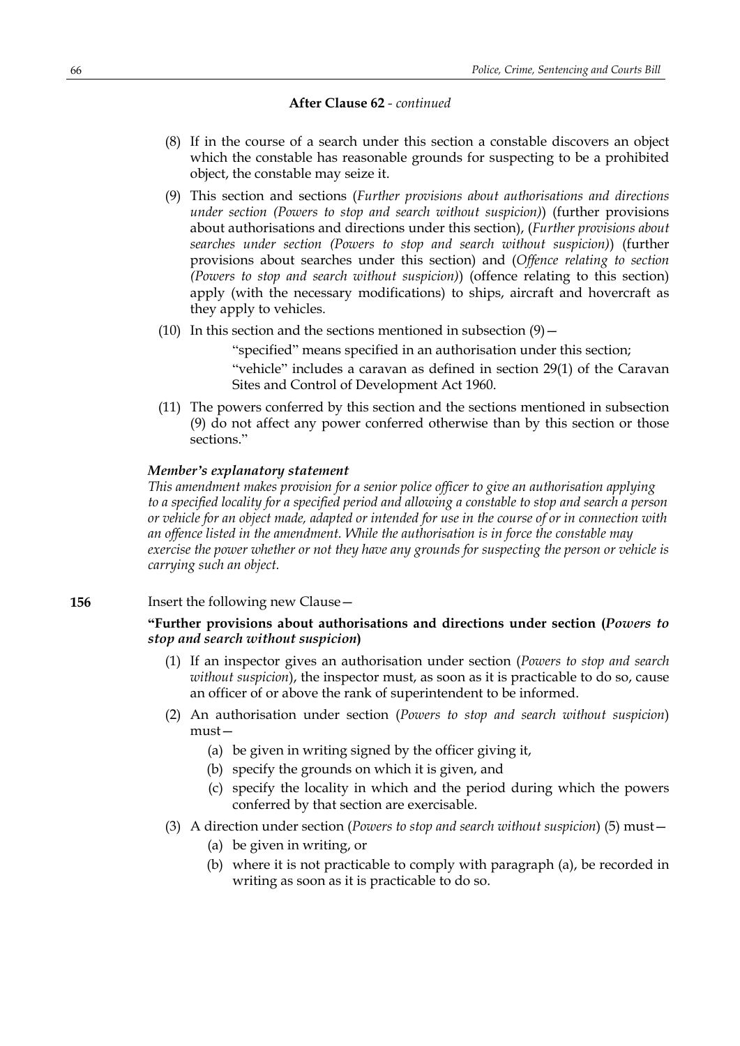**After Clause 62** - *continued*

(8) If in the course of a search under this section a constable discovers an object which the constable has reasonable grounds for suspecting to be a prohibited object, the constable may seize it.

(9) This section and sections (*Further provisions about authorisations and directions under section (Powers to stop and search without suspicion)*) (further provisions about authorisations and directions under this section), (*Further provisions about searches under section (Powers to stop and search without suspicion)*) (further provisions about searches under this section) and (*Offence relating to section (Powers to stop and search without suspicion)*) (offence relating to this section) apply (with the necessary modifications) to ships, aircraft and hovercraft as they apply to vehicles.

(10) In this section and the sections mentioned in subsection (9)—

"specified" means specified in an authorisation under this section;

"vehicle" includes a caravan as defined in section 29(1) of the Caravan Sites and Control of Development Act 1960.

(11) The powers conferred by this section and the sections mentioned in subsection (9) do not affect any power conferred otherwise than by this section or those sections."

***Member's explanatory statement***

*This amendment makes provision for a senior police officer to give an authorisation applying to a specified locality for a specified period and allowing a constable to stop and search a person or vehicle for an object made, adapted or intended for use in the course of or in connection with an offence listed in the amendment. While the authorisation is in force the constable may exercise the power whether or not they have any grounds for suspecting the person or vehicle is carrying such an object.*

**156** Insert the following new Clause—

**"Further provisions about authorisations and directions under section (*Powers to stop and search without suspicion*)**

(1) If an inspector gives an authorisation under section (*Powers to stop and search without suspicion*), the inspector must, as soon as it is practicable to do so, cause an officer of or above the rank of superintendent to be informed.

(2) An authorisation under section (*Powers to stop and search without suspicion*) must—

(a) be given in writing signed by the officer giving it,

(b) specify the grounds on which it is given, and

(c) specify the locality in which and the period during which the powers conferred by that section are exercisable.

(3) A direction under section (*Powers to stop and search without suspicion*) (5) must—

(a) be given in writing, or

(b) where it is not practicable to comply with paragraph (a), be recorded in writing as soon as it is practicable to do so.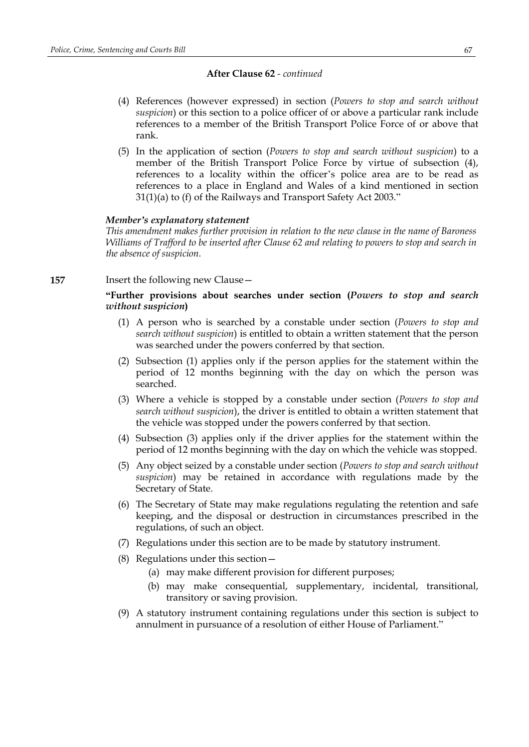**After Clause 62** - *continued*

(4) References (however expressed) in section (*Powers to stop and search without suspicion*) or this section to a police officer of or above a particular rank include references to a member of the British Transport Police Force of or above that rank.

(5) In the application of section (*Powers to stop and search without suspicion*) to a member of the British Transport Police Force by virtue of subsection (4), references to a locality within the officer's police area are to be read as references to a place in England and Wales of a kind mentioned in section 31(1)(a) to (f) of the Railways and Transport Safety Act 2003."

***Member's explanatory statement***

*This amendment makes further provision in relation to the new clause in the name of Baroness Williams of Trafford to be inserted after Clause 62 and relating to powers to stop and search in the absence of suspicion.*

**157** Insert the following new Clause—

**"Further provisions about searches under section (*Powers to stop and search without suspicion*)**

(1) A person who is searched by a constable under section (*Powers to stop and search without suspicion*) is entitled to obtain a written statement that the person was searched under the powers conferred by that section.

(2) Subsection (1) applies only if the person applies for the statement within the period of 12 months beginning with the day on which the person was searched.

(3) Where a vehicle is stopped by a constable under section (*Powers to stop and search without suspicion*), the driver is entitled to obtain a written statement that the vehicle was stopped under the powers conferred by that section.

(4) Subsection (3) applies only if the driver applies for the statement within the period of 12 months beginning with the day on which the vehicle was stopped.

(5) Any object seized by a constable under section (*Powers to stop and search without suspicion*) may be retained in accordance with regulations made by the Secretary of State.

(6) The Secretary of State may make regulations regulating the retention and safe keeping, and the disposal or destruction in circumstances prescribed in the regulations, of such an object.

(7) Regulations under this section are to be made by statutory instrument.

(8) Regulations under this section—
   (a) may make different provision for different purposes;
   (b) may make consequential, supplementary, incidental, transitional, transitory or saving provision.

(9) A statutory instrument containing regulations under this section is subject to annulment in pursuance of a resolution of either House of Parliament."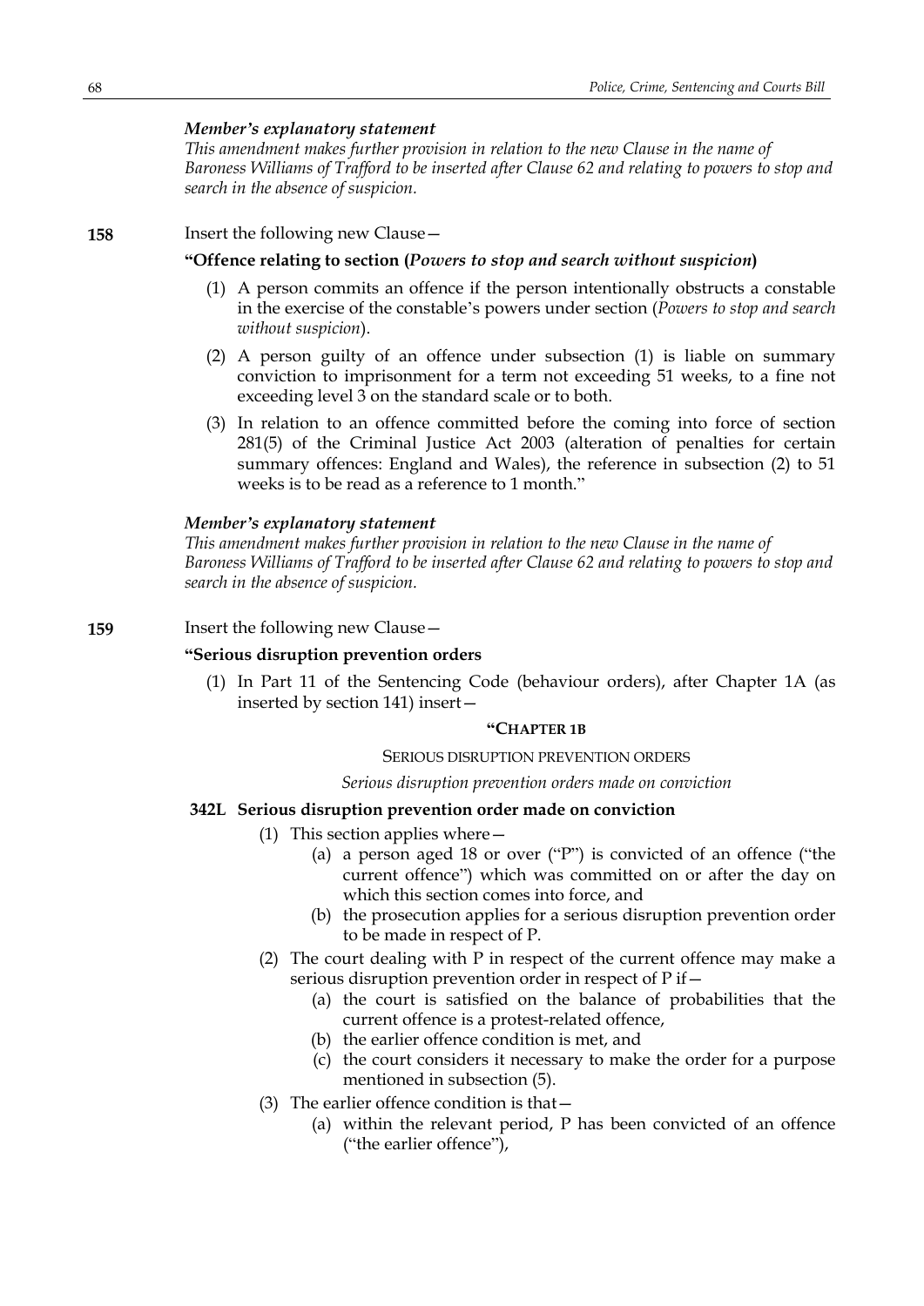*Member's explanatory statement*

*This amendment makes further provision in relation to the new Clause in the name of Baroness Williams of Trafford to be inserted after Clause 62 and relating to powers to stop and search in the absence of suspicion.*

**158** Insert the following new Clause—

**"Offence relating to section (*Powers to stop and search without suspicion*)**

(1) A person commits an offence if the person intentionally obstructs a constable in the exercise of the constable's powers under section (*Powers to stop and search without suspicion*).

(2) A person guilty of an offence under subsection (1) is liable on summary conviction to imprisonment for a term not exceeding 51 weeks, to a fine not exceeding level 3 on the standard scale or to both.

(3) In relation to an offence committed before the coming into force of section 281(5) of the Criminal Justice Act 2003 (alteration of penalties for certain summary offences: England and Wales), the reference in subsection (2) to 51 weeks is to be read as a reference to 1 month."

*Member's explanatory statement*

*This amendment makes further provision in relation to the new Clause in the name of Baroness Williams of Trafford to be inserted after Clause 62 and relating to powers to stop and search in the absence of suspicion.*

**159** Insert the following new Clause—

**"Serious disruption prevention orders**

(1) In Part 11 of the Sentencing Code (behaviour orders), after Chapter 1A (as inserted by section 141) insert—

**"CHAPTER 1B**

SERIOUS DISRUPTION PREVENTION ORDERS

*Serious disruption prevention orders made on conviction*

**342L Serious disruption prevention order made on conviction**

(1) This section applies where—

(a) a person aged 18 or over ("P") is convicted of an offence ("the current offence") which was committed on or after the day on which this section comes into force, and

(b) the prosecution applies for a serious disruption prevention order to be made in respect of P.

(2) The court dealing with P in respect of the current offence may make a serious disruption prevention order in respect of P if—

(a) the court is satisfied on the balance of probabilities that the current offence is a protest-related offence,

(b) the earlier offence condition is met, and

(c) the court considers it necessary to make the order for a purpose mentioned in subsection (5).

(3) The earlier offence condition is that—

(a) within the relevant period, P has been convicted of an offence ("the earlier offence"),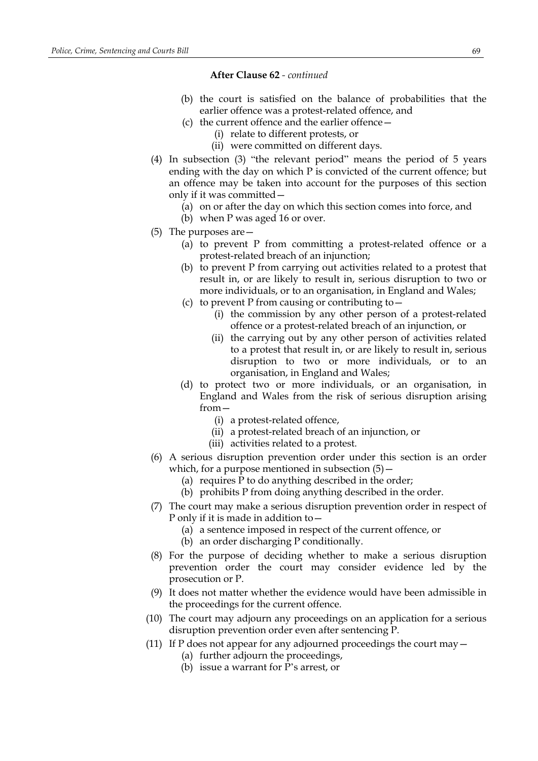**After Clause 62** - *continued*

(b) the court is satisfied on the balance of probabilities that the earlier offence was a protest-related offence, and

(c) the current offence and the earlier offence—

(i) relate to different protests, or

(ii) were committed on different days.

(4) In subsection (3) "the relevant period" means the period of 5 years ending with the day on which P is convicted of the current offence; but an offence may be taken into account for the purposes of this section only if it was committed—

(a) on or after the day on which this section comes into force, and

(b) when P was aged 16 or over.

(5) The purposes are—

(a) to prevent P from committing a protest-related offence or a protest-related breach of an injunction;

(b) to prevent P from carrying out activities related to a protest that result in, or are likely to result in, serious disruption to two or more individuals, or to an organisation, in England and Wales;

(c) to prevent P from causing or contributing to—

(i) the commission by any other person of a protest-related offence or a protest-related breach of an injunction, or

(ii) the carrying out by any other person of activities related to a protest that result in, or are likely to result in, serious disruption to two or more individuals, or to an organisation, in England and Wales;

(d) to protect two or more individuals, or an organisation, in England and Wales from the risk of serious disruption arising from—

(i) a protest-related offence,

(ii) a protest-related breach of an injunction, or

(iii) activities related to a protest.

(6) A serious disruption prevention order under this section is an order which, for a purpose mentioned in subsection (5)—

(a) requires P to do anything described in the order;

(b) prohibits P from doing anything described in the order.

(7) The court may make a serious disruption prevention order in respect of P only if it is made in addition to—

(a) a sentence imposed in respect of the current offence, or

(b) an order discharging P conditionally.

(8) For the purpose of deciding whether to make a serious disruption prevention order the court may consider evidence led by the prosecution or P.

(9) It does not matter whether the evidence would have been admissible in the proceedings for the current offence.

(10) The court may adjourn any proceedings on an application for a serious disruption prevention order even after sentencing P.

(11) If P does not appear for any adjourned proceedings the court may—

(a) further adjourn the proceedings,

(b) issue a warrant for P's arrest, or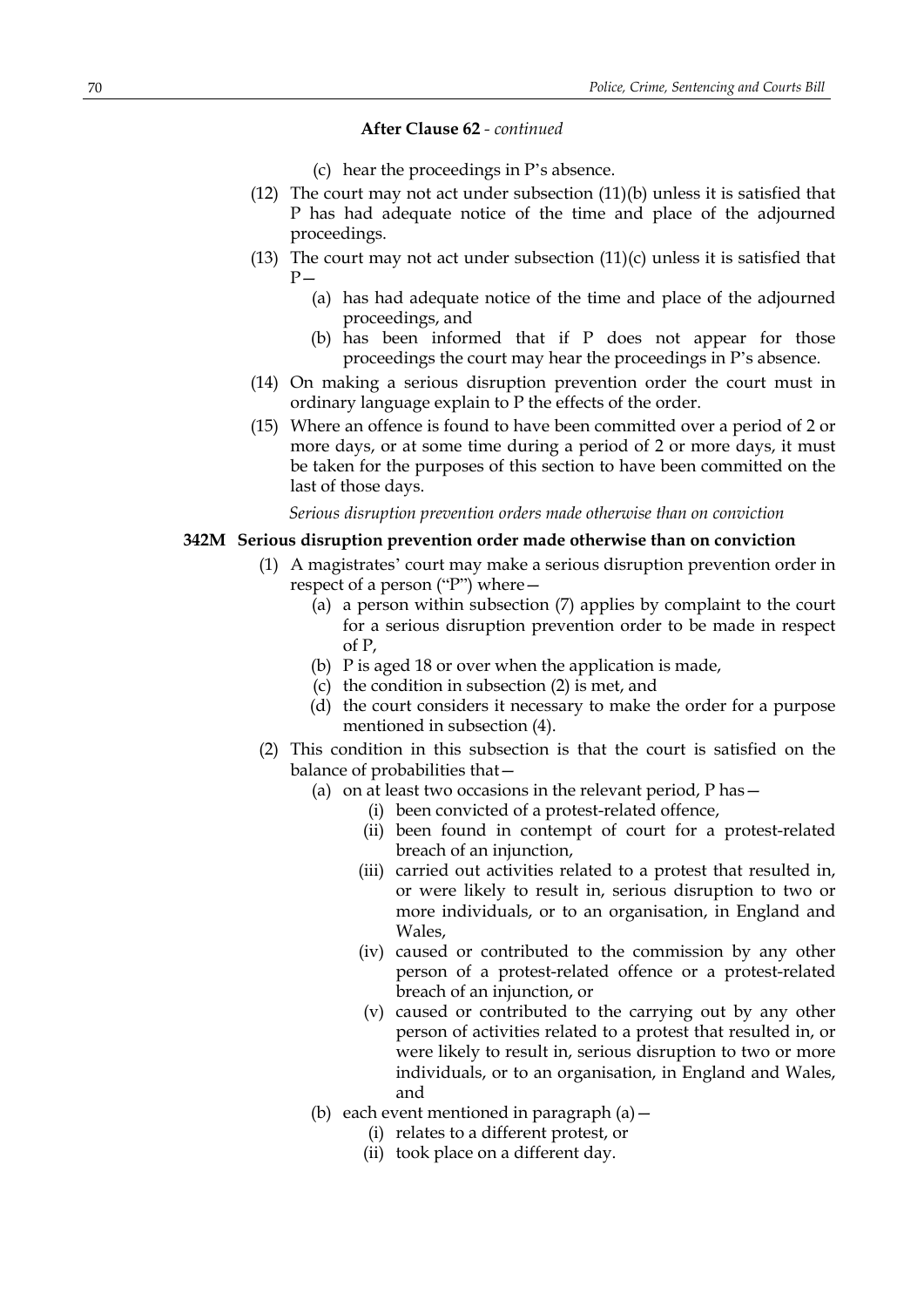**After Clause 62** - *continued*

(c) hear the proceedings in P's absence.

(12) The court may not act under subsection (11)(b) unless it is satisfied that P has had adequate notice of the time and place of the adjourned proceedings.

(13) The court may not act under subsection (11)(c) unless it is satisfied that P—

(a) has had adequate notice of the time and place of the adjourned proceedings, and

(b) has been informed that if P does not appear for those proceedings the court may hear the proceedings in P's absence.

(14) On making a serious disruption prevention order the court must in ordinary language explain to P the effects of the order.

(15) Where an offence is found to have been committed over a period of 2 or more days, or at some time during a period of 2 or more days, it must be taken for the purposes of this section to have been committed on the last of those days.

*Serious disruption prevention orders made otherwise than on conviction*

**342M Serious disruption prevention order made otherwise than on conviction**

(1) A magistrates' court may make a serious disruption prevention order in respect of a person ("P") where—

(a) a person within subsection (7) applies by complaint to the court for a serious disruption prevention order to be made in respect of P,

(b) P is aged 18 or over when the application is made,

(c) the condition in subsection (2) is met, and

(d) the court considers it necessary to make the order for a purpose mentioned in subsection (4).

(2) This condition in this subsection is that the court is satisfied on the balance of probabilities that—

(a) on at least two occasions in the relevant period, P has—

(i) been convicted of a protest-related offence,

(ii) been found in contempt of court for a protest-related breach of an injunction,

(iii) carried out activities related to a protest that resulted in, or were likely to result in, serious disruption to two or more individuals, or to an organisation, in England and Wales,

(iv) caused or contributed to the commission by any other person of a protest-related offence or a protest-related breach of an injunction, or

(v) caused or contributed to the carrying out by any other person of activities related to a protest that resulted in, or were likely to result in, serious disruption to two or more individuals, or to an organisation, in England and Wales, and

(b) each event mentioned in paragraph (a)—

(i) relates to a different protest, or

(ii) took place on a different day.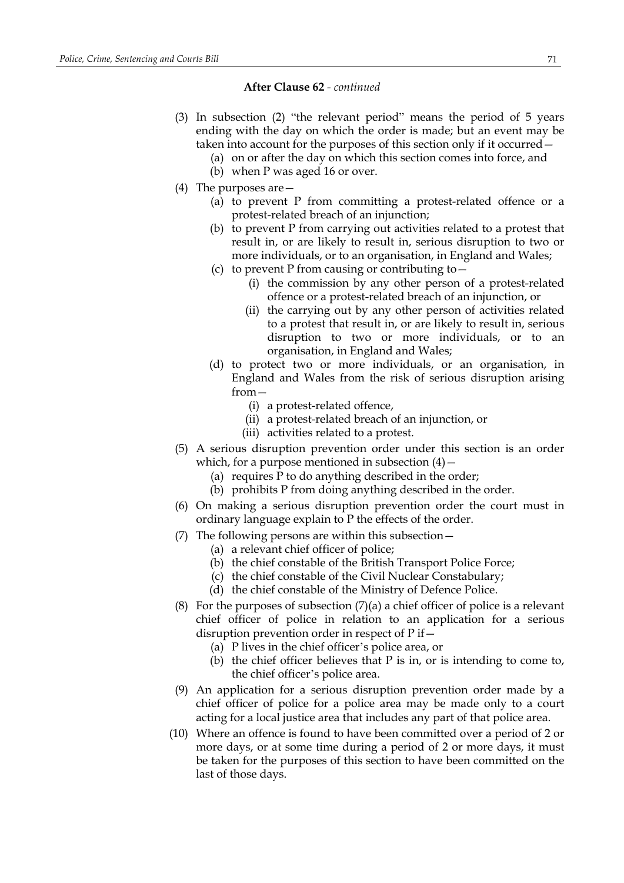**After Clause 62** - *continued*

(3) In subsection (2) "the relevant period" means the period of 5 years ending with the day on which the order is made; but an event may be taken into account for the purposes of this section only if it occurred—

- (a) on or after the day on which this section comes into force, and
- (b) when P was aged 16 or over.

(4) The purposes are—

- (a) to prevent P from committing a protest-related offence or a protest-related breach of an injunction;
- (b) to prevent P from carrying out activities related to a protest that result in, or are likely to result in, serious disruption to two or more individuals, or to an organisation, in England and Wales;
- (c) to prevent P from causing or contributing to—
  - (i) the commission by any other person of a protest-related offence or a protest-related breach of an injunction, or
  - (ii) the carrying out by any other person of activities related to a protest that result in, or are likely to result in, serious disruption to two or more individuals, or to an organisation, in England and Wales;
- (d) to protect two or more individuals, or an organisation, in England and Wales from the risk of serious disruption arising from—
  - (i) a protest-related offence,
  - (ii) a protest-related breach of an injunction, or
  - (iii) activities related to a protest.

(5) A serious disruption prevention order under this section is an order which, for a purpose mentioned in subsection (4)—

- (a) requires P to do anything described in the order;
- (b) prohibits P from doing anything described in the order.

(6) On making a serious disruption prevention order the court must in ordinary language explain to P the effects of the order.

(7) The following persons are within this subsection—

- (a) a relevant chief officer of police;
- (b) the chief constable of the British Transport Police Force;
- (c) the chief constable of the Civil Nuclear Constabulary;
- (d) the chief constable of the Ministry of Defence Police.

(8) For the purposes of subsection (7)(a) a chief officer of police is a relevant chief officer of police in relation to an application for a serious disruption prevention order in respect of P if—

- (a) P lives in the chief officer's police area, or
- (b) the chief officer believes that P is in, or is intending to come to, the chief officer's police area.

(9) An application for a serious disruption prevention order made by a chief officer of police for a police area may be made only to a court acting for a local justice area that includes any part of that police area.

(10) Where an offence is found to have been committed over a period of 2 or more days, or at some time during a period of 2 or more days, it must be taken for the purposes of this section to have been committed on the last of those days.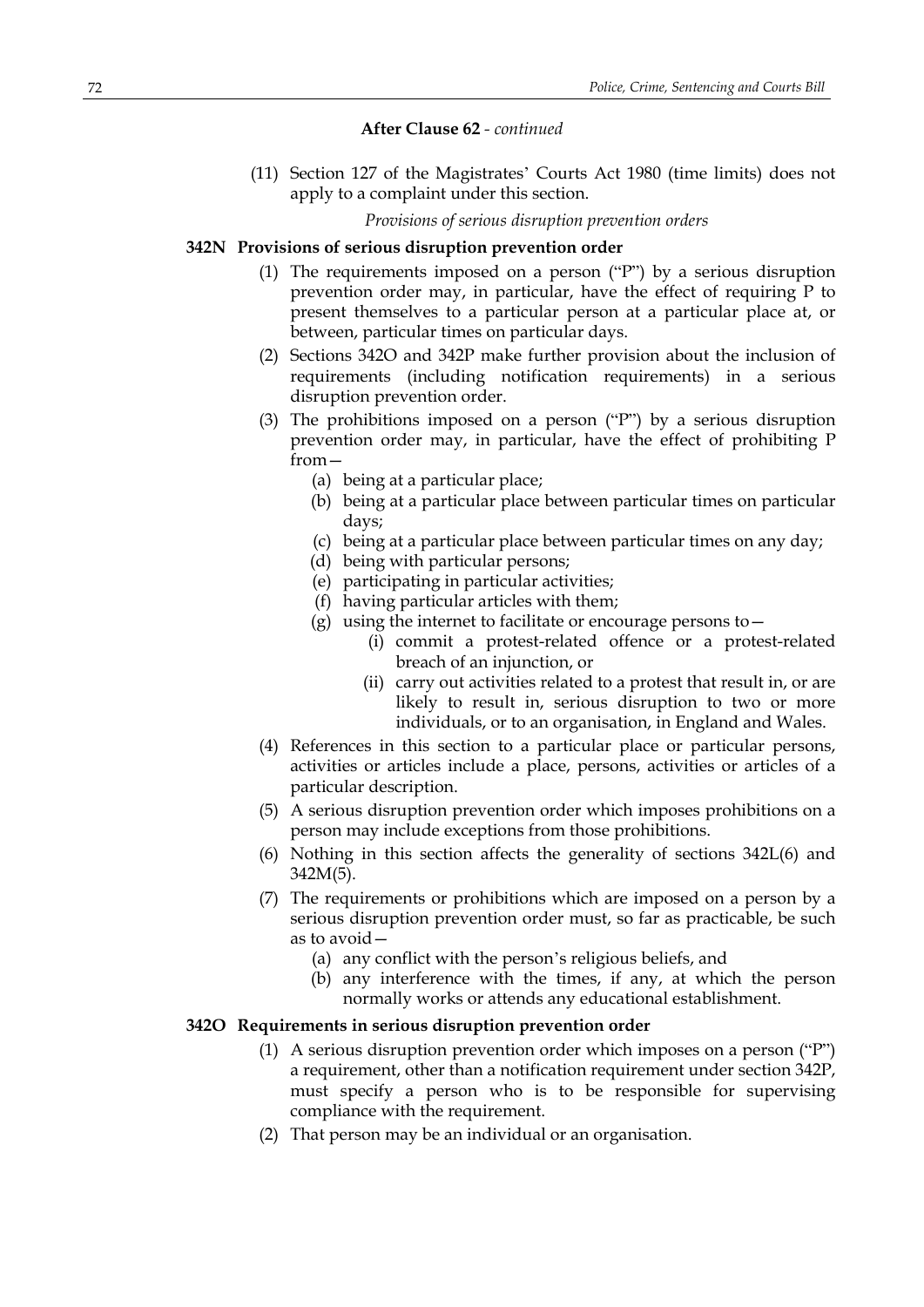**After Clause 62** - *continued*

(11) Section 127 of the Magistrates' Courts Act 1980 (time limits) does not apply to a complaint under this section.

*Provisions of serious disruption prevention orders*

**342N Provisions of serious disruption prevention order**

(1) The requirements imposed on a person ("P") by a serious disruption prevention order may, in particular, have the effect of requiring P to present themselves to a particular person at a particular place at, or between, particular times on particular days.

(2) Sections 342O and 342P make further provision about the inclusion of requirements (including notification requirements) in a serious disruption prevention order.

(3) The prohibitions imposed on a person ("P") by a serious disruption prevention order may, in particular, have the effect of prohibiting P from—

(a) being at a particular place;

(b) being at a particular place between particular times on particular days;

(c) being at a particular place between particular times on any day;

(d) being with particular persons;

(e) participating in particular activities;

(f) having particular articles with them;

(g) using the internet to facilitate or encourage persons to—

(i) commit a protest-related offence or a protest-related breach of an injunction, or

(ii) carry out activities related to a protest that result in, or are likely to result in, serious disruption to two or more individuals, or to an organisation, in England and Wales.

(4) References in this section to a particular place or particular persons, activities or articles include a place, persons, activities or articles of a particular description.

(5) A serious disruption prevention order which imposes prohibitions on a person may include exceptions from those prohibitions.

(6) Nothing in this section affects the generality of sections 342L(6) and 342M(5).

(7) The requirements or prohibitions which are imposed on a person by a serious disruption prevention order must, so far as practicable, be such as to avoid—

(a) any conflict with the person's religious beliefs, and

(b) any interference with the times, if any, at which the person normally works or attends any educational establishment.

**342O Requirements in serious disruption prevention order**

(1) A serious disruption prevention order which imposes on a person ("P") a requirement, other than a notification requirement under section 342P, must specify a person who is to be responsible for supervising compliance with the requirement.

(2) That person may be an individual or an organisation.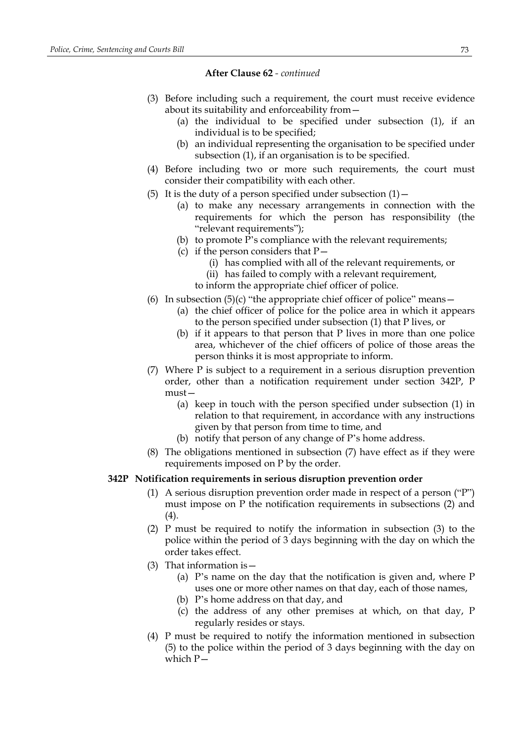**After Clause 62** - *continued*

(3) Before including such a requirement, the court must receive evidence about its suitability and enforceability from—

(a) the individual to be specified under subsection (1), if an individual is to be specified;

(b) an individual representing the organisation to be specified under subsection (1), if an organisation is to be specified.

(4) Before including two or more such requirements, the court must consider their compatibility with each other.

(5) It is the duty of a person specified under subsection (1)—

(a) to make any necessary arrangements in connection with the requirements for which the person has responsibility (the "relevant requirements");

(b) to promote P's compliance with the relevant requirements;

(c) if the person considers that P—

(i) has complied with all of the relevant requirements, or

(ii) has failed to comply with a relevant requirement,

to inform the appropriate chief officer of police.

(6) In subsection (5)(c) "the appropriate chief officer of police" means—

(a) the chief officer of police for the police area in which it appears to the person specified under subsection (1) that P lives, or

(b) if it appears to that person that P lives in more than one police area, whichever of the chief officers of police of those areas the person thinks it is most appropriate to inform.

(7) Where P is subject to a requirement in a serious disruption prevention order, other than a notification requirement under section 342P, P must—

(a) keep in touch with the person specified under subsection (1) in relation to that requirement, in accordance with any instructions given by that person from time to time, and

(b) notify that person of any change of P's home address.

(8) The obligations mentioned in subsection (7) have effect as if they were requirements imposed on P by the order.

**342P Notification requirements in serious disruption prevention order**

(1) A serious disruption prevention order made in respect of a person ("P") must impose on P the notification requirements in subsections (2) and (4).

(2) P must be required to notify the information in subsection (3) to the police within the period of 3 days beginning with the day on which the order takes effect.

(3) That information is—

(a) P's name on the day that the notification is given and, where P uses one or more other names on that day, each of those names,

(b) P's home address on that day, and

(c) the address of any other premises at which, on that day, P regularly resides or stays.

(4) P must be required to notify the information mentioned in subsection (5) to the police within the period of 3 days beginning with the day on which P—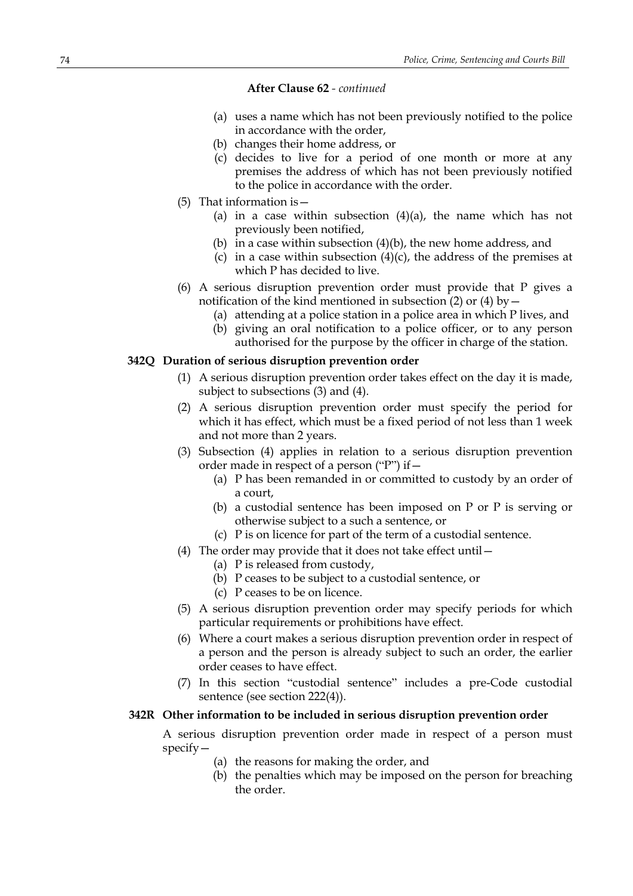**After Clause 62** - *continued*

(a) uses a name which has not been previously notified to the police in accordance with the order,

(b) changes their home address, or

(c) decides to live for a period of one month or more at any premises the address of which has not been previously notified to the police in accordance with the order.

(5) That information is—

(a) in a case within subsection (4)(a), the name which has not previously been notified,

(b) in a case within subsection (4)(b), the new home address, and

(c) in a case within subsection (4)(c), the address of the premises at which P has decided to live.

(6) A serious disruption prevention order must provide that P gives a notification of the kind mentioned in subsection (2) or (4) by—

(a) attending at a police station in a police area in which P lives, and

(b) giving an oral notification to a police officer, or to any person authorised for the purpose by the officer in charge of the station.

**342Q Duration of serious disruption prevention order**

(1) A serious disruption prevention order takes effect on the day it is made, subject to subsections (3) and (4).

(2) A serious disruption prevention order must specify the period for which it has effect, which must be a fixed period of not less than 1 week and not more than 2 years.

(3) Subsection (4) applies in relation to a serious disruption prevention order made in respect of a person ("P") if—

(a) P has been remanded in or committed to custody by an order of a court,

(b) a custodial sentence has been imposed on P or P is serving or otherwise subject to a such a sentence, or

(c) P is on licence for part of the term of a custodial sentence.

(4) The order may provide that it does not take effect until—

(a) P is released from custody,

(b) P ceases to be subject to a custodial sentence, or

(c) P ceases to be on licence.

(5) A serious disruption prevention order may specify periods for which particular requirements or prohibitions have effect.

(6) Where a court makes a serious disruption prevention order in respect of a person and the person is already subject to such an order, the earlier order ceases to have effect.

(7) In this section "custodial sentence" includes a pre-Code custodial sentence (see section 222(4)).

**342R Other information to be included in serious disruption prevention order**

A serious disruption prevention order made in respect of a person must specify—

(a) the reasons for making the order, and

(b) the penalties which may be imposed on the person for breaching the order.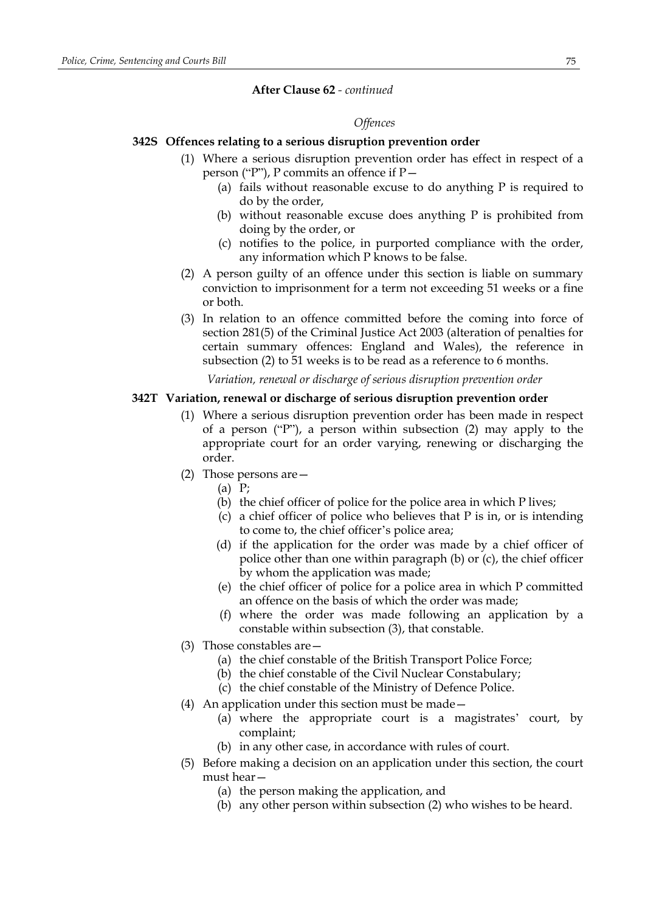**After Clause 62** - *continued*

*Offences*

**342S Offences relating to a serious disruption prevention order**

(1) Where a serious disruption prevention order has effect in respect of a person ("P"), P commits an offence if P—

(a) fails without reasonable excuse to do anything P is required to do by the order,

(b) without reasonable excuse does anything P is prohibited from doing by the order, or

(c) notifies to the police, in purported compliance with the order, any information which P knows to be false.

(2) A person guilty of an offence under this section is liable on summary conviction to imprisonment for a term not exceeding 51 weeks or a fine or both.

(3) In relation to an offence committed before the coming into force of section 281(5) of the Criminal Justice Act 2003 (alteration of penalties for certain summary offences: England and Wales), the reference in subsection (2) to 51 weeks is to be read as a reference to 6 months.

*Variation, renewal or discharge of serious disruption prevention order*

**342T Variation, renewal or discharge of serious disruption prevention order**

(1) Where a serious disruption prevention order has been made in respect of a person ("P"), a person within subsection (2) may apply to the appropriate court for an order varying, renewing or discharging the order.

(2) Those persons are—

(a) P;

(b) the chief officer of police for the police area in which P lives;

(c) a chief officer of police who believes that P is in, or is intending to come to, the chief officer's police area;

(d) if the application for the order was made by a chief officer of police other than one within paragraph (b) or (c), the chief officer by whom the application was made;

(e) the chief officer of police for a police area in which P committed an offence on the basis of which the order was made;

(f) where the order was made following an application by a constable within subsection (3), that constable.

(3) Those constables are—

(a) the chief constable of the British Transport Police Force;

(b) the chief constable of the Civil Nuclear Constabulary;

(c) the chief constable of the Ministry of Defence Police.

(4) An application under this section must be made—

(a) where the appropriate court is a magistrates' court, by complaint;

(b) in any other case, in accordance with rules of court.

(5) Before making a decision on an application under this section, the court must hear—

(a) the person making the application, and

(b) any other person within subsection (2) who wishes to be heard.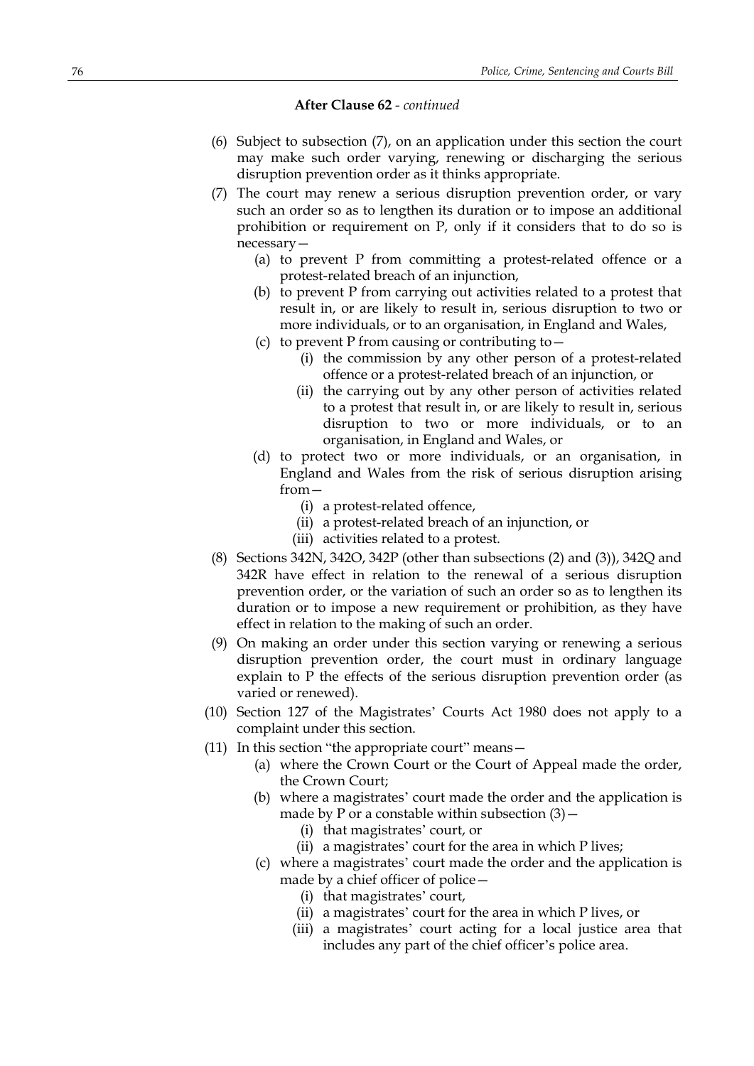**After Clause 62** - *continued*

(6) Subject to subsection (7), on an application under this section the court may make such order varying, renewing or discharging the serious disruption prevention order as it thinks appropriate.

(7) The court may renew a serious disruption prevention order, or vary such an order so as to lengthen its duration or to impose an additional prohibition or requirement on P, only if it considers that to do so is necessary—

- (a) to prevent P from committing a protest-related offence or a protest-related breach of an injunction,
- (b) to prevent P from carrying out activities related to a protest that result in, or are likely to result in, serious disruption to two or more individuals, or to an organisation, in England and Wales,
- (c) to prevent P from causing or contributing to—
  - (i) the commission by any other person of a protest-related offence or a protest-related breach of an injunction, or
  - (ii) the carrying out by any other person of activities related to a protest that result in, or are likely to result in, serious disruption to two or more individuals, or to an organisation, in England and Wales, or
- (d) to protect two or more individuals, or an organisation, in England and Wales from the risk of serious disruption arising from—
  - (i) a protest-related offence,
  - (ii) a protest-related breach of an injunction, or
  - (iii) activities related to a protest.

(8) Sections 342N, 342O, 342P (other than subsections (2) and (3)), 342Q and 342R have effect in relation to the renewal of a serious disruption prevention order, or the variation of such an order so as to lengthen its duration or to impose a new requirement or prohibition, as they have effect in relation to the making of such an order.

(9) On making an order under this section varying or renewing a serious disruption prevention order, the court must in ordinary language explain to P the effects of the serious disruption prevention order (as varied or renewed).

(10) Section 127 of the Magistrates' Courts Act 1980 does not apply to a complaint under this section.

(11) In this section "the appropriate court" means—

- (a) where the Crown Court or the Court of Appeal made the order, the Crown Court;
- (b) where a magistrates' court made the order and the application is made by P or a constable within subsection (3)—
  - (i) that magistrates' court, or
  - (ii) a magistrates' court for the area in which P lives;
- (c) where a magistrates' court made the order and the application is made by a chief officer of police—
  - (i) that magistrates' court,
  - (ii) a magistrates' court for the area in which P lives, or
  - (iii) a magistrates' court acting for a local justice area that includes any part of the chief officer's police area.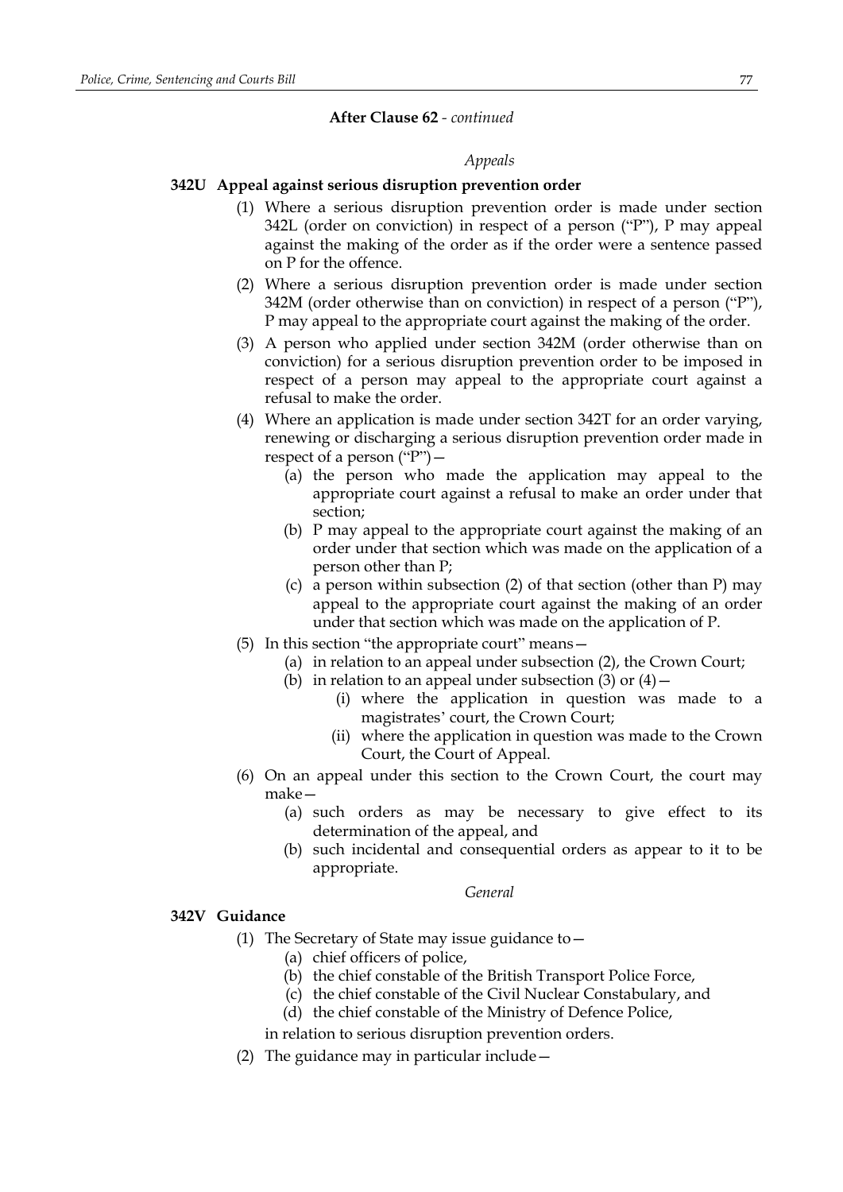**After Clause 62** - *continued*

*Appeals*

**342U Appeal against serious disruption prevention order**

(1) Where a serious disruption prevention order is made under section 342L (order on conviction) in respect of a person ("P"), P may appeal against the making of the order as if the order were a sentence passed on P for the offence.

(2) Where a serious disruption prevention order is made under section 342M (order otherwise than on conviction) in respect of a person ("P"), P may appeal to the appropriate court against the making of the order.

(3) A person who applied under section 342M (order otherwise than on conviction) for a serious disruption prevention order to be imposed in respect of a person may appeal to the appropriate court against a refusal to make the order.

(4) Where an application is made under section 342T for an order varying, renewing or discharging a serious disruption prevention order made in respect of a person ("P")—

- (a) the person who made the application may appeal to the appropriate court against a refusal to make an order under that section;
- (b) P may appeal to the appropriate court against the making of an order under that section which was made on the application of a person other than P;
- (c) a person within subsection (2) of that section (other than P) may appeal to the appropriate court against the making of an order under that section which was made on the application of P.

(5) In this section "the appropriate court" means—

- (a) in relation to an appeal under subsection (2), the Crown Court;
- (b) in relation to an appeal under subsection (3) or (4)—
  - (i) where the application in question was made to a magistrates' court, the Crown Court;
  - (ii) where the application in question was made to the Crown Court, the Court of Appeal.

(6) On an appeal under this section to the Crown Court, the court may make—

- (a) such orders as may be necessary to give effect to its determination of the appeal, and
- (b) such incidental and consequential orders as appear to it to be appropriate.

*General*

**342V Guidance**

(1) The Secretary of State may issue guidance to—

- (a) chief officers of police,
- (b) the chief constable of the British Transport Police Force,
- (c) the chief constable of the Civil Nuclear Constabulary, and
- (d) the chief constable of the Ministry of Defence Police,

in relation to serious disruption prevention orders.

(2) The guidance may in particular include—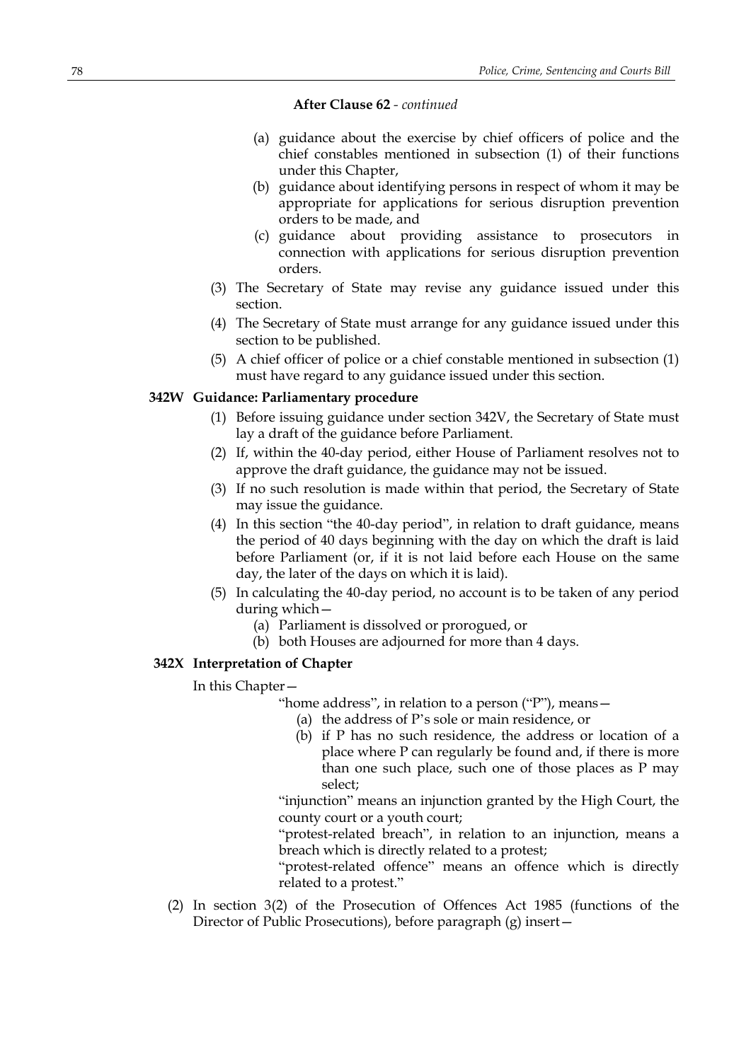**After Clause 62** - *continued*

- (a) guidance about the exercise by chief officers of police and the chief constables mentioned in subsection (1) of their functions under this Chapter,
- (b) guidance about identifying persons in respect of whom it may be appropriate for applications for serious disruption prevention orders to be made, and
- (c) guidance about providing assistance to prosecutors in connection with applications for serious disruption prevention orders.

(3) The Secretary of State may revise any guidance issued under this section.

(4) The Secretary of State must arrange for any guidance issued under this section to be published.

(5) A chief officer of police or a chief constable mentioned in subsection (1) must have regard to any guidance issued under this section.

**342W Guidance: Parliamentary procedure**

(1) Before issuing guidance under section 342V, the Secretary of State must lay a draft of the guidance before Parliament.

(2) If, within the 40-day period, either House of Parliament resolves not to approve the draft guidance, the guidance may not be issued.

(3) If no such resolution is made within that period, the Secretary of State may issue the guidance.

(4) In this section "the 40-day period", in relation to draft guidance, means the period of 40 days beginning with the day on which the draft is laid before Parliament (or, if it is not laid before each House on the same day, the later of the days on which it is laid).

(5) In calculating the 40-day period, no account is to be taken of any period during which—

- (a) Parliament is dissolved or prorogued, or
- (b) both Houses are adjourned for more than 4 days.

**342X Interpretation of Chapter**

In this Chapter—

"home address", in relation to a person ("P"), means—

- (a) the address of P's sole or main residence, or
- (b) if P has no such residence, the address or location of a place where P can regularly be found and, if there is more than one such place, such one of those places as P may select;

"injunction" means an injunction granted by the High Court, the county court or a youth court;

"protest-related breach", in relation to an injunction, means a breach which is directly related to a protest;

"protest-related offence" means an offence which is directly related to a protest."

(2) In section 3(2) of the Prosecution of Offences Act 1985 (functions of the Director of Public Prosecutions), before paragraph (g) insert—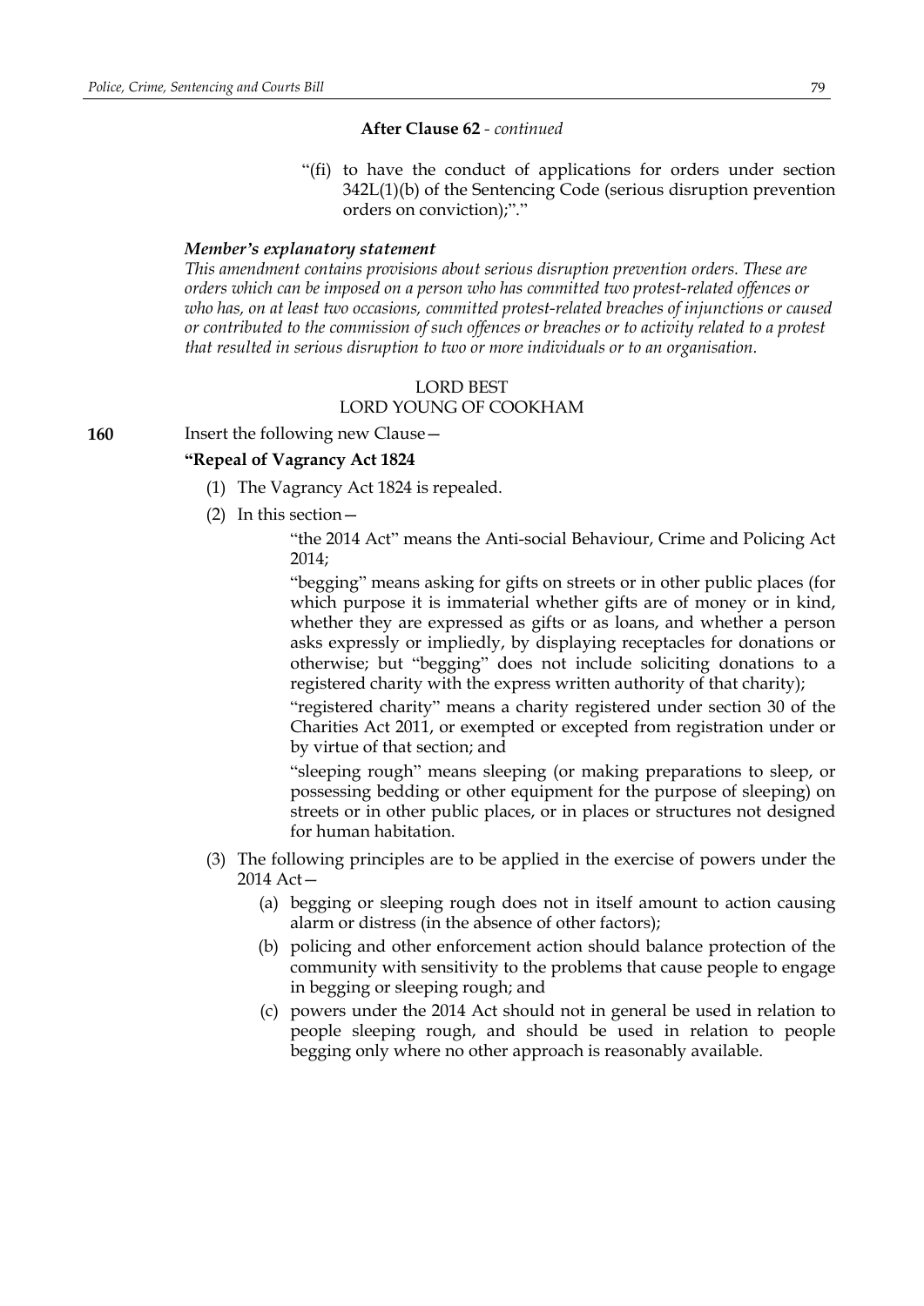**After Clause 62** - *continued*

"(fi) to have the conduct of applications for orders under section 342L(1)(b) of the Sentencing Code (serious disruption prevention orders on conviction);"."

***Member's explanatory statement***

*This amendment contains provisions about serious disruption prevention orders. These are orders which can be imposed on a person who has committed two protest-related offences or who has, on at least two occasions, committed protest-related breaches of injunctions or caused or contributed to the commission of such offences or breaches or to activity related to a protest that resulted in serious disruption to two or more individuals or to an organisation.*

LORD BEST
LORD YOUNG OF COOKHAM

**160** Insert the following new Clause—

**"Repeal of Vagrancy Act 1824**

(1) The Vagrancy Act 1824 is repealed.

(2) In this section—

"the 2014 Act" means the Anti-social Behaviour, Crime and Policing Act 2014;

"begging" means asking for gifts on streets or in other public places (for which purpose it is immaterial whether gifts are of money or in kind, whether they are expressed as gifts or as loans, and whether a person asks expressly or impliedly, by displaying receptacles for donations or otherwise; but "begging" does not include soliciting donations to a registered charity with the express written authority of that charity);

"registered charity" means a charity registered under section 30 of the Charities Act 2011, or exempted or excepted from registration under or by virtue of that section; and

"sleeping rough" means sleeping (or making preparations to sleep, or possessing bedding or other equipment for the purpose of sleeping) on streets or in other public places, or in places or structures not designed for human habitation.

(3) The following principles are to be applied in the exercise of powers under the 2014 Act—

(a) begging or sleeping rough does not in itself amount to action causing alarm or distress (in the absence of other factors);

(b) policing and other enforcement action should balance protection of the community with sensitivity to the problems that cause people to engage in begging or sleeping rough; and

(c) powers under the 2014 Act should not in general be used in relation to people sleeping rough, and should be used in relation to people begging only where no other approach is reasonably available.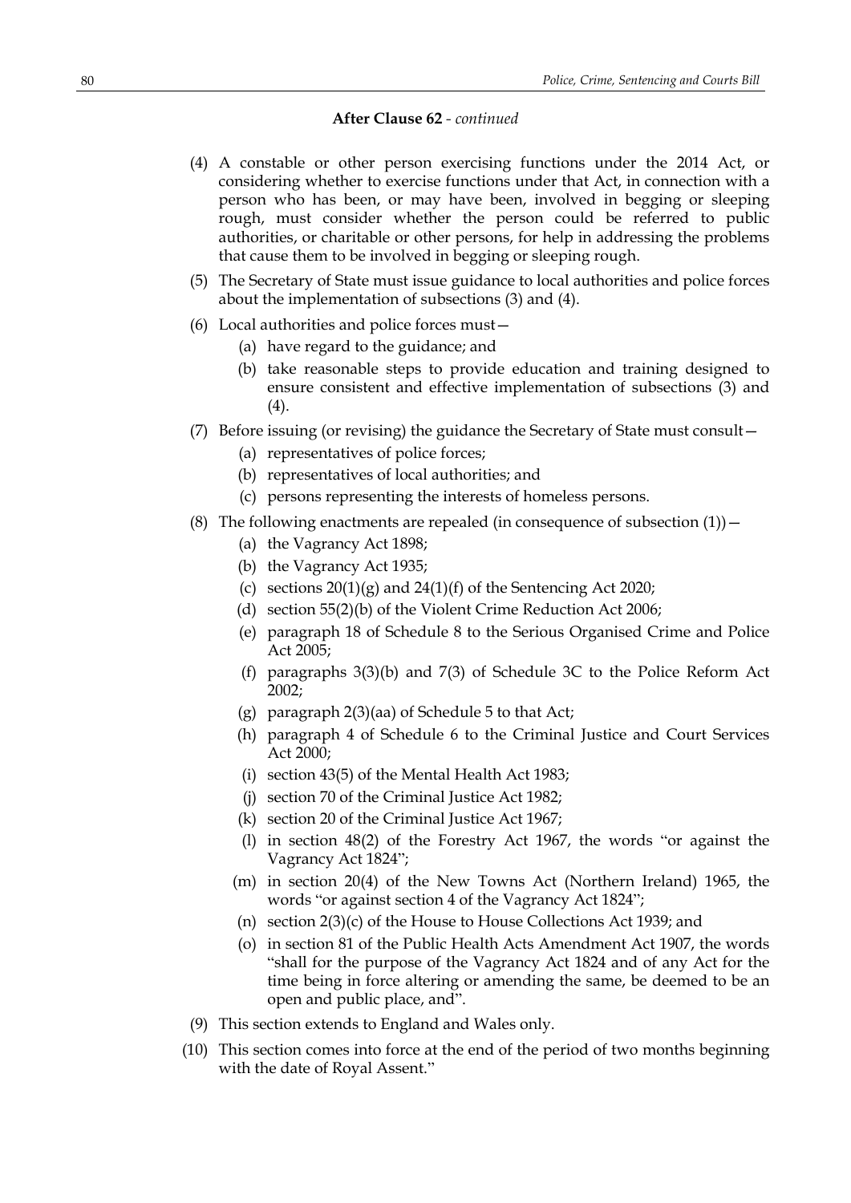**After Clause 62** - *continued*

(4) A constable or other person exercising functions under the 2014 Act, or considering whether to exercise functions under that Act, in connection with a person who has been, or may have been, involved in begging or sleeping rough, must consider whether the person could be referred to public authorities, or charitable or other persons, for help in addressing the problems that cause them to be involved in begging or sleeping rough.

(5) The Secretary of State must issue guidance to local authorities and police forces about the implementation of subsections (3) and (4).

(6) Local authorities and police forces must—

(a) have regard to the guidance; and

(b) take reasonable steps to provide education and training designed to ensure consistent and effective implementation of subsections (3) and (4).

(7) Before issuing (or revising) the guidance the Secretary of State must consult—

(a) representatives of police forces;

(b) representatives of local authorities; and

(c) persons representing the interests of homeless persons.

(8) The following enactments are repealed (in consequence of subsection (1))—

(a) the Vagrancy Act 1898;

(b) the Vagrancy Act 1935;

(c) sections 20(1)(g) and 24(1)(f) of the Sentencing Act 2020;

(d) section 55(2)(b) of the Violent Crime Reduction Act 2006;

(e) paragraph 18 of Schedule 8 to the Serious Organised Crime and Police Act 2005;

(f) paragraphs 3(3)(b) and 7(3) of Schedule 3C to the Police Reform Act 2002;

(g) paragraph 2(3)(aa) of Schedule 5 to that Act;

(h) paragraph 4 of Schedule 6 to the Criminal Justice and Court Services Act 2000;

(i) section 43(5) of the Mental Health Act 1983;

(j) section 70 of the Criminal Justice Act 1982;

(k) section 20 of the Criminal Justice Act 1967;

(l) in section 48(2) of the Forestry Act 1967, the words "or against the Vagrancy Act 1824";

(m) in section 20(4) of the New Towns Act (Northern Ireland) 1965, the words "or against section 4 of the Vagrancy Act 1824";

(n) section 2(3)(c) of the House to House Collections Act 1939; and

(o) in section 81 of the Public Health Acts Amendment Act 1907, the words "shall for the purpose of the Vagrancy Act 1824 and of any Act for the time being in force altering or amending the same, be deemed to be an open and public place, and".

(9) This section extends to England and Wales only.

(10) This section comes into force at the end of the period of two months beginning with the date of Royal Assent."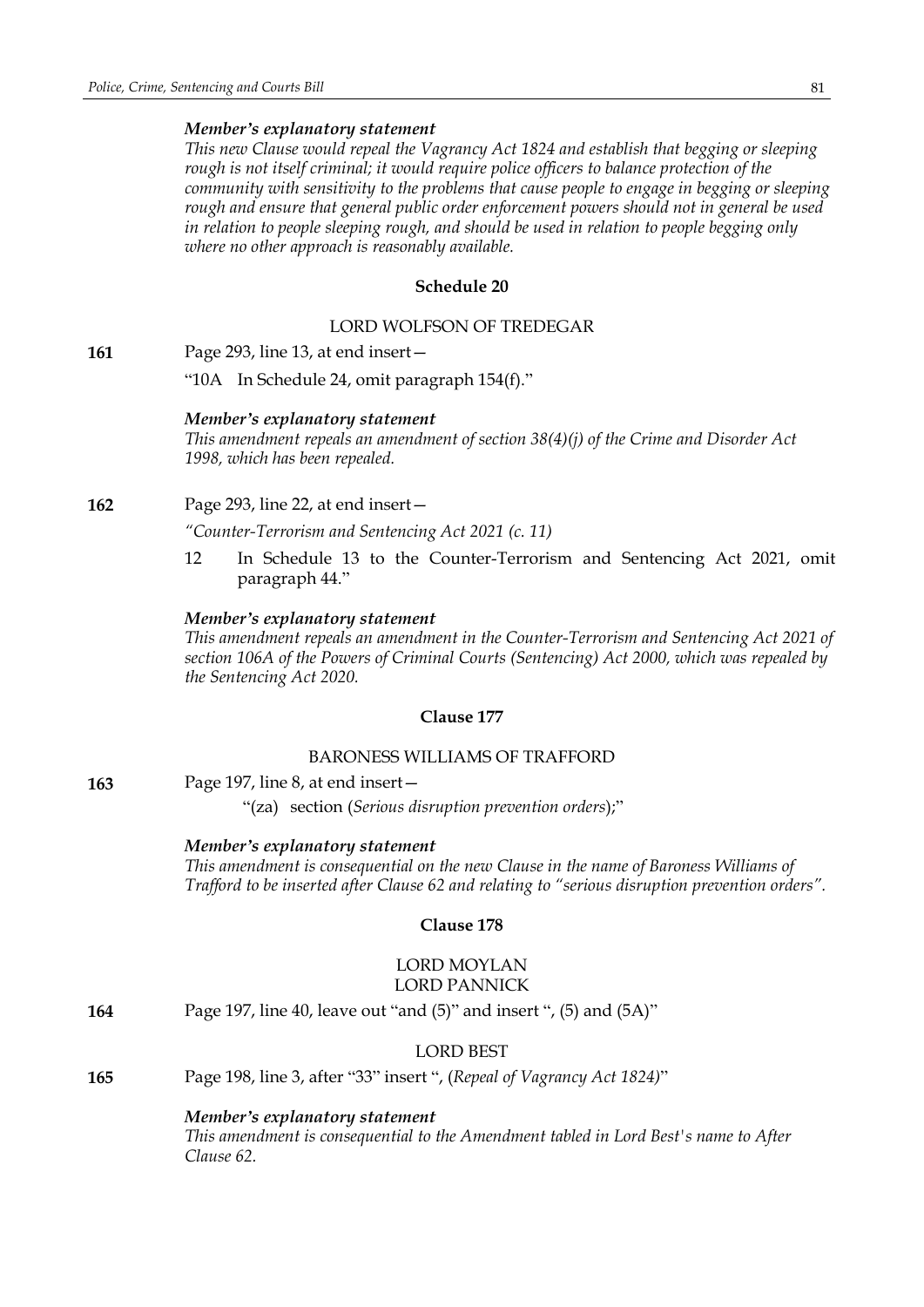*Member's explanatory statement*

*This new Clause would repeal the Vagrancy Act 1824 and establish that begging or sleeping rough is not itself criminal; it would require police officers to balance protection of the community with sensitivity to the problems that cause people to engage in begging or sleeping rough and ensure that general public order enforcement powers should not in general be used in relation to people sleeping rough, and should be used in relation to people begging only where no other approach is reasonably available.*

## Schedule 20

LORD WOLFSON OF TREDEGAR

**161** Page 293, line 13, at end insert—

"10A In Schedule 24, omit paragraph 154(f)."

*Member's explanatory statement*

*This amendment repeals an amendment of section 38(4)(j) of the Crime and Disorder Act 1998, which has been repealed.*

**162** Page 293, line 22, at end insert—

*"Counter-Terrorism and Sentencing Act 2021 (c. 11)*

12 In Schedule 13 to the Counter-Terrorism and Sentencing Act 2021, omit paragraph 44."

*Member's explanatory statement*

*This amendment repeals an amendment in the Counter-Terrorism and Sentencing Act 2021 of section 106A of the Powers of Criminal Courts (Sentencing) Act 2000, which was repealed by the Sentencing Act 2020.*

## Clause 177

BARONESS WILLIAMS OF TRAFFORD

**163** Page 197, line 8, at end insert—

"(za) section (*Serious disruption prevention orders*);"

*Member's explanatory statement*

*This amendment is consequential on the new Clause in the name of Baroness Williams of Trafford to be inserted after Clause 62 and relating to "serious disruption prevention orders".*

## Clause 178

LORD MOYLAN
LORD PANNICK

**164** Page 197, line 40, leave out "and (5)" and insert ", (5) and (5A)"

LORD BEST

**165** Page 198, line 3, after "33" insert ", (*Repeal of Vagrancy Act 1824*)"

*Member's explanatory statement*

*This amendment is consequential to the Amendment tabled in Lord Best's name to After Clause 62.*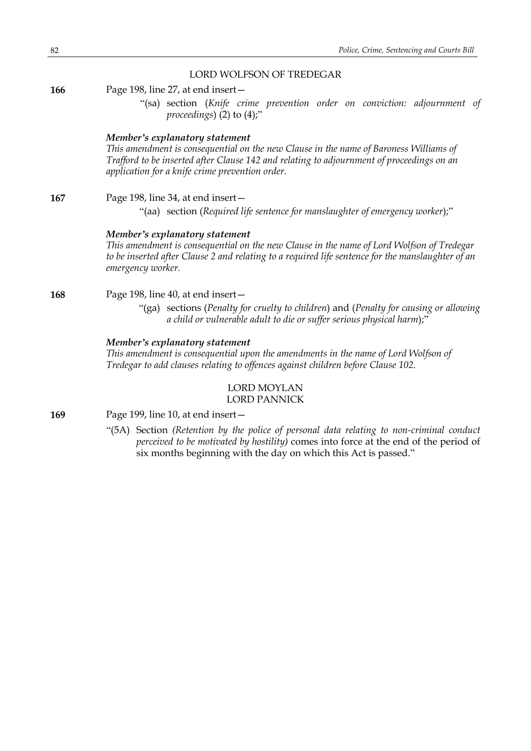LORD WOLFSON OF TREDEGAR

**166** Page 198, line 27, at end insert—

"(sa) section (*Knife crime prevention order on conviction: adjournment of proceedings*) (2) to (4);"

***Member's explanatory statement***

*This amendment is consequential on the new Clause in the name of Baroness Williams of Trafford to be inserted after Clause 142 and relating to adjournment of proceedings on an application for a knife crime prevention order.*

**167** Page 198, line 34, at end insert—

"(aa) section (*Required life sentence for manslaughter of emergency worker*);"

***Member's explanatory statement***

*This amendment is consequential on the new Clause in the name of Lord Wolfson of Tredegar to be inserted after Clause 2 and relating to a required life sentence for the manslaughter of an emergency worker.*

**168** Page 198, line 40, at end insert—

"(ga) sections (*Penalty for cruelty to children*) and (*Penalty for causing or allowing a child or vulnerable adult to die or suffer serious physical harm*);"

***Member's explanatory statement***

*This amendment is consequential upon the amendments in the name of Lord Wolfson of Tredegar to add clauses relating to offences against children before Clause 102.*

LORD MOYLAN
LORD PANNICK

**169** Page 199, line 10, at end insert—

"(5A) Section *(Retention by the police of personal data relating to non-criminal conduct perceived to be motivated by hostility)* comes into force at the end of the period of six months beginning with the day on which this Act is passed."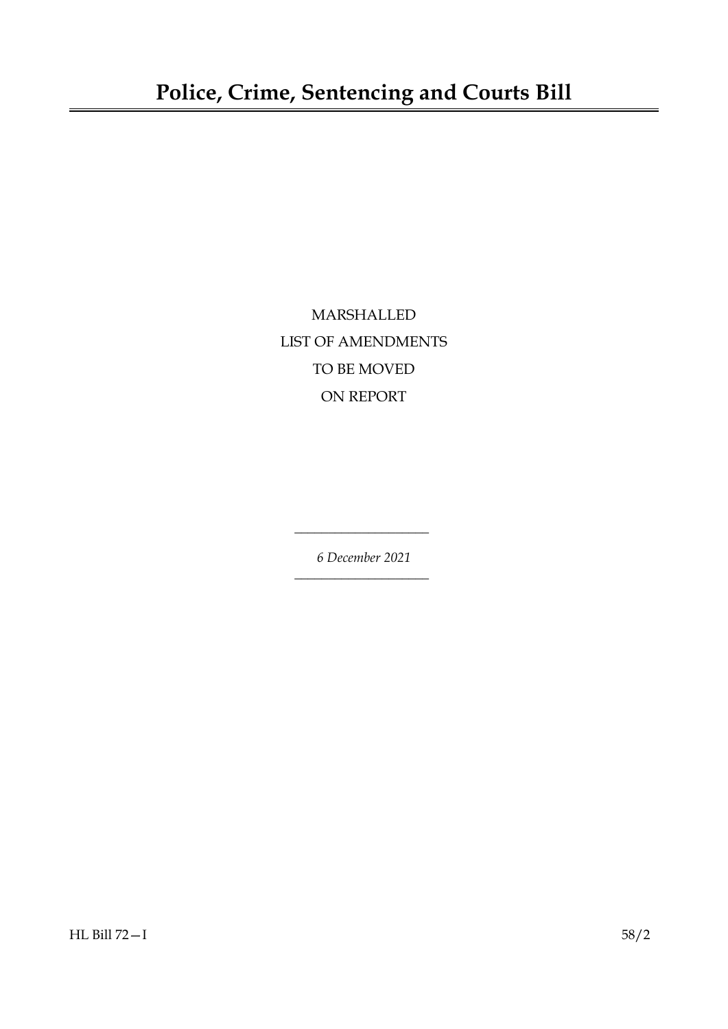# Police, Crime, Sentencing and Courts Bill

MARSHALLED
LIST OF AMENDMENTS
TO BE MOVED
ON REPORT

---

*6 December 2021*

---

HL Bill 72—I

58/2